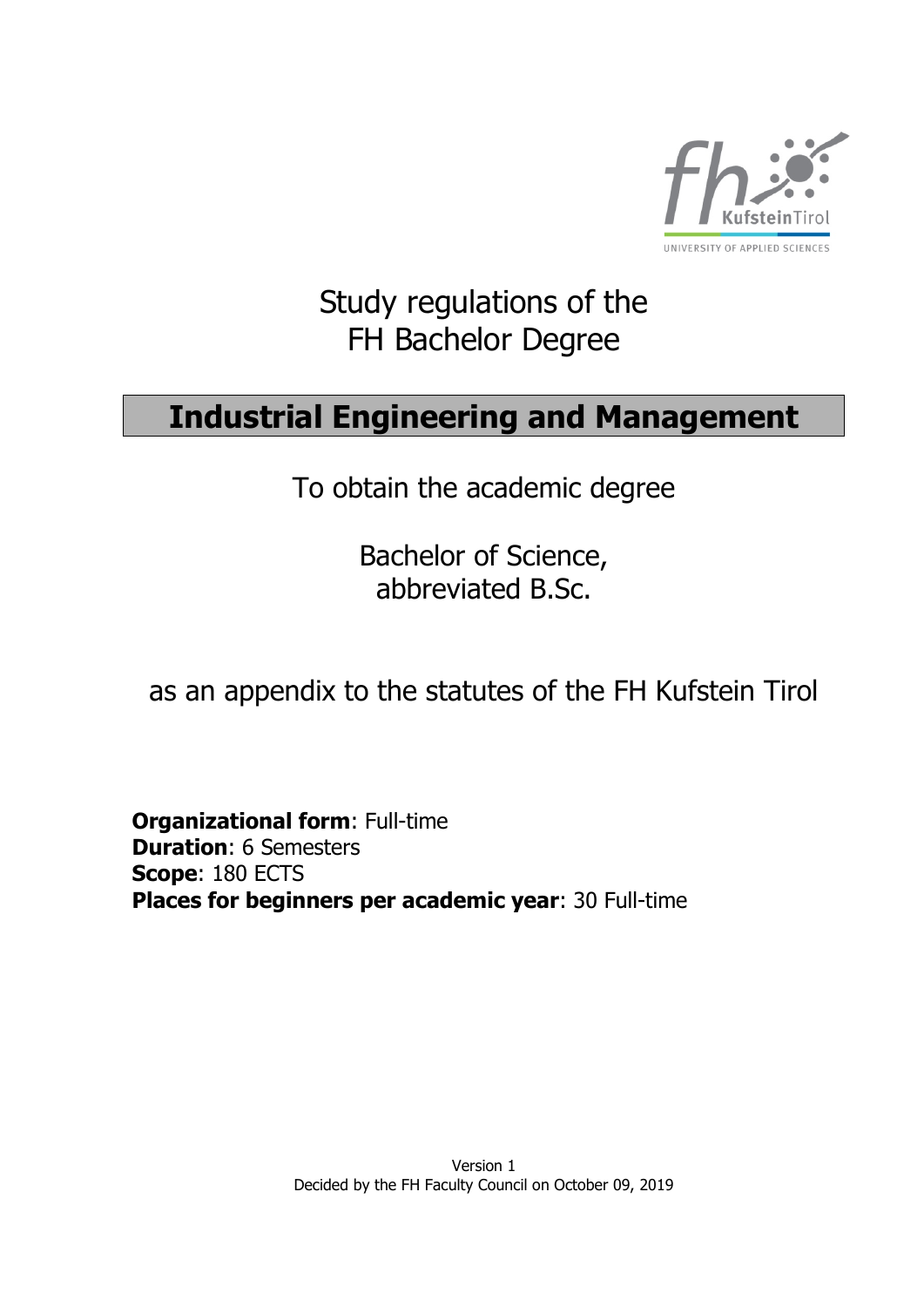# Study regulations of the FH Bachelor Degree

## Industrial Engineering and Management

To obtain the academic degree

Bachelor of Science,
abbreviated B.Sc.

as an appendix to the statutes of the FH Kufstein Tirol

**Organizational form**: Full-time
**Duration**: 6 Semesters
**Scope**: 180 ECTS
**Places for beginners per academic year**: 30 Full-time

Version 1
Decided by the FH Faculty Council on October 09, 2019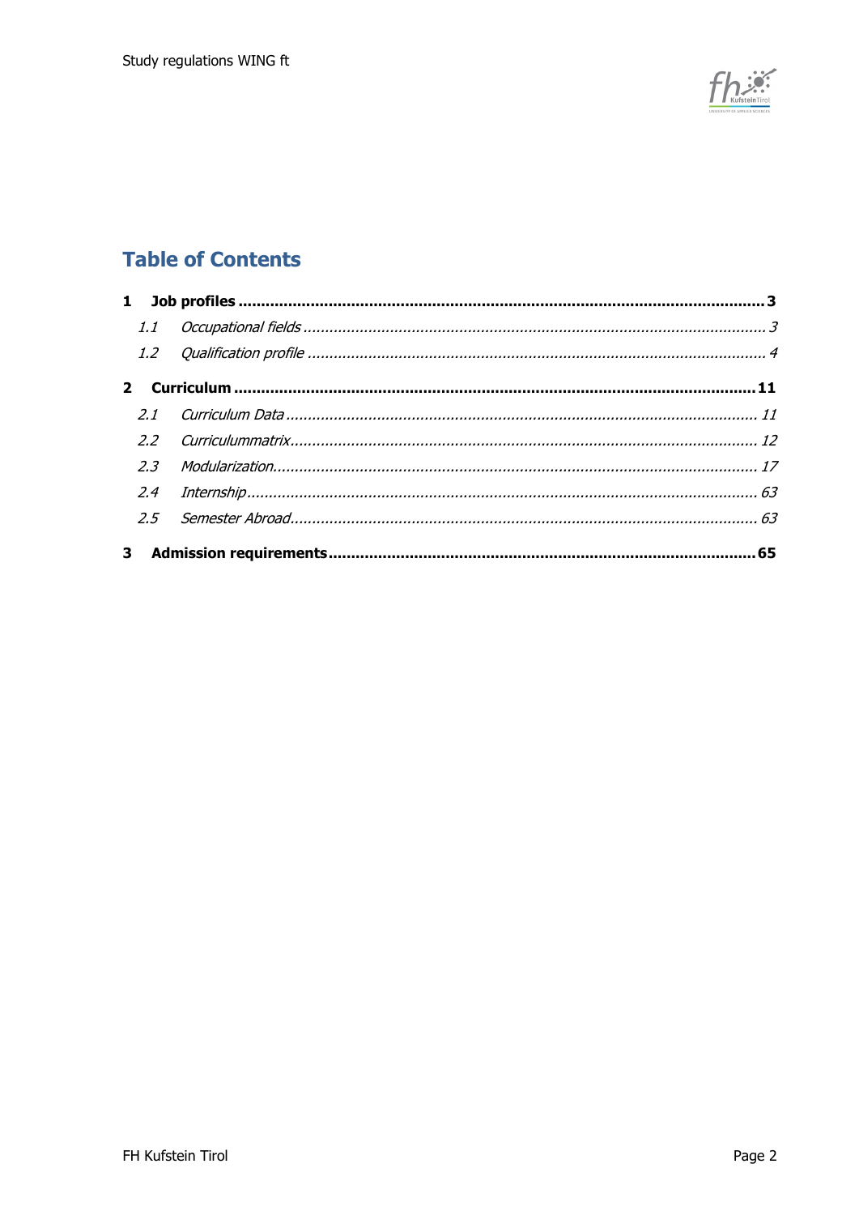# Table of Contents

**1 Job profiles ........................................................................ 3**

*1.1 Occupational fields ........................................................................ 3*

*1.2 Qualification profile ........................................................................ 4*

**2 Curriculum ........................................................................ 11**

*2.1 Curriculum Data ........................................................................ 11*

*2.2 Curriculummatrix........................................................................ 12*

*2.3 Modularization........................................................................ 17*

*2.4 Internship........................................................................ 63*

*2.5 Semester Abroad........................................................................ 63*

**3 Admission requirements........................................................................ 65**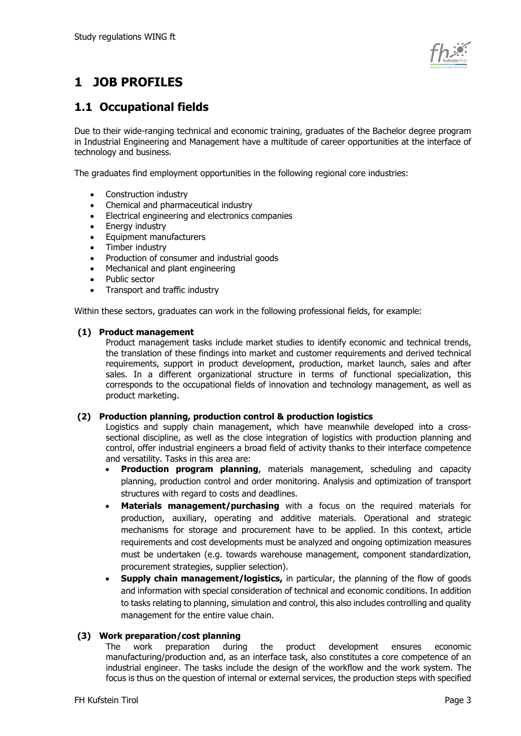# 1 JOB PROFILES

## 1.1 Occupational fields

Due to their wide-ranging technical and economic training, graduates of the Bachelor degree program in Industrial Engineering and Management have a multitude of career opportunities at the interface of technology and business.

The graduates find employment opportunities in the following regional core industries:

- Construction industry
- Chemical and pharmaceutical industry
- Electrical engineering and electronics companies
- Energy industry
- Equipment manufacturers
- Timber industry
- Production of consumer and industrial goods
- Mechanical and plant engineering
- Public sector
- Transport and traffic industry

Within these sectors, graduates can work in the following professional fields, for example:

**(1) Product management**

Product management tasks include market studies to identify economic and technical trends, the translation of these findings into market and customer requirements and derived technical requirements, support in product development, production, market launch, sales and after sales. In a different organizational structure in terms of functional specialization, this corresponds to the occupational fields of innovation and technology management, as well as product marketing.

**(2) Production planning, production control & production logistics**

Logistics and supply chain management, which have meanwhile developed into a cross-sectional discipline, as well as the close integration of logistics with production planning and control, offer industrial engineers a broad field of activity thanks to their interface competence and versatility. Tasks in this area are:

- **Production program planning**, materials management, scheduling and capacity planning, production control and order monitoring. Analysis and optimization of transport structures with regard to costs and deadlines.
- **Materials management/purchasing** with a focus on the required materials for production, auxiliary, operating and additive materials. Operational and strategic mechanisms for storage and procurement have to be applied. In this context, article requirements and cost developments must be analyzed and ongoing optimization measures must be undertaken (e.g. towards warehouse management, component standardization, procurement strategies, supplier selection).
- **Supply chain management/logistics,** in particular, the planning of the flow of goods and information with special consideration of technical and economic conditions. In addition to tasks relating to planning, simulation and control, this also includes controlling and quality management for the entire value chain.

**(3) Work preparation/cost planning**

The work preparation during the product development ensures economic manufacturing/production and, as an interface task, also constitutes a core competence of an industrial engineer. The tasks include the design of the workflow and the work system. The focus is thus on the question of internal or external services, the production steps with specified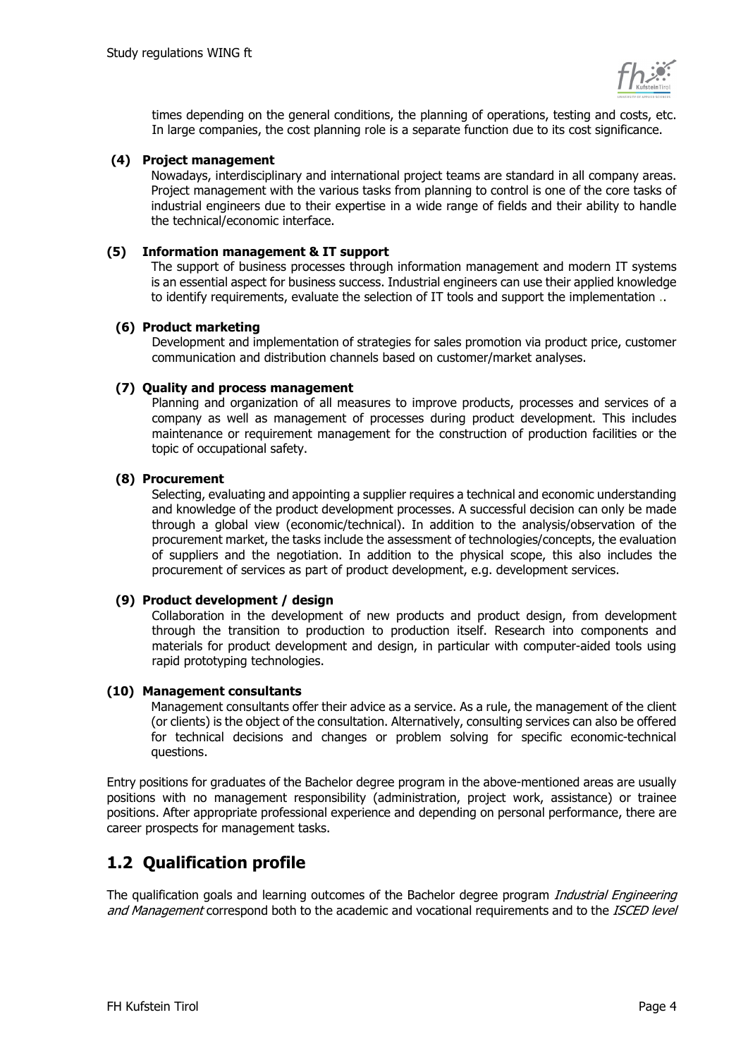times depending on the general conditions, the planning of operations, testing and costs, etc. In large companies, the cost planning role is a separate function due to its cost significance.

**(4) Project management**

Nowadays, interdisciplinary and international project teams are standard in all company areas. Project management with the various tasks from planning to control is one of the core tasks of industrial engineers due to their expertise in a wide range of fields and their ability to handle the technical/economic interface.

**(5) Information management & IT support**

The support of business processes through information management and modern IT systems is an essential aspect for business success. Industrial engineers can use their applied knowledge to identify requirements, evaluate the selection of IT tools and support the implementation ..

**(6) Product marketing**

Development and implementation of strategies for sales promotion via product price, customer communication and distribution channels based on customer/market analyses.

**(7) Quality and process management**

Planning and organization of all measures to improve products, processes and services of a company as well as management of processes during product development. This includes maintenance or requirement management for the construction of production facilities or the topic of occupational safety.

**(8) Procurement**

Selecting, evaluating and appointing a supplier requires a technical and economic understanding and knowledge of the product development processes. A successful decision can only be made through a global view (economic/technical). In addition to the analysis/observation of the procurement market, the tasks include the assessment of technologies/concepts, the evaluation of suppliers and the negotiation. In addition to the physical scope, this also includes the procurement of services as part of product development, e.g. development services.

**(9) Product development / design**

Collaboration in the development of new products and product design, from development through the transition to production to production itself. Research into components and materials for product development and design, in particular with computer-aided tools using rapid prototyping technologies.

**(10) Management consultants**

Management consultants offer their advice as a service. As a rule, the management of the client (or clients) is the object of the consultation. Alternatively, consulting services can also be offered for technical decisions and changes or problem solving for specific economic-technical questions.

Entry positions for graduates of the Bachelor degree program in the above-mentioned areas are usually positions with no management responsibility (administration, project work, assistance) or trainee positions. After appropriate professional experience and depending on personal performance, there are career prospects for management tasks.

## 1.2 Qualification profile

The qualification goals and learning outcomes of the Bachelor degree program *Industrial Engineering and Management* correspond both to the academic and vocational requirements and to the *ISCED level*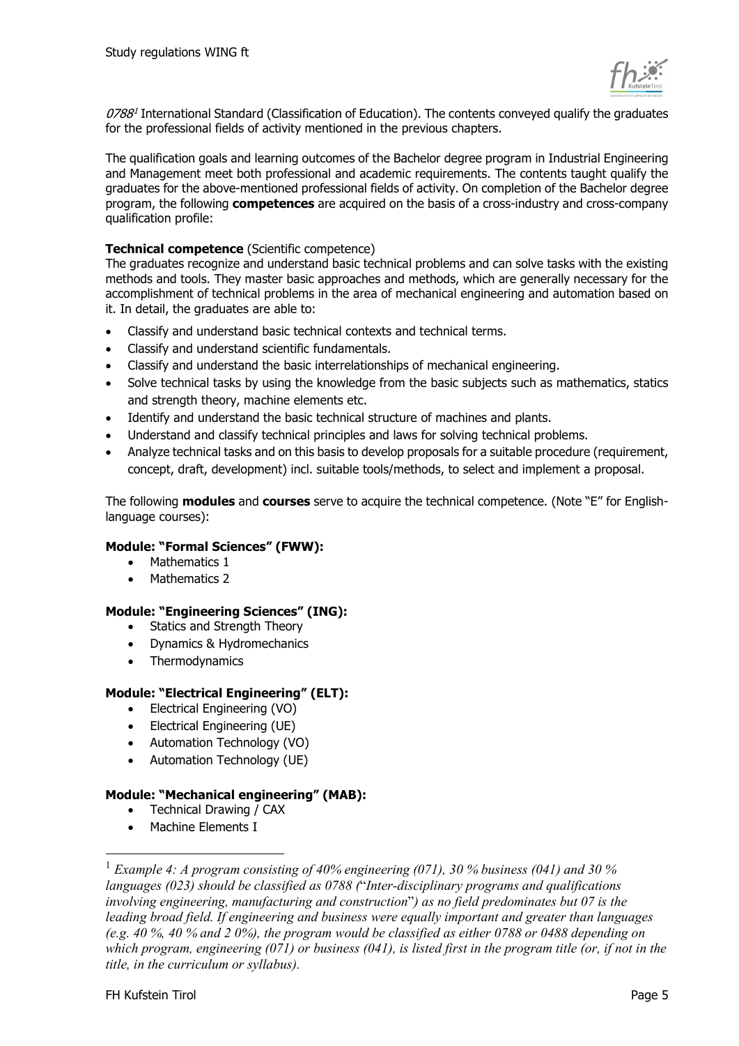*0788*[1] International Standard (Classification of Education). The contents conveyed qualify the graduates for the professional fields of activity mentioned in the previous chapters.

The qualification goals and learning outcomes of the Bachelor degree program in Industrial Engineering and Management meet both professional and academic requirements. The contents taught qualify the graduates for the above-mentioned professional fields of activity. On completion of the Bachelor degree program, the following **competences** are acquired on the basis of a cross-industry and cross-company qualification profile:

**Technical competence** (Scientific competence)
The graduates recognize and understand basic technical problems and can solve tasks with the existing methods and tools. They master basic approaches and methods, which are generally necessary for the accomplishment of technical problems in the area of mechanical engineering and automation based on it. In detail, the graduates are able to:

- Classify and understand basic technical contexts and technical terms.
- Classify and understand scientific fundamentals.
- Classify and understand the basic interrelationships of mechanical engineering.
- Solve technical tasks by using the knowledge from the basic subjects such as mathematics, statics and strength theory, machine elements etc.
- Identify and understand the basic technical structure of machines and plants.
- Understand and classify technical principles and laws for solving technical problems.
- Analyze technical tasks and on this basis to develop proposals for a suitable procedure (requirement, concept, draft, development) incl. suitable tools/methods, to select and implement a proposal.

The following **modules** and **courses** serve to acquire the technical competence. (Note "E" for English-language courses):

**Module: "Formal Sciences" (FWW):**

- Mathematics 1
- Mathematics 2

**Module: "Engineering Sciences" (ING):**

- Statics and Strength Theory
- Dynamics & Hydromechanics
- Thermodynamics

**Module: "Electrical Engineering" (ELT):**

- Electrical Engineering (VO)
- Electrical Engineering (UE)
- Automation Technology (VO)
- Automation Technology (UE)

**Module: "Mechanical engineering" (MAB):**

- Technical Drawing / CAX
- Machine Elements I

---

[1] *Example 4: A program consisting of 40% engineering (071), 30 % business (041) and 30 % languages (023) should be classified as 0788 ("Inter-disciplinary programs and qualifications involving engineering, manufacturing and construction") as no field predominates but 07 is the leading broad field. If engineering and business were equally important and greater than languages (e.g. 40 %, 40 % and 2 0%), the program would be classified as either 0788 or 0488 depending on which program, engineering (071) or business (041), is listed first in the program title (or, if not in the title, in the curriculum or syllabus).*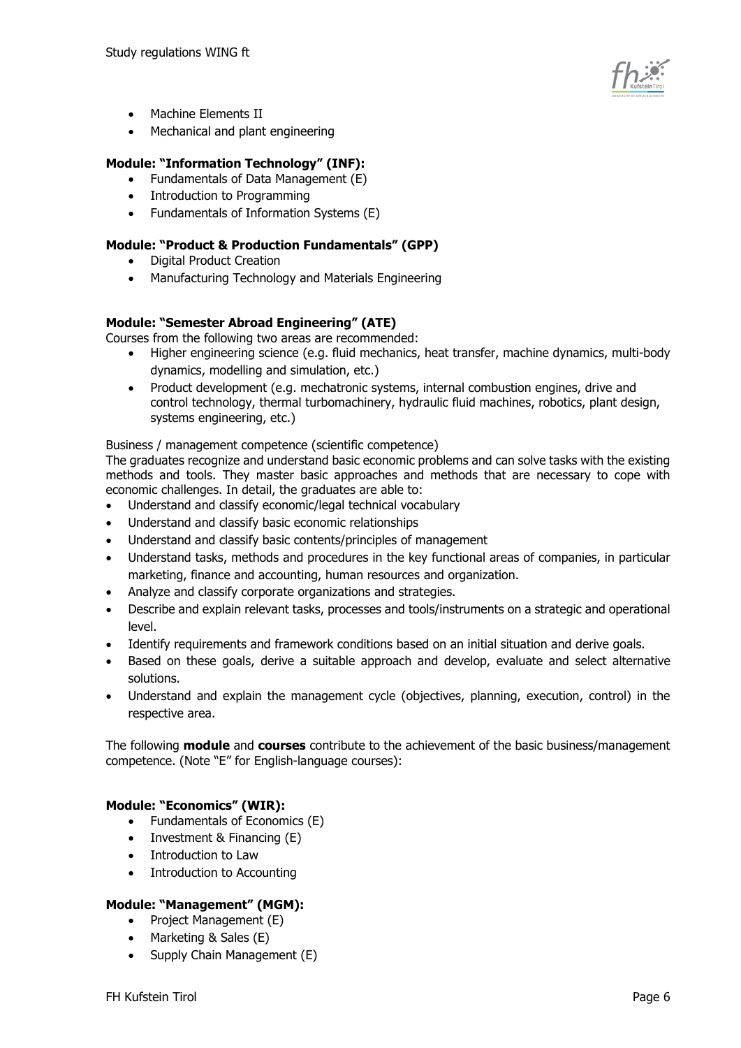- Machine Elements II
- Mechanical and plant engineering

**Module: "Information Technology" (INF):**

- Fundamentals of Data Management (E)
- Introduction to Programming
- Fundamentals of Information Systems (E)

**Module: "Product & Production Fundamentals" (GPP)**

- Digital Product Creation
- Manufacturing Technology and Materials Engineering

**Module: "Semester Abroad Engineering" (ATE)**

Courses from the following two areas are recommended:

- Higher engineering science (e.g. fluid mechanics, heat transfer, machine dynamics, multi-body dynamics, modelling and simulation, etc.)
- Product development (e.g. mechatronic systems, internal combustion engines, drive and control technology, thermal turbomachinery, hydraulic fluid machines, robotics, plant design, systems engineering, etc.)

Business / management competence (scientific competence)

The graduates recognize and understand basic economic problems and can solve tasks with the existing methods and tools. They master basic approaches and methods that are necessary to cope with economic challenges. In detail, the graduates are able to:

- Understand and classify economic/legal technical vocabulary
- Understand and classify basic economic relationships
- Understand and classify basic contents/principles of management
- Understand tasks, methods and procedures in the key functional areas of companies, in particular marketing, finance and accounting, human resources and organization.
- Analyze and classify corporate organizations and strategies.
- Describe and explain relevant tasks, processes and tools/instruments on a strategic and operational level.
- Identify requirements and framework conditions based on an initial situation and derive goals.
- Based on these goals, derive a suitable approach and develop, evaluate and select alternative solutions.
- Understand and explain the management cycle (objectives, planning, execution, control) in the respective area.

The following **module** and **courses** contribute to the achievement of the basic business/management competence. (Note "E" for English-language courses):

**Module: "Economics" (WIR):**

- Fundamentals of Economics (E)
- Investment & Financing (E)
- Introduction to Law
- Introduction to Accounting

**Module: "Management" (MGM):**

- Project Management (E)
- Marketing & Sales (E)
- Supply Chain Management (E)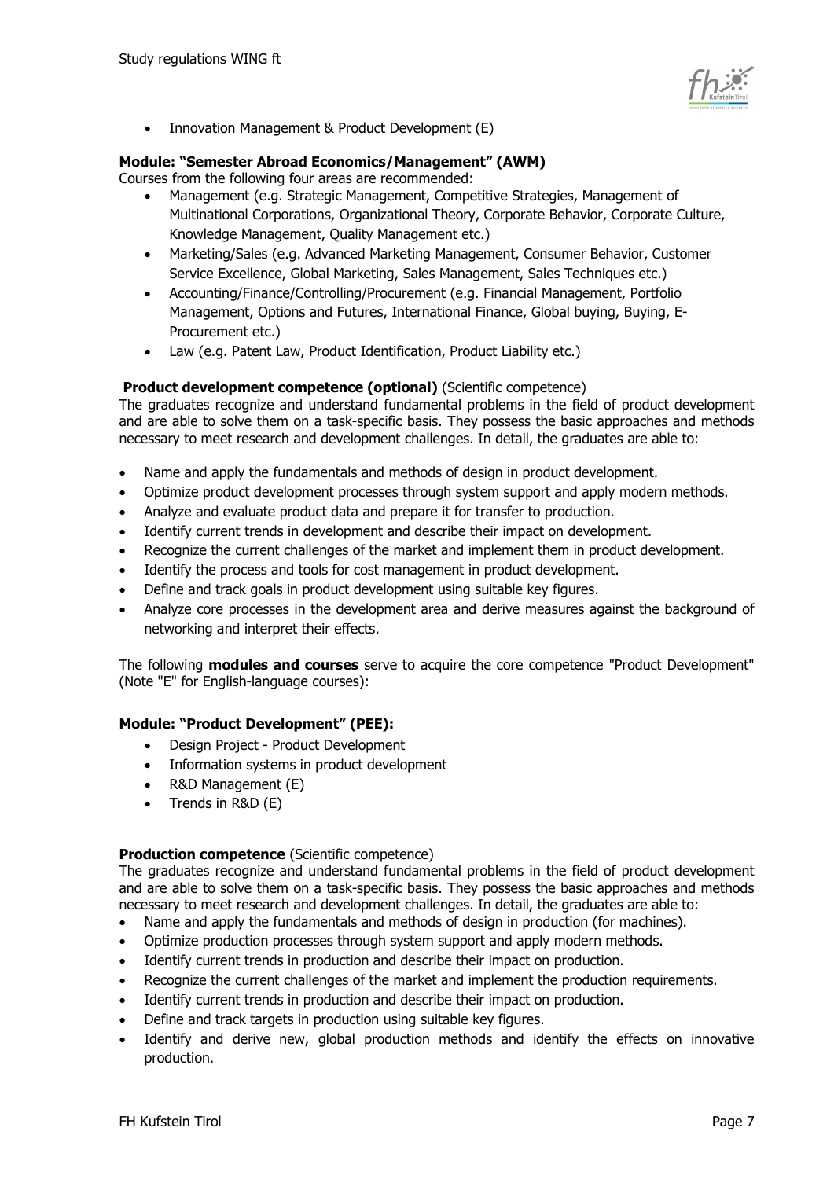- Innovation Management & Product Development (E)

**Module: "Semester Abroad Economics/Management" (AWM)**
Courses from the following four areas are recommended:

- Management (e.g. Strategic Management, Competitive Strategies, Management of Multinational Corporations, Organizational Theory, Corporate Behavior, Corporate Culture, Knowledge Management, Quality Management etc.)
- Marketing/Sales (e.g. Advanced Marketing Management, Consumer Behavior, Customer Service Excellence, Global Marketing, Sales Management, Sales Techniques etc.)
- Accounting/Finance/Controlling/Procurement (e.g. Financial Management, Portfolio Management, Options and Futures, International Finance, Global buying, Buying, E-Procurement etc.)
- Law (e.g. Patent Law, Product Identification, Product Liability etc.)

**Product development competence (optional)** (Scientific competence)
The graduates recognize and understand fundamental problems in the field of product development and are able to solve them on a task-specific basis. They possess the basic approaches and methods necessary to meet research and development challenges. In detail, the graduates are able to:

- Name and apply the fundamentals and methods of design in product development.
- Optimize product development processes through system support and apply modern methods.
- Analyze and evaluate product data and prepare it for transfer to production.
- Identify current trends in development and describe their impact on development.
- Recognize the current challenges of the market and implement them in product development.
- Identify the process and tools for cost management in product development.
- Define and track goals in product development using suitable key figures.
- Analyze core processes in the development area and derive measures against the background of networking and interpret their effects.

The following **modules and courses** serve to acquire the core competence "Product Development" (Note "E" for English-language courses):

**Module: "Product Development" (PEE):**

- Design Project - Product Development
- Information systems in product development
- R&D Management (E)
- Trends in R&D (E)

**Production competence** (Scientific competence)
The graduates recognize and understand fundamental problems in the field of product development and are able to solve them on a task-specific basis. They possess the basic approaches and methods necessary to meet research and development challenges. In detail, the graduates are able to:

- Name and apply the fundamentals and methods of design in production (for machines).
- Optimize production processes through system support and apply modern methods.
- Identify current trends in production and describe their impact on production.
- Recognize the current challenges of the market and implement the production requirements.
- Identify current trends in production and describe their impact on production.
- Define and track targets in production using suitable key figures.
- Identify and derive new, global production methods and identify the effects on innovative production.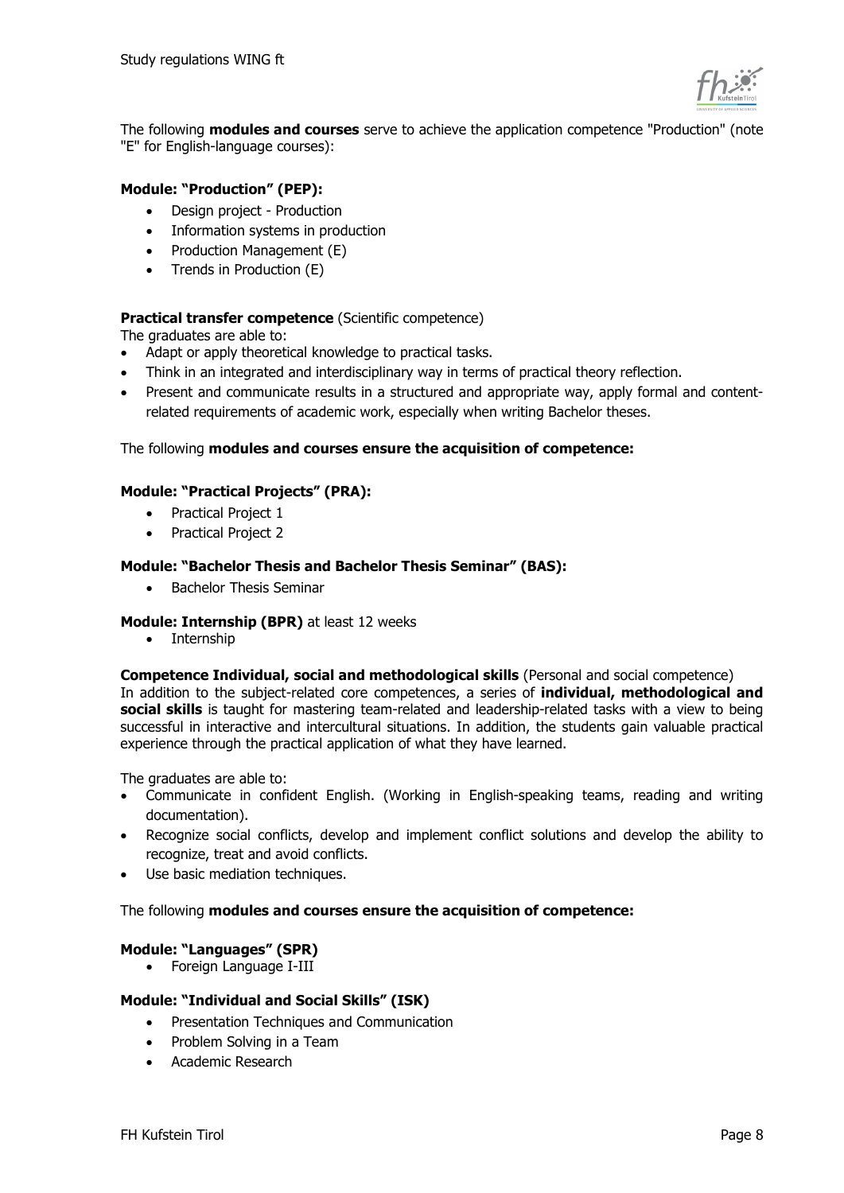The following **modules and courses** serve to achieve the application competence "Production" (note "E" for English-language courses):

**Module: "Production" (PEP):**

- Design project - Production
- Information systems in production
- Production Management (E)
- Trends in Production (E)

**Practical transfer competence** (Scientific competence)

The graduates are able to:

- Adapt or apply theoretical knowledge to practical tasks.
- Think in an integrated and interdisciplinary way in terms of practical theory reflection.
- Present and communicate results in a structured and appropriate way, apply formal and content-related requirements of academic work, especially when writing Bachelor theses.

The following **modules and courses ensure the acquisition of competence:**

**Module: "Practical Projects" (PRA):**

- Practical Project 1
- Practical Project 2

**Module: "Bachelor Thesis and Bachelor Thesis Seminar" (BAS):**

- Bachelor Thesis Seminar

**Module: Internship (BPR)** at least 12 weeks

- Internship

**Competence Individual, social and methodological skills** (Personal and social competence)

In addition to the subject-related core competences, a series of **individual, methodological and social skills** is taught for mastering team-related and leadership-related tasks with a view to being successful in interactive and intercultural situations. In addition, the students gain valuable practical experience through the practical application of what they have learned.

The graduates are able to:

- Communicate in confident English. (Working in English-speaking teams, reading and writing documentation).
- Recognize social conflicts, develop and implement conflict solutions and develop the ability to recognize, treat and avoid conflicts.
- Use basic mediation techniques.

The following **modules and courses ensure the acquisition of competence:**

**Module: "Languages" (SPR)**

- Foreign Language I-III

**Module: "Individual and Social Skills" (ISK)**

- Presentation Techniques and Communication
- Problem Solving in a Team
- Academic Research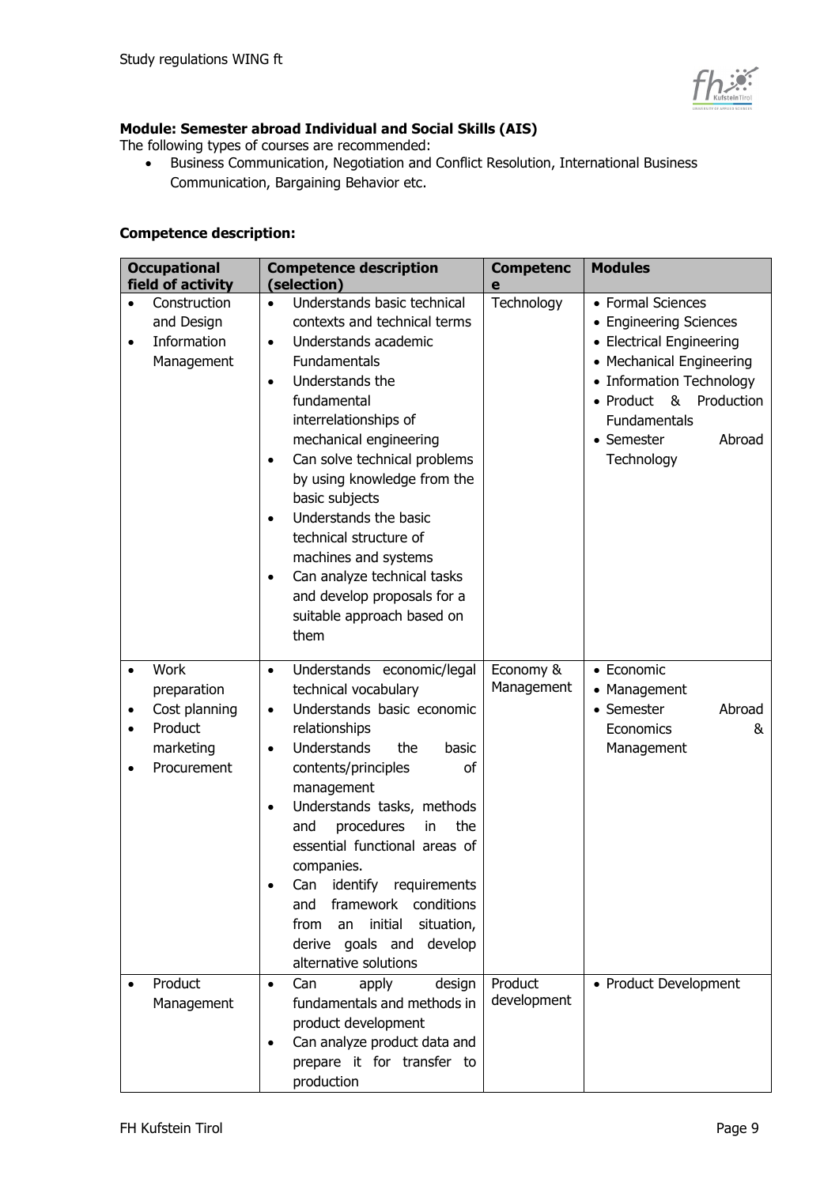**Module: Semester abroad Individual and Social Skills (AIS)**

The following types of courses are recommended:

- Business Communication, Negotiation and Conflict Resolution, International Business Communication, Bargaining Behavior etc.

**Competence description:**

| Occupational field of activity | Competence description (selection) | Competence | Modules |
|---|---|---|---|
| • Construction and Design<br>• Information Management | • Understands basic technical contexts and technical terms<br>• Understands academic Fundamentals<br>• Understands the fundamental interrelationships of mechanical engineering<br>• Can solve technical problems by using knowledge from the basic subjects<br>• Understands the basic technical structure of machines and systems<br>• Can analyze technical tasks and develop proposals for a suitable approach based on them | Technology | • Formal Sciences<br>• Engineering Sciences<br>• Electrical Engineering<br>• Mechanical Engineering<br>• Information Technology<br>• Product & Production Fundamentals<br>• Semester Abroad Technology |
| • Work preparation<br>• Cost planning<br>• Product marketing<br>• Procurement | • Understands economic/legal technical vocabulary<br>• Understands basic economic relationships<br>• Understands the basic contents/principles of management<br>• Understands tasks, methods and procedures in the essential functional areas of companies.<br>• Can identify requirements and framework conditions from an initial situation, derive goals and develop alternative solutions | Economy & Management | • Economic<br>• Management<br>• Semester Abroad Economics & Management |
| • Product Management | • Can apply design fundamentals and methods in product development<br>• Can analyze product data and prepare it for transfer to production | Product development | • Product Development |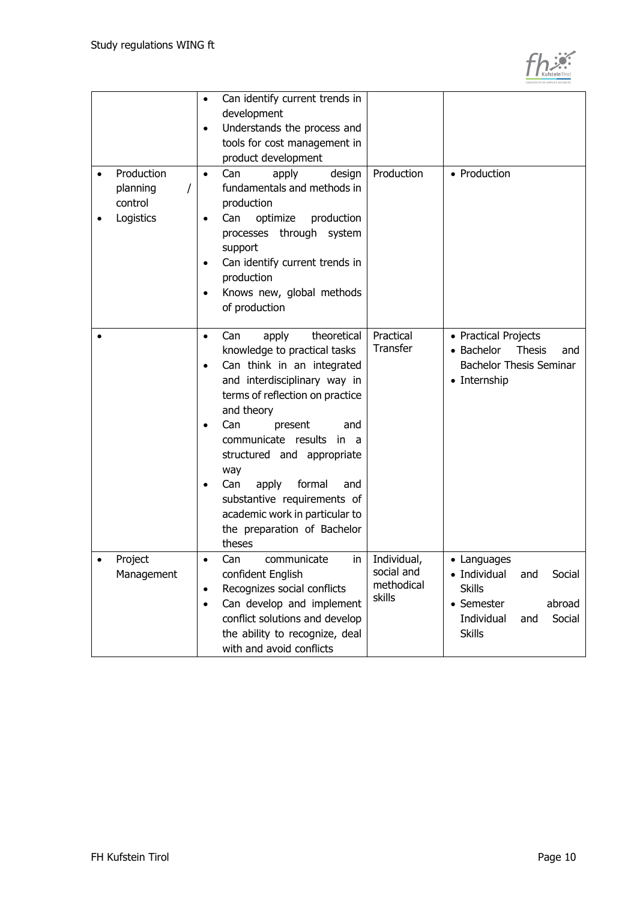| | | | |
|---|---|---|---|
| | • Can identify current trends in development<br>• Understands the process and tools for cost management in product development | | |
| • Production planning / control<br>• Logistics | • Can apply design fundamentals and methods in production<br>• Can optimize production processes through system support<br>• Can identify current trends in production<br>• Knows new, global methods of production | Production | • Production |
| • | • Can apply theoretical knowledge to practical tasks<br>• Can think in an integrated and interdisciplinary way in terms of reflection on practice and theory<br>• Can present and communicate results in a structured and appropriate way<br>• Can apply formal and substantive requirements of academic work in particular to the preparation of Bachelor theses | Practical Transfer | • Practical Projects<br>• Bachelor Thesis and Bachelor Thesis Seminar<br>• Internship |
| • Project Management | • Can communicate in confident English<br>• Recognizes social conflicts<br>• Can develop and implement conflict solutions and develop the ability to recognize, deal with and avoid conflicts | Individual, social and methodical skills | • Languages<br>• Individual and Social Skills<br>• Semester abroad Individual and Social Skills |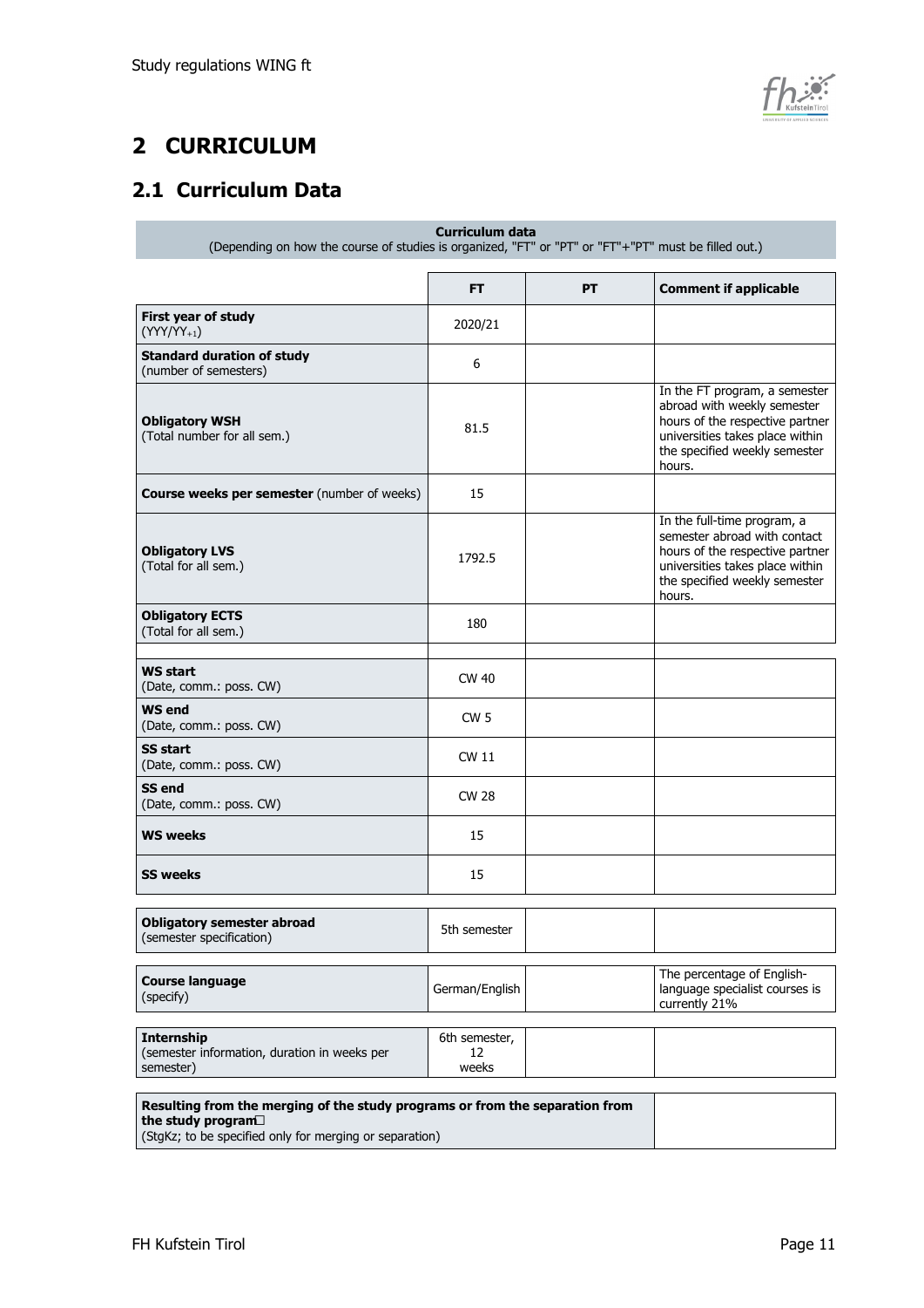# 2 CURRICULUM

## 2.1 Curriculum Data

**Curriculum data**
(Depending on how the course of studies is organized, "FT" or "PT" or "FT"+"PT" must be filled out.)

| | FT | PT | Comment if applicable |
|---|---|---|---|
| **First year of study** (YYY/YY+1) | 2020/21 | | |
| **Standard duration of study** (number of semesters) | 6 | | |
| **Obligatory WSH** (Total number for all sem.) | 81.5 | | In the FT program, a semester abroad with weekly semester hours of the respective partner universities takes place within the specified weekly semester hours. |
| **Course weeks per semester** (number of weeks) | 15 | | |
| **Obligatory LVS** (Total for all sem.) | 1792.5 | | In the full-time program, a semester abroad with contact hours of the respective partner universities takes place within the specified weekly semester hours. |
| **Obligatory ECTS** (Total for all sem.) | 180 | | |
| | | | |
| **WS start** (Date, comm.: poss. CW) | CW 40 | | |
| **WS end** (Date, comm.: poss. CW) | CW 5 | | |
| **SS start** (Date, comm.: poss. CW) | CW 11 | | |
| **SS end** (Date, comm.: poss. CW) | CW 28 | | |
| **WS weeks** | 15 | | |
| **SS weeks** | 15 | | |
| **Obligatory semester abroad** (semester specification) | 5th semester | | |
| **Course language** (specify) | German/English | | The percentage of English-language specialist courses is currently 21% |
| **Internship** (semester information, duration in weeks per semester) | 6th semester, 12 weeks | | |

| **Resulting from the merging of the study programs or from the separation from the study program☐** (StgKz; to be specified only for merging or separation) | |
|---|---|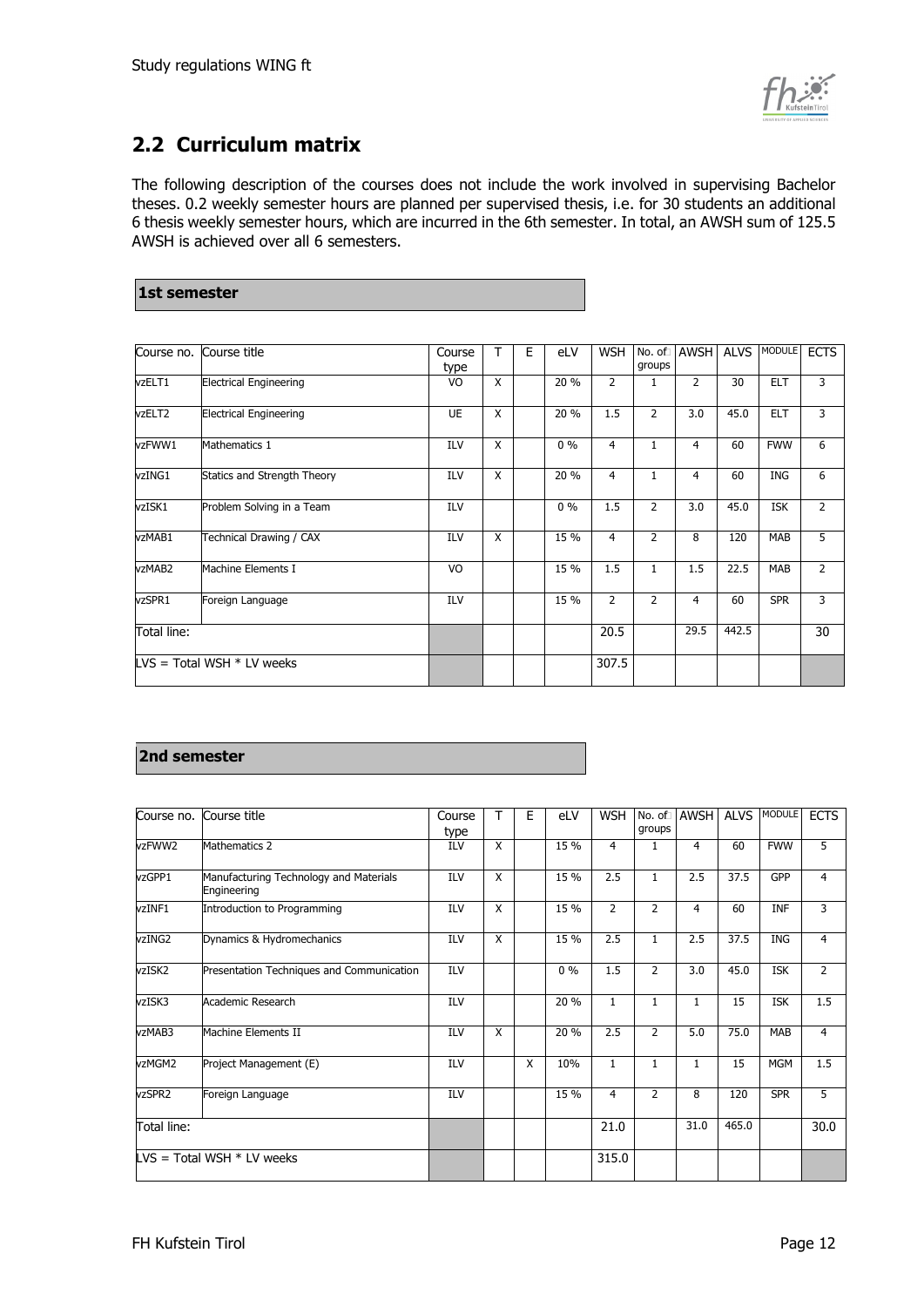## 2.2 Curriculum matrix

The following description of the courses does not include the work involved in supervising Bachelor theses. 0.2 weekly semester hours are planned per supervised thesis, i.e. for 30 students an additional 6 thesis weekly semester hours, which are incurred in the 6th semester. In total, an AWSH sum of 125.5 AWSH is achieved over all 6 semesters.

**1st semester**

| Course no. | Course title | Course type | T | E | eLV | WSH | No. of groups | AWSH | ALVS | MODULE | ECTS |
|---|---|---|---|---|---|---|---|---|---|---|---|
| vzELT1 | Electrical Engineering | VO | X | | 20 % | 2 | 1 | 2 | 30 | ELT | 3 |
| vzELT2 | Electrical Engineering | UE | X | | 20 % | 1.5 | 2 | 3.0 | 45.0 | ELT | 3 |
| vzFWW1 | Mathematics 1 | ILV | X | | 0 % | 4 | 1 | 4 | 60 | FWW | 6 |
| vzING1 | Statics and Strength Theory | ILV | X | | 20 % | 4 | 1 | 4 | 60 | ING | 6 |
| vzISK1 | Problem Solving in a Team | ILV | | | 0 % | 1.5 | 2 | 3.0 | 45.0 | ISK | 2 |
| vzMAB1 | Technical Drawing / CAX | ILV | X | | 15 % | 4 | 2 | 8 | 120 | MAB | 5 |
| vzMAB2 | Machine Elements I | VO | | | 15 % | 1.5 | 1 | 1.5 | 22.5 | MAB | 2 |
| vzSPR1 | Foreign Language | ILV | | | 15 % | 2 | 2 | 4 | 60 | SPR | 3 |
| Total line: | | | | | | 20.5 | | 29.5 | 442.5 | | 30 |
| LVS = Total WSH * LV weeks | | | | | | 307.5 | | | | | |

**2nd semester**

| Course no. | Course title | Course type | T | E | eLV | WSH | No. of groups | AWSH | ALVS | MODULE | ECTS |
|---|---|---|---|---|---|---|---|---|---|---|---|
| vzFWW2 | Mathematics 2 | ILV | X | | 15 % | 4 | 1 | 4 | 60 | FWW | 5 |
| vzGPP1 | Manufacturing Technology and Materials Engineering | ILV | X | | 15 % | 2.5 | 1 | 2.5 | 37.5 | GPP | 4 |
| vzINF1 | Introduction to Programming | ILV | X | | 15 % | 2 | 2 | 4 | 60 | INF | 3 |
| vzING2 | Dynamics & Hydromechanics | ILV | X | | 15 % | 2.5 | 1 | 2.5 | 37.5 | ING | 4 |
| vzISK2 | Presentation Techniques and Communication | ILV | | | 0 % | 1.5 | 2 | 3.0 | 45.0 | ISK | 2 |
| vzISK3 | Academic Research | ILV | | | 20 % | 1 | 1 | 1 | 15 | ISK | 1.5 |
| vzMAB3 | Machine Elements II | ILV | X | | 20 % | 2.5 | 2 | 5.0 | 75.0 | MAB | 4 |
| vzMGM2 | Project Management (E) | ILV | | X | 10% | 1 | 1 | 1 | 15 | MGM | 1.5 |
| vzSPR2 | Foreign Language | ILV | | | 15 % | 4 | 2 | 8 | 120 | SPR | 5 |
| Total line: | | | | | | 21.0 | | 31.0 | 465.0 | | 30.0 |
| LVS = Total WSH * LV weeks | | | | | | 315.0 | | | | | |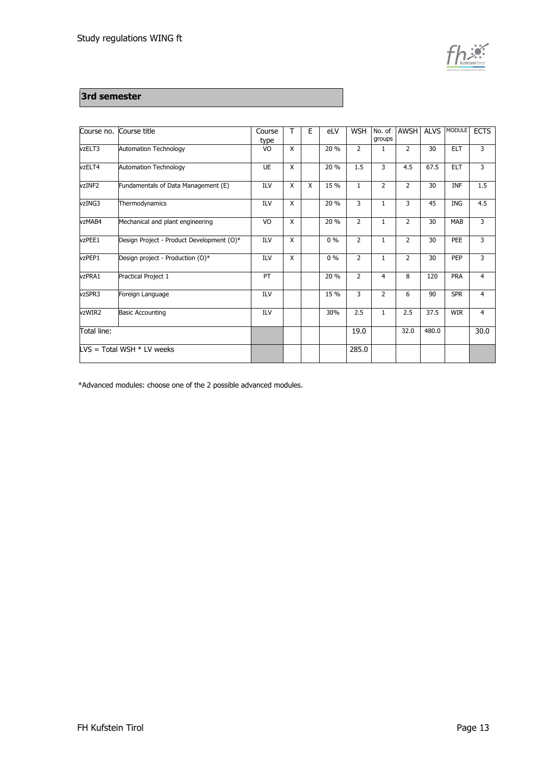## 3rd semester

| Course no. | Course title | Course type | T | E | eLV | WSH | No. of groups | AWSH | ALVS | MODULE | ECTS |
|---|---|---|---|---|---|---|---|---|---|---|---|
| vzELT3 | Automation Technology | VO | X | | 20 % | 2 | 1 | 2 | 30 | ELT | 3 |
| vzELT4 | Automation Technology | UE | X | | 20 % | 1.5 | 3 | 4.5 | 67.5 | ELT | 3 |
| vzINF2 | Fundamentals of Data Management (E) | ILV | X | X | 15 % | 1 | 2 | 2 | 30 | INF | 1.5 |
| vzING3 | Thermodynamics | ILV | X | | 20 % | 3 | 1 | 3 | 45 | ING | 4.5 |
| vzMAB4 | Mechanical and plant engineering | VO | X | | 20 % | 2 | 1 | 2 | 30 | MAB | 3 |
| vzPEE1 | Design Project - Product Development (O)* | ILV | X | | 0 % | 2 | 1 | 2 | 30 | PEE | 3 |
| vzPEP1 | Design project - Production (O)* | ILV | X | | 0 % | 2 | 1 | 2 | 30 | PEP | 3 |
| vzPRA1 | Practical Project 1 | PT | | | 20 % | 2 | 4 | 8 | 120 | PRA | 4 |
| vzSPR3 | Foreign Language | ILV | | | 15 % | 3 | 2 | 6 | 90 | SPR | 4 |
| vzWIR2 | Basic Accounting | ILV | | | 30% | 2.5 | 1 | 2.5 | 37.5 | WIR | 4 |
| Total line: | | | | | | 19.0 | | 32.0 | 480.0 | | 30.0 |
| LVS = Total WSH * LV weeks | | | | | | 285.0 | | | | | |

*Advanced modules: choose one of the 2 possible advanced modules.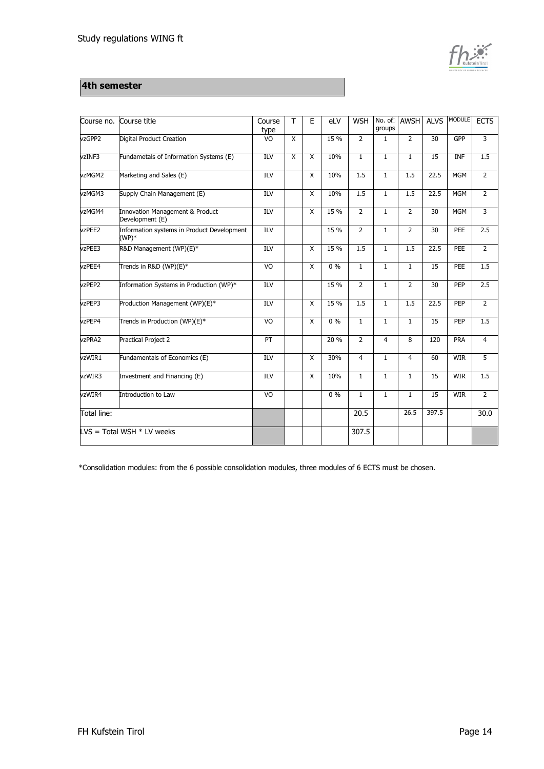## 4th semester

| Course no. | Course title | Course type | T | E | eLV | WSH | No. of groups | AWSH | ALVS | MODULE | ECTS |
|---|---|---|---|---|---|---|---|---|---|---|---|
| vzGPP2 | Digital Product Creation | VO | X | | 15 % | 2 | 1 | 2 | 30 | GPP | 3 |
| vzINF3 | Fundametals of Information Systems (E) | ILV | X | X | 10% | 1 | 1 | 1 | 15 | INF | 1.5 |
| vzMGM2 | Marketing and Sales (E) | ILV | | X | 10% | 1.5 | 1 | 1.5 | 22.5 | MGM | 2 |
| vzMGM3 | Supply Chain Management (E) | ILV | | X | 10% | 1.5 | 1 | 1.5 | 22.5 | MGM | 2 |
| vzMGM4 | Innovation Management & Product Development (E) | ILV | | X | 15 % | 2 | 1 | 2 | 30 | MGM | 3 |
| vzPEE2 | Information systems in Product Development (WP)* | ILV | | | 15 % | 2 | 1 | 2 | 30 | PEE | 2.5 |
| vzPEE3 | R&D Management (WP)(E)* | ILV | | X | 15 % | 1.5 | 1 | 1.5 | 22.5 | PEE | 2 |
| vzPEE4 | Trends in R&D (WP)(E)* | VO | | X | 0 % | 1 | 1 | 1 | 15 | PEE | 1.5 |
| vzPEP2 | Information Systems in Production (WP)* | ILV | | | 15 % | 2 | 1 | 2 | 30 | PEP | 2.5 |
| vzPEP3 | Production Management (WP)(E)* | ILV | | X | 15 % | 1.5 | 1 | 1.5 | 22.5 | PEP | 2 |
| vzPEP4 | Trends in Production (WP)(E)* | VO | | X | 0 % | 1 | 1 | 1 | 15 | PEP | 1.5 |
| vzPRA2 | Practical Project 2 | PT | | | 20 % | 2 | 4 | 8 | 120 | PRA | 4 |
| vzWIR1 | Fundamentals of Economics (E) | ILV | | X | 30% | 4 | 1 | 4 | 60 | WIR | 5 |
| vzWIR3 | Investment and Financing (E) | ILV | | X | 10% | 1 | 1 | 1 | 15 | WIR | 1.5 |
| vzWIR4 | Introduction to Law | VO | | | 0 % | 1 | 1 | 1 | 15 | WIR | 2 |
| Total line: | | | | | | 20.5 | | 26.5 | 397.5 | | 30.0 |
| LVS = Total WSH * LV weeks | | | | | | 307.5 | | | | | |

*Consolidation modules: from the 6 possible consolidation modules, three modules of 6 ECTS must be chosen.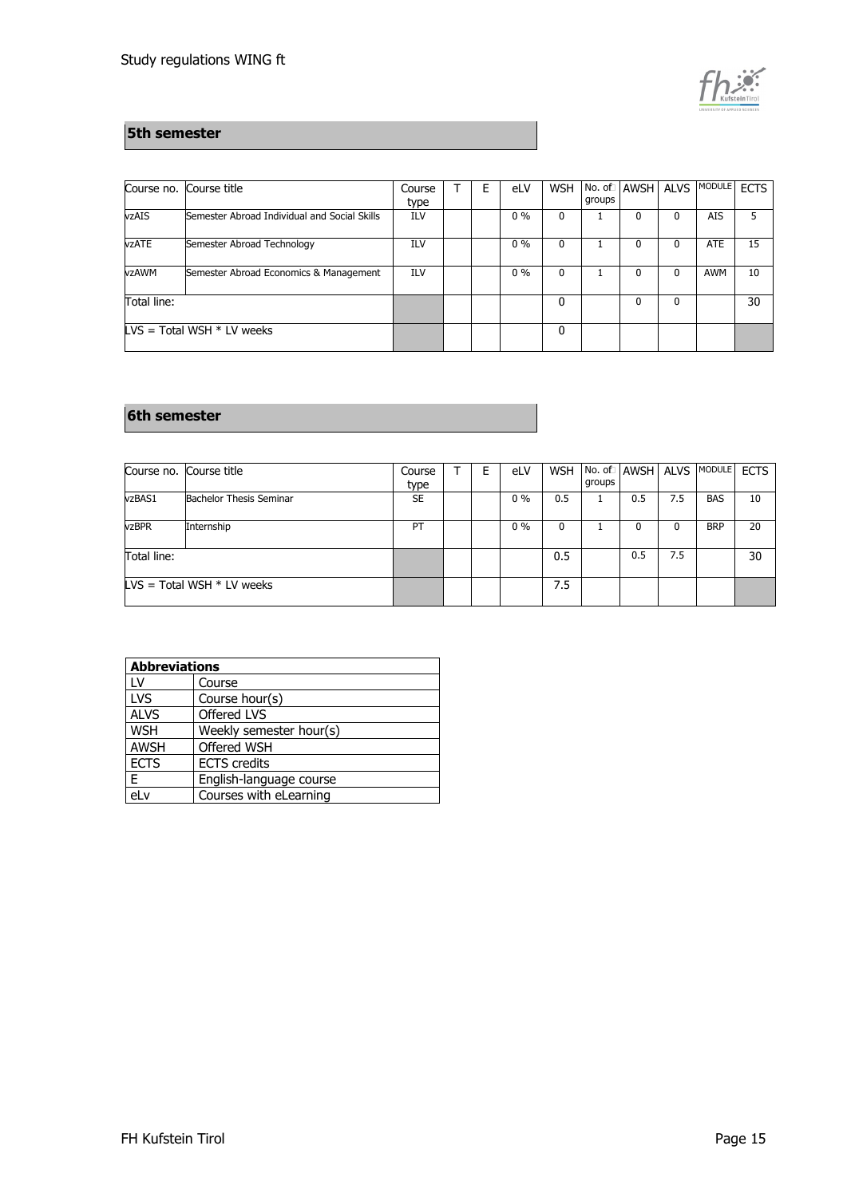## 5th semester

| Course no. | Course title | Course type | T | E | eLV | WSH | No. of groups | AWSH | ALVS | MODULE | ECTS |
|---|---|---|---|---|---|---|---|---|---|---|---|
| vzAIS | Semester Abroad Individual and Social Skills | ILV | | | 0 % | 0 | 1 | 0 | 0 | AIS | 5 |
| vzATE | Semester Abroad Technology | ILV | | | 0 % | 0 | 1 | 0 | 0 | ATE | 15 |
| vzAWM | Semester Abroad Economics & Management | ILV | | | 0 % | 0 | 1 | 0 | 0 | AWM | 10 |
| Total line: | | | | | | 0 | | 0 | 0 | | 30 |
| LVS = Total WSH * LV weeks | | | | | | 0 | | | | | |

## 6th semester

| Course no. | Course title | Course type | T | E | eLV | WSH | No. of groups | AWSH | ALVS | MODULE | ECTS |
|---|---|---|---|---|---|---|---|---|---|---|---|
| vzBAS1 | Bachelor Thesis Seminar | SE | | | 0 % | 0.5 | 1 | 0.5 | 7.5 | BAS | 10 |
| vzBPR | Internship | PT | | | 0 % | 0 | 1 | 0 | 0 | BRP | 20 |
| Total line: | | | | | | 0.5 | | 0.5 | 7.5 | | 30 |
| LVS = Total WSH * LV weeks | | | | | | 7.5 | | | | | |

| Abbreviations | |
|---|---|
| LV | Course |
| LVS | Course hour(s) |
| ALVS | Offered LVS |
| WSH | Weekly semester hour(s) |
| AWSH | Offered WSH |
| ECTS | ECTS credits |
| E | English-language course |
| eLv | Courses with eLearning |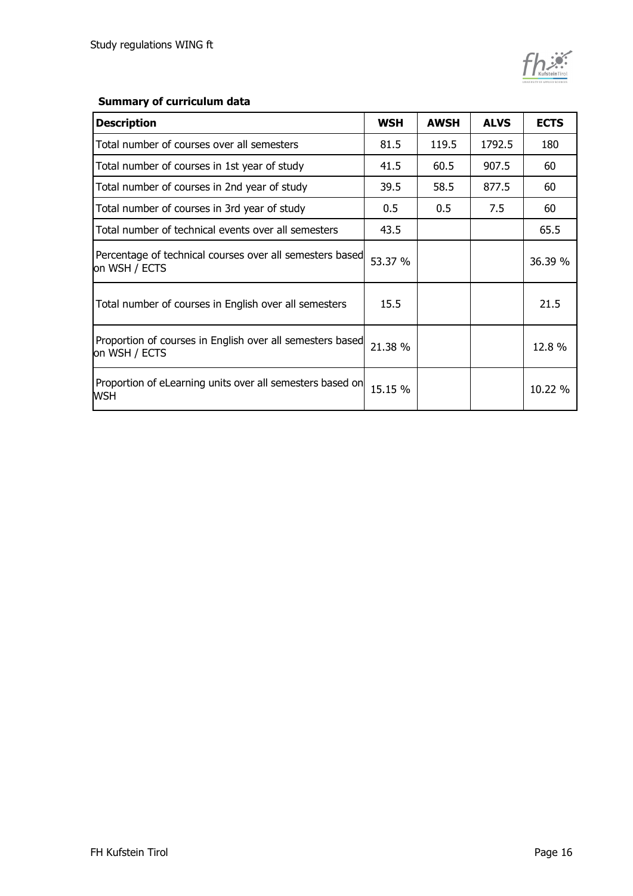**Summary of curriculum data**

| Description | WSH | AWSH | ALVS | ECTS |
| --- | --- | --- | --- | --- |
| Total number of courses over all semesters | 81.5 | 119.5 | 1792.5 | 180 |
| Total number of courses in 1st year of study | 41.5 | 60.5 | 907.5 | 60 |
| Total number of courses in 2nd year of study | 39.5 | 58.5 | 877.5 | 60 |
| Total number of courses in 3rd year of study | 0.5 | 0.5 | 7.5 | 60 |
| Total number of technical events over all semesters | 43.5 | | | 65.5 |
| Percentage of technical courses over all semesters based on WSH / ECTS | 53.37 % | | | 36.39 % |
| Total number of courses in English over all semesters | 15.5 | | | 21.5 |
| Proportion of courses in English over all semesters based on WSH / ECTS | 21.38 % | | | 12.8 % |
| Proportion of eLearning units over all semesters based on WSH | 15.15 % | | | 10.22 % |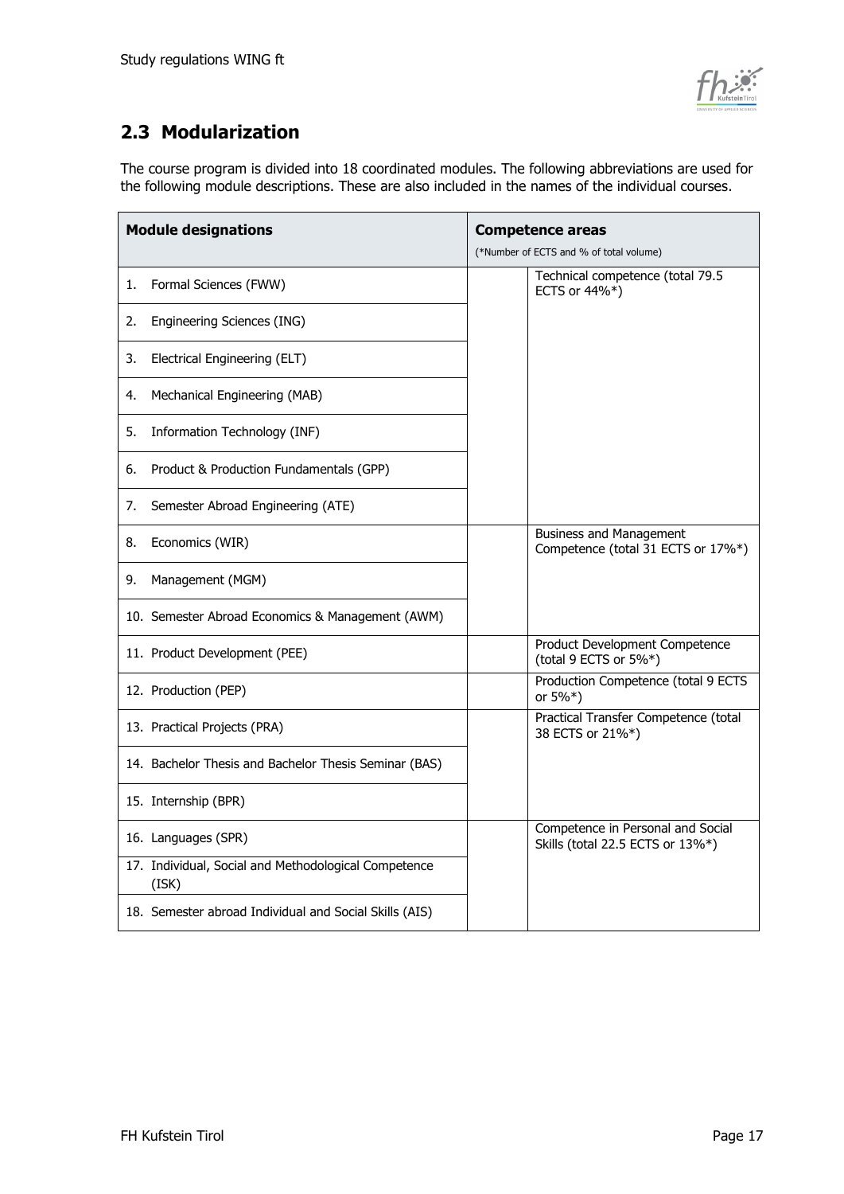## 2.3 Modularization

The course program is divided into 18 coordinated modules. The following abbreviations are used for the following module descriptions. These are also included in the names of the individual courses.

| Module designations | Competence areas (*Number of ECTS and % of total volume) | |
|---|---|---|
| 1. Formal Sciences (FWW) | | Technical competence (total 79.5 ECTS or 44%*) |
| 2. Engineering Sciences (ING) | | |
| 3. Electrical Engineering (ELT) | | |
| 4. Mechanical Engineering (MAB) | | |
| 5. Information Technology (INF) | | |
| 6. Product & Production Fundamentals (GPP) | | |
| 7. Semester Abroad Engineering (ATE) | | |
| 8. Economics (WIR) | | Business and Management Competence (total 31 ECTS or 17%*) |
| 9. Management (MGM) | | |
| 10. Semester Abroad Economics & Management (AWM) | | |
| 11. Product Development (PEE) | | Product Development Competence (total 9 ECTS or 5%*) |
| 12. Production (PEP) | | Production Competence (total 9 ECTS or 5%*) |
| 13. Practical Projects (PRA) | | Practical Transfer Competence (total 38 ECTS or 21%*) |
| 14. Bachelor Thesis and Bachelor Thesis Seminar (BAS) | | |
| 15. Internship (BPR) | | |
| 16. Languages (SPR) | | Competence in Personal and Social Skills (total 22.5 ECTS or 13%*) |
| 17. Individual, Social and Methodological Competence (ISK) | | |
| 18. Semester abroad Individual and Social Skills (AIS) | | |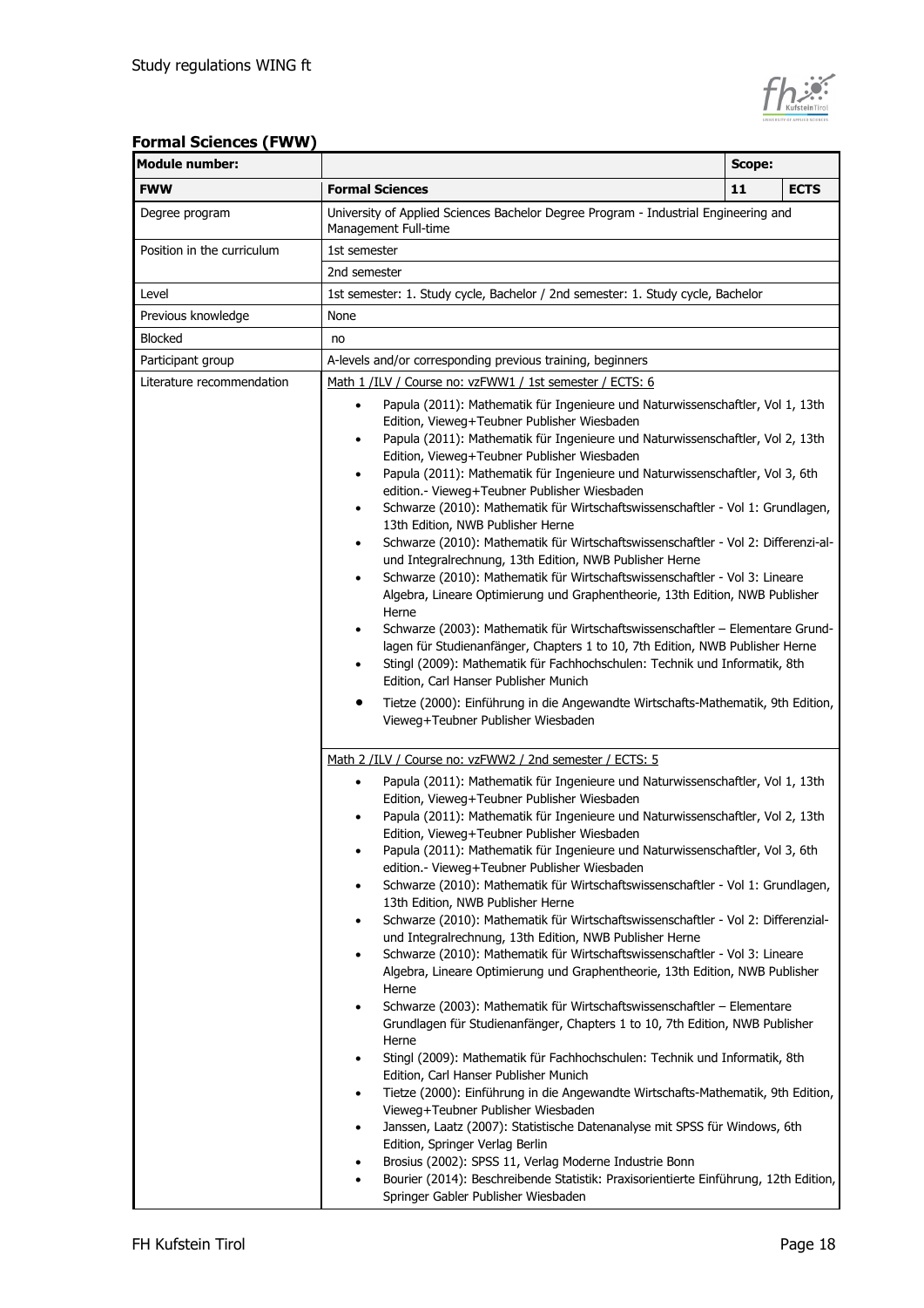## Formal Sciences (FWW)

| Module number: | | Scope: | |
|---|---|---|---|
| **FWW** | **Formal Sciences** | **11** | **ECTS** |
| Degree program | University of Applied Sciences Bachelor Degree Program - Industrial Engineering and Management Full-time | | |
| Position in the curriculum | 1st semester | | |
| | 2nd semester | | |
| Level | 1st semester: 1. Study cycle, Bachelor / 2nd semester: 1. Study cycle, Bachelor | | |
| Previous knowledge | None | | |
| Blocked | no | | |
| Participant group | A-levels and/or corresponding previous training, beginners | | |
| Literature recommendation | Math 1 /ILV / Course no: vzFWW1 / 1st semester / ECTS: 6<br>• Papula (2011): Mathematik für Ingenieure und Naturwissenschaftler, Vol 1, 13th Edition, Vieweg+Teubner Publisher Wiesbaden<br>• Papula (2011): Mathematik für Ingenieure und Naturwissenschaftler, Vol 2, 13th Edition, Vieweg+Teubner Publisher Wiesbaden<br>• Papula (2011): Mathematik für Ingenieure und Naturwissenschaftler, Vol 3, 6th edition.- Vieweg+Teubner Publisher Wiesbaden<br>• Schwarze (2010): Mathematik für Wirtschaftswissenschaftler - Vol 1: Grundlagen, 13th Edition, NWB Publisher Herne<br>• Schwarze (2010): Mathematik für Wirtschaftswissenschaftler - Vol 2: Differenzi-al- und Integralrechnung, 13th Edition, NWB Publisher Herne<br>• Schwarze (2010): Mathematik für Wirtschaftswissenschaftler - Vol 3: Lineare Algebra, Lineare Optimierung und Graphentheorie, 13th Edition, NWB Publisher Herne<br>• Schwarze (2003): Mathematik für Wirtschaftswissenschaftler – Elementare Grund-lagen für Studienanfänger, Chapters 1 to 10, 7th Edition, NWB Publisher Herne<br>• Stingl (2009): Mathematik für Fachhochschulen: Technik und Informatik, 8th Edition, Carl Hanser Publisher Munich<br>• Tietze (2000): Einführung in die Angewandte Wirtschafts-Mathematik, 9th Edition, Vieweg+Teubner Publisher Wiesbaden | | |
| | Math 2 /ILV / Course no: vzFWW2 / 2nd semester / ECTS: 5<br>• Papula (2011): Mathematik für Ingenieure und Naturwissenschaftler, Vol 1, 13th Edition, Vieweg+Teubner Publisher Wiesbaden<br>• Papula (2011): Mathematik für Ingenieure und Naturwissenschaftler, Vol 2, 13th Edition, Vieweg+Teubner Publisher Wiesbaden<br>• Papula (2011): Mathematik für Ingenieure und Naturwissenschaftler, Vol 3, 6th edition.- Vieweg+Teubner Publisher Wiesbaden<br>• Schwarze (2010): Mathematik für Wirtschaftswissenschaftler - Vol 1: Grundlagen, 13th Edition, NWB Publisher Herne<br>• Schwarze (2010): Mathematik für Wirtschaftswissenschaftler - Vol 2: Differenzial- und Integralrechnung, 13th Edition, NWB Publisher Herne<br>• Schwarze (2010): Mathematik für Wirtschaftswissenschaftler - Vol 3: Lineare Algebra, Lineare Optimierung und Graphentheorie, 13th Edition, NWB Publisher Herne<br>• Schwarze (2003): Mathematik für Wirtschaftswissenschaftler – Elementare Grundlagen für Studienanfänger, Chapters 1 to 10, 7th Edition, NWB Publisher Herne<br>• Stingl (2009): Mathematik für Fachhochschulen: Technik und Informatik, 8th Edition, Carl Hanser Publisher Munich<br>• Tietze (2000): Einführung in die Angewandte Wirtschafts-Mathematik, 9th Edition, Vieweg+Teubner Publisher Wiesbaden<br>• Janssen, Laatz (2007): Statistische Datenanalyse mit SPSS für Windows, 6th Edition, Springer Verlag Berlin<br>• Brosius (2002): SPSS 11, Verlag Moderne Industrie Bonn<br>• Bourier (2014): Beschreibende Statistik: Praxisorientierte Einführung, 12th Edition, Springer Gabler Publisher Wiesbaden | | |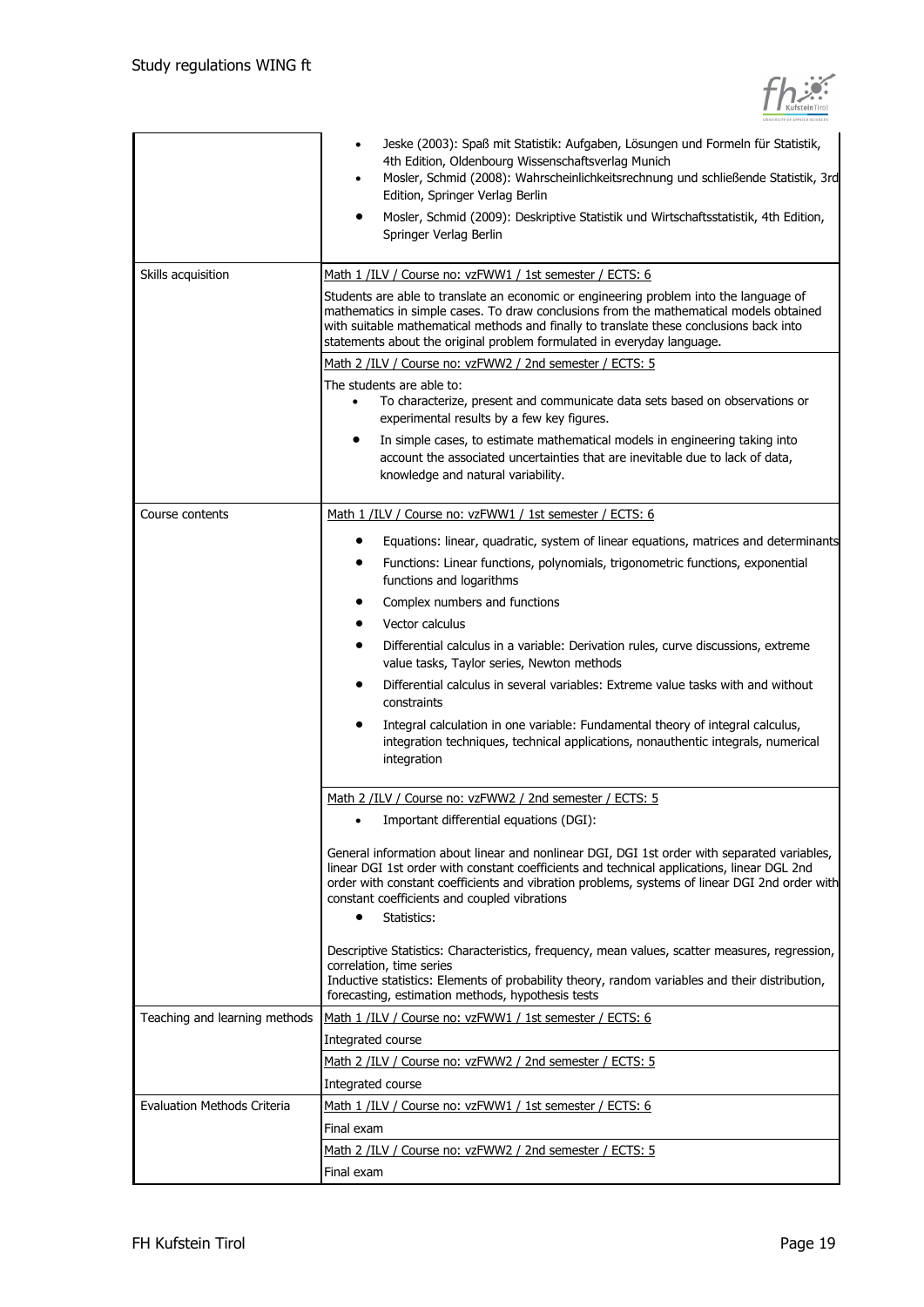| | |
|---|---|
| | • Jeske (2003): Spaß mit Statistik: Aufgaben, Lösungen und Formeln für Statistik, 4th Edition, Oldenbourg Wissenschaftsverlag Munich<br>• Mosler, Schmid (2008): Wahrscheinlichkeitsrechnung und schließende Statistik, 3rd Edition, Springer Verlag Berlin<br>• Mosler, Schmid (2009): Deskriptive Statistik und Wirtschaftsstatistik, 4th Edition, Springer Verlag Berlin |
| Skills acquisition | Math 1 /ILV / Course no: vzFWW1 / 1st semester / ECTS: 6 |
| | Students are able to translate an economic or engineering problem into the language of mathematics in simple cases. To draw conclusions from the mathematical models obtained with suitable mathematical methods and finally to translate these conclusions back into statements about the original problem formulated in everyday language. |
| | Math 2 /ILV / Course no: vzFWW2 / 2nd semester / ECTS: 5 |
| | The students are able to:<br>• To characterize, present and communicate data sets based on observations or experimental results by a few key figures.<br>• In simple cases, to estimate mathematical models in engineering taking into account the associated uncertainties that are inevitable due to lack of data, knowledge and natural variability. |
| Course contents | Math 1 /ILV / Course no: vzFWW1 / 1st semester / ECTS: 6 |
| | • Equations: linear, quadratic, system of linear equations, matrices and determinants<br>• Functions: Linear functions, polynomials, trigonometric functions, exponential functions and logarithms<br>• Complex numbers and functions<br>• Vector calculus<br>• Differential calculus in a variable: Derivation rules, curve discussions, extreme value tasks, Taylor series, Newton methods<br>• Differential calculus in several variables: Extreme value tasks with and without constraints<br>• Integral calculation in one variable: Fundamental theory of integral calculus, integration techniques, technical applications, nonauthentic integrals, numerical integration |
| | Math 2 /ILV / Course no: vzFWW2 / 2nd semester / ECTS: 5 |
| | • Important differential equations (DGI):<br><br>General information about linear and nonlinear DGI, DGI 1st order with separated variables, linear DGI 1st order with constant coefficients and technical applications, linear DGL 2nd order with constant coefficients and vibration problems, systems of linear DGI 2nd order with constant coefficients and coupled vibrations<br>• Statistics:<br><br>Descriptive Statistics: Characteristics, frequency, mean values, scatter measures, regression, correlation, time series<br>Inductive statistics: Elements of probability theory, random variables and their distribution, forecasting, estimation methods, hypothesis tests |
| Teaching and learning methods | Math 1 /ILV / Course no: vzFWW1 / 1st semester / ECTS: 6 |
| | Integrated course |
| | Math 2 /ILV / Course no: vzFWW2 / 2nd semester / ECTS: 5 |
| | Integrated course |
| Evaluation Methods Criteria | Math 1 /ILV / Course no: vzFWW1 / 1st semester / ECTS: 6 |
| | Final exam |
| | Math 2 /ILV / Course no: vzFWW2 / 2nd semester / ECTS: 5 |
| | Final exam |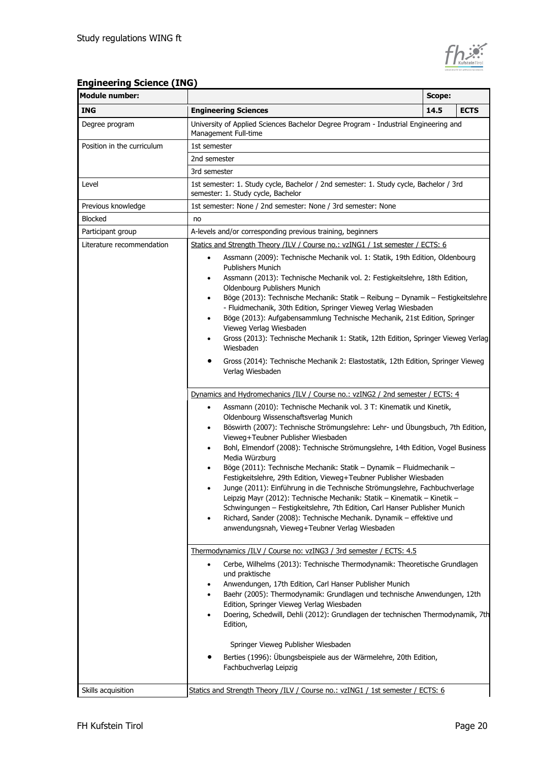## Engineering Science (ING)

| Module number: | | Scope: | |
|---|---|---|---|
| **ING** | **Engineering Sciences** | **14.5** | **ECTS** |
| Degree program | University of Applied Sciences Bachelor Degree Program - Industrial Engineering and Management Full-time | | |
| Position in the curriculum | 1st semester<br>2nd semester<br>3rd semester | | |
| Level | 1st semester: 1. Study cycle, Bachelor / 2nd semester: 1. Study cycle, Bachelor / 3rd semester: 1. Study cycle, Bachelor | | |
| Previous knowledge | 1st semester: None / 2nd semester: None / 3rd semester: None | | |
| Blocked | no | | |
| Participant group | A-levels and/or corresponding previous training, beginners | | |
| Literature recommendation | Statics and Strength Theory /ILV / Course no.: vzING1 / 1st semester / ECTS: 6<br>• Assmann (2009): Technische Mechanik vol. 1: Statik, 19th Edition, Oldenbourg Publishers Munich<br>• Assmann (2013): Technische Mechanik vol. 2: Festigkeitslehre, 18th Edition, Oldenbourg Publishers Munich<br>• Böge (2013): Technische Mechanik: Statik – Reibung – Dynamik – Festigkeitslehre - Fluidmechanik, 30th Edition, Springer Vieweg Verlag Wiesbaden<br>• Böge (2013): Aufgabensammlung Technische Mechanik, 21st Edition, Springer Vieweg Verlag Wiesbaden<br>• Gross (2013): Technische Mechanik 1: Statik, 12th Edition, Springer Vieweg Verlag Wiesbaden<br>• Gross (2014): Technische Mechanik 2: Elastostatik, 12th Edition, Springer Vieweg Verlag Wiesbaden<br><br>Dynamics and Hydromechanics /ILV / Course no.: vzING2 / 2nd semester / ECTS: 4<br>• Assmann (2010): Technische Mechanik vol. 3 T: Kinematik und Kinetik, Oldenbourg Wissenschaftsverlag Munich<br>• Böswirth (2007): Technische Strömungslehre: Lehr- und Übungsbuch, 7th Edition, Vieweg+Teubner Publisher Wiesbaden<br>• Bohl, Elmendorf (2008): Technische Strömungslehre, 14th Edition, Vogel Business Media Würzburg<br>• Böge (2011): Technische Mechanik: Statik – Dynamik – Fluidmechanik – Festigkeitslehre, 29th Edition, Vieweg+Teubner Publisher Wiesbaden<br>• Junge (2011): Einführung in die Technische Strömungslehre, Fachbuchverlage Leipzig Mayr (2012): Technische Mechanik: Statik – Kinematik – Kinetik – Schwingungen – Festigkeitslehre, 7th Edition, Carl Hanser Publisher Munich<br>• Richard, Sander (2008): Technische Mechanik. Dynamik – effektive und anwendungsnah, Vieweg+Teubner Verlag Wiesbaden<br><br>Thermodynamics /ILV / Course no: vzING3 / 3rd semester / ECTS: 4.5<br>• Cerbe, Wilhelms (2013): Technische Thermodynamik: Theoretische Grundlagen und praktische<br>• Anwendungen, 17th Edition, Carl Hanser Publisher Munich<br>• Baehr (2005): Thermodynamik: Grundlagen und technische Anwendungen, 12th Edition, Springer Vieweg Verlag Wiesbaden<br>• Doering, Schedwill, Dehli (2012): Grundlagen der technischen Thermodynamik, 7th Edition,<br>Springer Vieweg Publisher Wiesbaden<br>• Berties (1996): Übungsbeispiele aus der Wärmelehre, 20th Edition, Fachbuchverlag Leipzig | | |
| Skills acquisition | Statics and Strength Theory /ILV / Course no.: vzING1 / 1st semester / ECTS: 6 | | |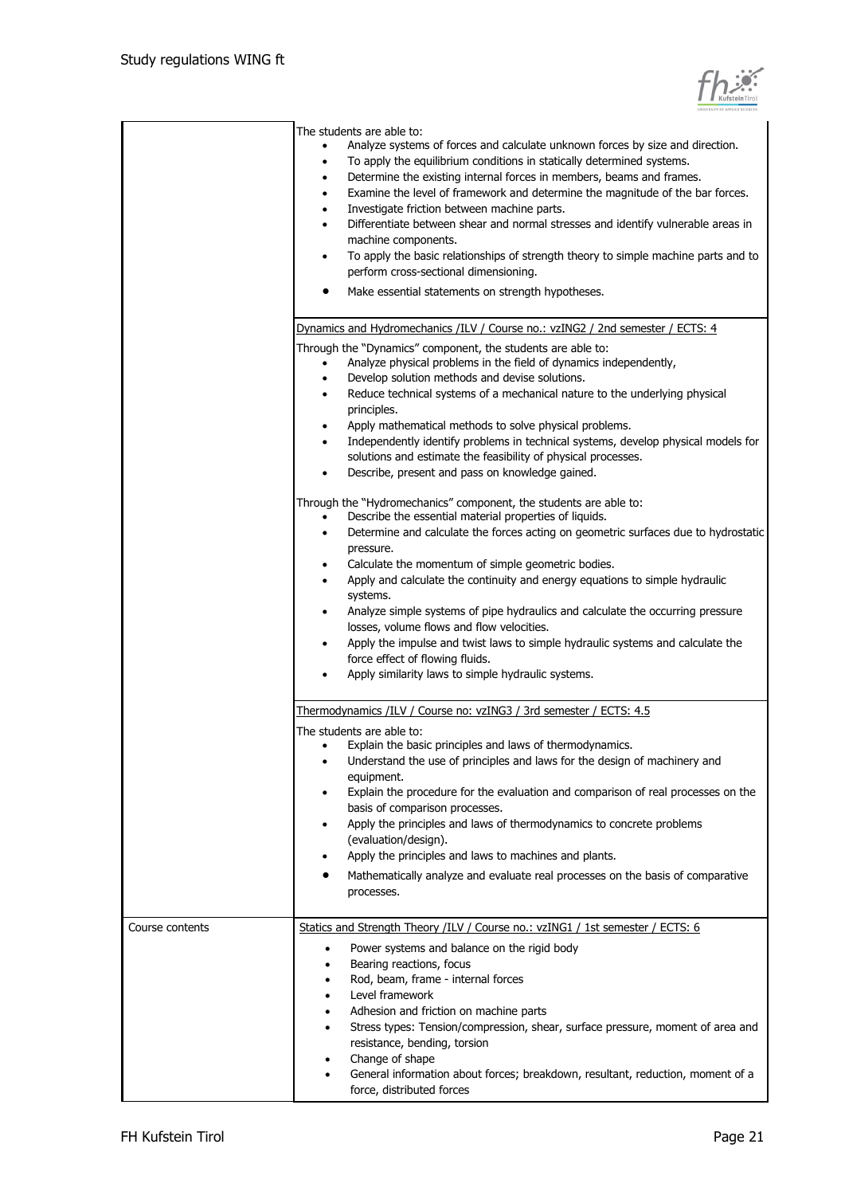| | |
|---|---|
| | The students are able to:<br>• Analyze systems of forces and calculate unknown forces by size and direction.<br>• To apply the equilibrium conditions in statically determined systems.<br>• Determine the existing internal forces in members, beams and frames.<br>• Examine the level of framework and determine the magnitude of the bar forces.<br>• Investigate friction between machine parts.<br>• Differentiate between shear and normal stresses and identify vulnerable areas in machine components.<br>• To apply the basic relationships of strength theory to simple machine parts and to perform cross-sectional dimensioning.<br>• Make essential statements on strength hypotheses. |
| | Dynamics and Hydromechanics /ILV / Course no.: vzING2 / 2nd semester / ECTS: 4<br><br>Through the "Dynamics" component, the students are able to:<br>• Analyze physical problems in the field of dynamics independently,<br>• Develop solution methods and devise solutions.<br>• Reduce technical systems of a mechanical nature to the underlying physical principles.<br>• Apply mathematical methods to solve physical problems.<br>• Independently identify problems in technical systems, develop physical models for solutions and estimate the feasibility of physical processes.<br>• Describe, present and pass on knowledge gained.<br><br>Through the "Hydromechanics" component, the students are able to:<br>• Describe the essential material properties of liquids.<br>• Determine and calculate the forces acting on geometric surfaces due to hydrostatic pressure.<br>• Calculate the momentum of simple geometric bodies.<br>• Apply and calculate the continuity and energy equations to simple hydraulic systems.<br>• Analyze simple systems of pipe hydraulics and calculate the occurring pressure losses, volume flows and flow velocities.<br>• Apply the impulse and twist laws to simple hydraulic systems and calculate the force effect of flowing fluids.<br>• Apply similarity laws to simple hydraulic systems. |
| | Thermodynamics /ILV / Course no: vzING3 / 3rd semester / ECTS: 4.5<br><br>The students are able to:<br>• Explain the basic principles and laws of thermodynamics.<br>• Understand the use of principles and laws for the design of machinery and equipment.<br>• Explain the procedure for the evaluation and comparison of real processes on the basis of comparison processes.<br>• Apply the principles and laws of thermodynamics to concrete problems (evaluation/design).<br>• Apply the principles and laws to machines and plants.<br>• Mathematically analyze and evaluate real processes on the basis of comparative processes. |
| Course contents | Statics and Strength Theory /ILV / Course no.: vzING1 / 1st semester / ECTS: 6<br><br>• Power systems and balance on the rigid body<br>• Bearing reactions, focus<br>• Rod, beam, frame - internal forces<br>• Level framework<br>• Adhesion and friction on machine parts<br>• Stress types: Tension/compression, shear, surface pressure, moment of area and resistance, bending, torsion<br>• Change of shape<br>• General information about forces; breakdown, resultant, reduction, moment of a force, distributed forces |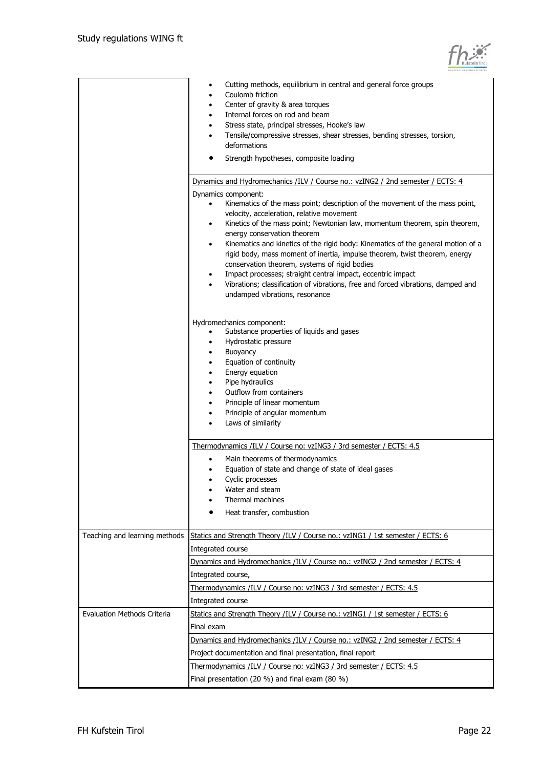| | |
|---|---|
| | • Cutting methods, equilibrium in central and general force groups<br>• Coulomb friction<br>• Center of gravity & area torques<br>• Internal forces on rod and beam<br>• Stress state, principal stresses, Hooke's law<br>• Tensile/compressive stresses, shear stresses, bending stresses, torsion, deformations<br>• Strength hypotheses, composite loading |
| | Dynamics and Hydromechanics /ILV / Course no.: vzING2 / 2nd semester / ECTS: 4<br><br>Dynamics component:<br>• Kinematics of the mass point; description of the movement of the mass point, velocity, acceleration, relative movement<br>• Kinetics of the mass point; Newtonian law, momentum theorem, spin theorem, energy conservation theorem<br>• Kinematics and kinetics of the rigid body: Kinematics of the general motion of a rigid body, mass moment of inertia, impulse theorem, twist theorem, energy conservation theorem, systems of rigid bodies<br>• Impact processes; straight central impact, eccentric impact<br>• Vibrations; classification of vibrations, free and forced vibrations, damped and undamped vibrations, resonance<br><br>Hydromechanics component:<br>• Substance properties of liquids and gases<br>• Hydrostatic pressure<br>• Buoyancy<br>• Equation of continuity<br>• Energy equation<br>• Pipe hydraulics<br>• Outflow from containers<br>• Principle of linear momentum<br>• Principle of angular momentum<br>• Laws of similarity |
| | Thermodynamics /ILV / Course no: vzING3 / 3rd semester / ECTS: 4.5<br><br>• Main theorems of thermodynamics<br>• Equation of state and change of state of ideal gases<br>• Cyclic processes<br>• Water and steam<br>• Thermal machines<br>• Heat transfer, combustion |
| Teaching and learning methods | Statics and Strength Theory /ILV / Course no.: vzING1 / 1st semester / ECTS: 6<br>Integrated course |
| | Dynamics and Hydromechanics /ILV / Course no.: vzING2 / 2nd semester / ECTS: 4<br>Integrated course, |
| | Thermodynamics /ILV / Course no: vzING3 / 3rd semester / ECTS: 4.5<br>Integrated course |
| Evaluation Methods Criteria | Statics and Strength Theory /ILV / Course no.: vzING1 / 1st semester / ECTS: 6<br>Final exam |
| | Dynamics and Hydromechanics /ILV / Course no.: vzING2 / 2nd semester / ECTS: 4<br>Project documentation and final presentation, final report |
| | Thermodynamics /ILV / Course no: vzING3 / 3rd semester / ECTS: 4.5<br>Final presentation (20 %) and final exam (80 %) |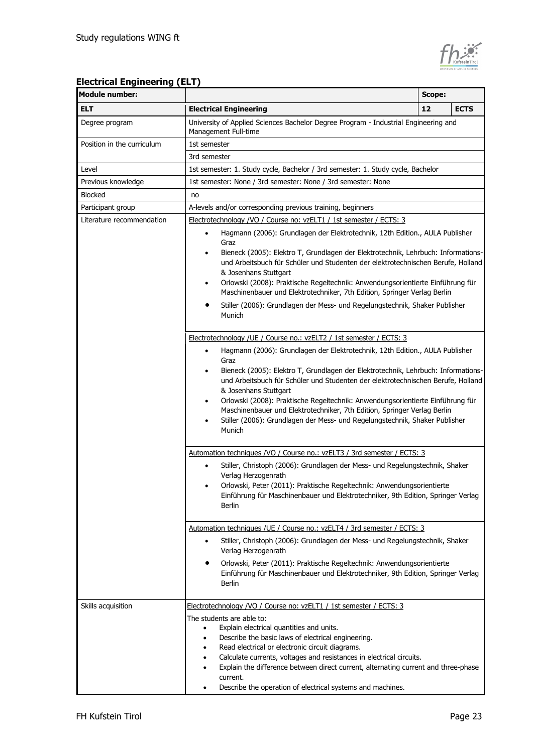## Electrical Engineering (ELT)

| Module number: | | Scope: | |
|---|---|---|---|
| **ELT** | **Electrical Engineering** | **12** | **ECTS** |
| Degree program | University of Applied Sciences Bachelor Degree Program - Industrial Engineering and Management Full-time | | |
| Position in the curriculum | 1st semester<br>3rd semester | | |
| Level | 1st semester: 1. Study cycle, Bachelor / 3rd semester: 1. Study cycle, Bachelor | | |
| Previous knowledge | 1st semester: None / 3rd semester: None / 3rd semester: None | | |
| Blocked | no | | |
| Participant group | A-levels and/or corresponding previous training, beginners | | |
| Literature recommendation | Electrotechnology /VO / Course no: vzELT1 / 1st semester / ECTS: 3<br>• Hagmann (2006): Grundlagen der Elektrotechnik, 12th Edition., AULA Publisher Graz<br>• Bieneck (2005): Elektro T, Grundlagen der Elektrotechnik, Lehrbuch: Informations- und Arbeitsbuch für Schüler und Studenten der elektrotechnischen Berufe, Holland & Josenhans Stuttgart<br>• Orlowski (2008): Praktische Regeltechnik: Anwendungsorientierte Einführung für Maschinenbauer und Elektrotechniker, 7th Edition, Springer Verlag Berlin<br>• Stiller (2006): Grundlagen der Mess- und Regelungstechnik, Shaker Publisher Munich<br><br>Electrotechnology /UE / Course no.: vzELT2 / 1st semester / ECTS: 3<br>• Hagmann (2006): Grundlagen der Elektrotechnik, 12th Edition., AULA Publisher Graz<br>• Bieneck (2005): Elektro T, Grundlagen der Elektrotechnik, Lehrbuch: Informations- und Arbeitsbuch für Schüler und Studenten der elektrotechnischen Berufe, Holland & Josenhans Stuttgart<br>• Orlowski (2008): Praktische Regeltechnik: Anwendungsorientierte Einführung für Maschinenbauer und Elektrotechniker, 7th Edition, Springer Verlag Berlin<br>• Stiller (2006): Grundlagen der Mess- und Regelungstechnik, Shaker Publisher Munich<br><br>Automation techniques /VO / Course no.: vzELT3 / 3rd semester / ECTS: 3<br>• Stiller, Christoph (2006): Grundlagen der Mess- und Regelungstechnik, Shaker Verlag Herzogenrath<br>• Orlowski, Peter (2011): Praktische Regeltechnik: Anwendungsorientierte Einführung für Maschinenbauer und Elektrotechniker, 9th Edition, Springer Verlag Berlin<br><br>Automation techniques /UE / Course no.: vzELT4 / 3rd semester / ECTS: 3<br>• Stiller, Christoph (2006): Grundlagen der Mess- und Regelungstechnik, Shaker Verlag Herzogenrath<br>• Orlowski, Peter (2011): Praktische Regeltechnik: Anwendungsorientierte Einführung für Maschinenbauer und Elektrotechniker, 9th Edition, Springer Verlag Berlin | | |
| Skills acquisition | Electrotechnology /VO / Course no: vzELT1 / 1st semester / ECTS: 3<br>The students are able to:<br>• Explain electrical quantities and units.<br>• Describe the basic laws of electrical engineering.<br>• Read electrical or electronic circuit diagrams.<br>• Calculate currents, voltages and resistances in electrical circuits.<br>• Explain the difference between direct current, alternating current and three-phase current.<br>• Describe the operation of electrical systems and machines. | | |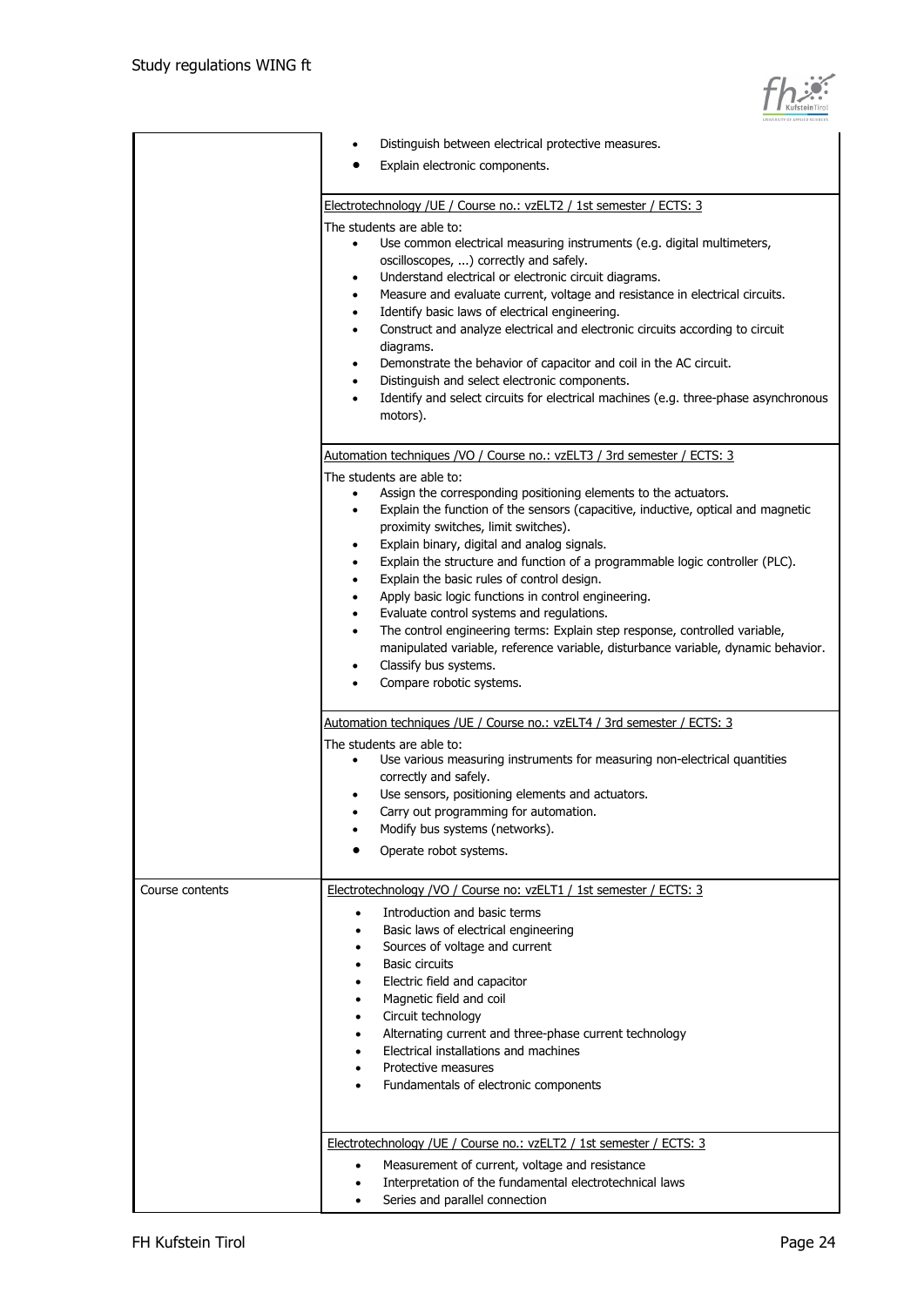| | |
|---|---|
| | • Distinguish between electrical protective measures.<br>• Explain electronic components.<br><br><u>Electrotechnology /UE / Course no.: vzELT2 / 1st semester / ECTS: 3</u><br>The students are able to:<br>• Use common electrical measuring instruments (e.g. digital multimeters, oscilloscopes, ...) correctly and safely.<br>• Understand electrical or electronic circuit diagrams.<br>• Measure and evaluate current, voltage and resistance in electrical circuits.<br>• Identify basic laws of electrical engineering.<br>• Construct and analyze electrical and electronic circuits according to circuit diagrams.<br>• Demonstrate the behavior of capacitor and coil in the AC circuit.<br>• Distinguish and select electronic components.<br>• Identify and select circuits for electrical machines (e.g. three-phase asynchronous motors).<br><br><u>Automation techniques /VO / Course no.: vzELT3 / 3rd semester / ECTS: 3</u><br>The students are able to:<br>• Assign the corresponding positioning elements to the actuators.<br>• Explain the function of the sensors (capacitive, inductive, optical and magnetic proximity switches, limit switches).<br>• Explain binary, digital and analog signals.<br>• Explain the structure and function of a programmable logic controller (PLC).<br>• Explain the basic rules of control design.<br>• Apply basic logic functions in control engineering.<br>• Evaluate control systems and regulations.<br>• The control engineering terms: Explain step response, controlled variable, manipulated variable, reference variable, disturbance variable, dynamic behavior.<br>• Classify bus systems.<br>• Compare robotic systems.<br><br><u>Automation techniques /UE / Course no.: vzELT4 / 3rd semester / ECTS: 3</u><br>The students are able to:<br>• Use various measuring instruments for measuring non-electrical quantities correctly and safely.<br>• Use sensors, positioning elements and actuators.<br>• Carry out programming for automation.<br>• Modify bus systems (networks).<br>• Operate robot systems. |
| Course contents | <u>Electrotechnology /VO / Course no: vzELT1 / 1st semester / ECTS: 3</u><br>• Introduction and basic terms<br>• Basic laws of electrical engineering<br>• Sources of voltage and current<br>• Basic circuits<br>• Electric field and capacitor<br>• Magnetic field and coil<br>• Circuit technology<br>• Alternating current and three-phase current technology<br>• Electrical installations and machines<br>• Protective measures<br>• Fundamentals of electronic components<br><br><u>Electrotechnology /UE / Course no.: vzELT2 / 1st semester / ECTS: 3</u><br>• Measurement of current, voltage and resistance<br>• Interpretation of the fundamental electrotechnical laws<br>• Series and parallel connection |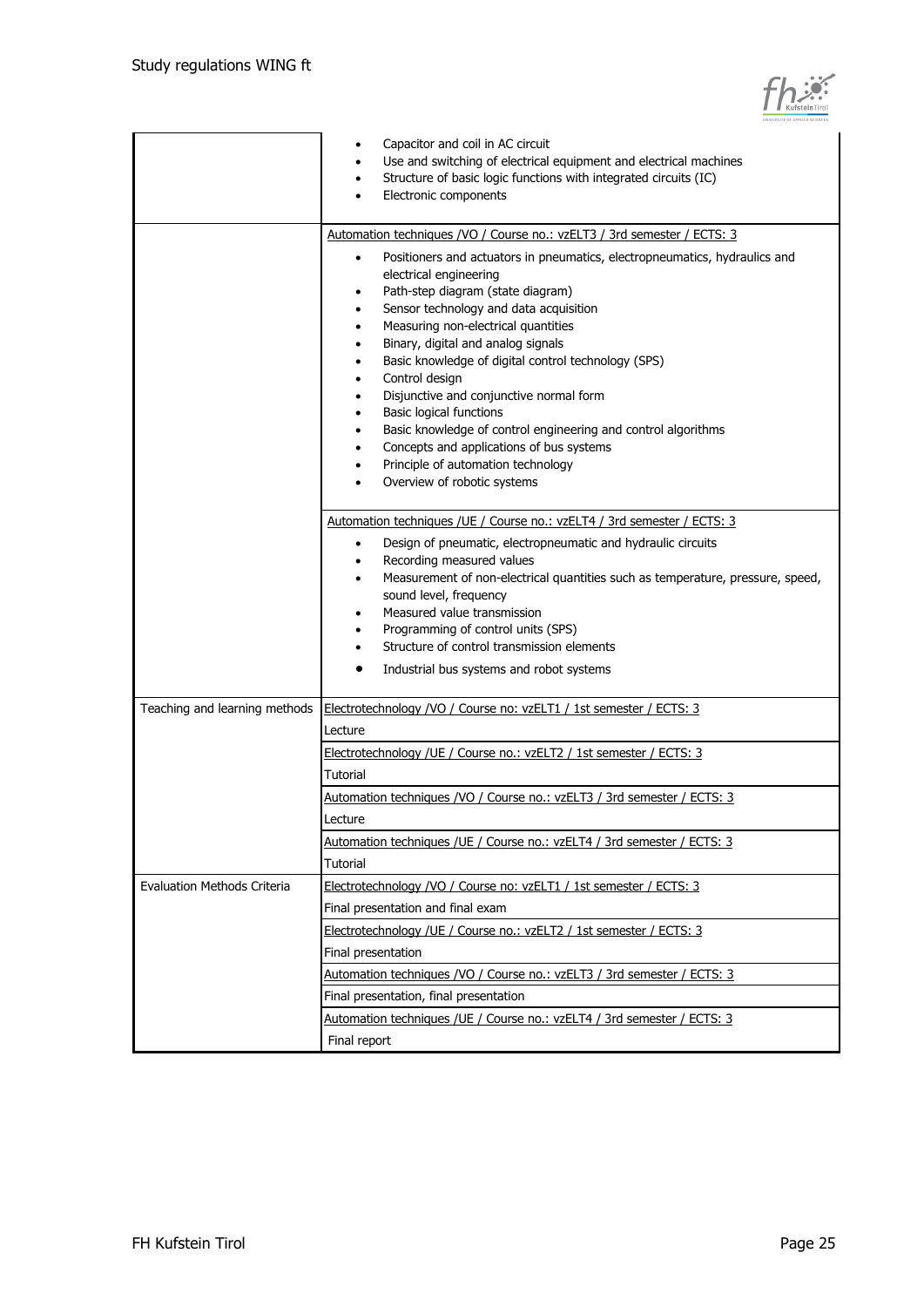| | |
|---|---|
| | • Capacitor and coil in AC circuit<br>• Use and switching of electrical equipment and electrical machines<br>• Structure of basic logic functions with integrated circuits (IC)<br>• Electronic components |
| | Automation techniques /VO / Course no.: vzELT3 / 3rd semester / ECTS: 3<br>• Positioners and actuators in pneumatics, electropneumatics, hydraulics and electrical engineering<br>• Path-step diagram (state diagram)<br>• Sensor technology and data acquisition<br>• Measuring non-electrical quantities<br>• Binary, digital and analog signals<br>• Basic knowledge of digital control technology (SPS)<br>• Control design<br>• Disjunctive and conjunctive normal form<br>• Basic logical functions<br>• Basic knowledge of control engineering and control algorithms<br>• Concepts and applications of bus systems<br>• Principle of automation technology<br>• Overview of robotic systems |
| | Automation techniques /UE / Course no.: vzELT4 / 3rd semester / ECTS: 3<br>• Design of pneumatic, electropneumatic and hydraulic circuits<br>• Recording measured values<br>• Measurement of non-electrical quantities such as temperature, pressure, speed, sound level, frequency<br>• Measured value transmission<br>• Programming of control units (SPS)<br>• Structure of control transmission elements<br>• Industrial bus systems and robot systems |
| Teaching and learning methods | Electrotechnology /VO / Course no: vzELT1 / 1st semester / ECTS: 3<br>Lecture |
| | Electrotechnology /UE / Course no.: vzELT2 / 1st semester / ECTS: 3<br>Tutorial |
| | Automation techniques /VO / Course no.: vzELT3 / 3rd semester / ECTS: 3<br>Lecture |
| | Automation techniques /UE / Course no.: vzELT4 / 3rd semester / ECTS: 3<br>Tutorial |
| Evaluation Methods Criteria | Electrotechnology /VO / Course no: vzELT1 / 1st semester / ECTS: 3<br>Final presentation and final exam |
| | Electrotechnology /UE / Course no.: vzELT2 / 1st semester / ECTS: 3<br>Final presentation |
| | Automation techniques /VO / Course no.: vzELT3 / 3rd semester / ECTS: 3<br>Final presentation, final presentation |
| | Automation techniques /UE / Course no.: vzELT4 / 3rd semester / ECTS: 3<br>Final report |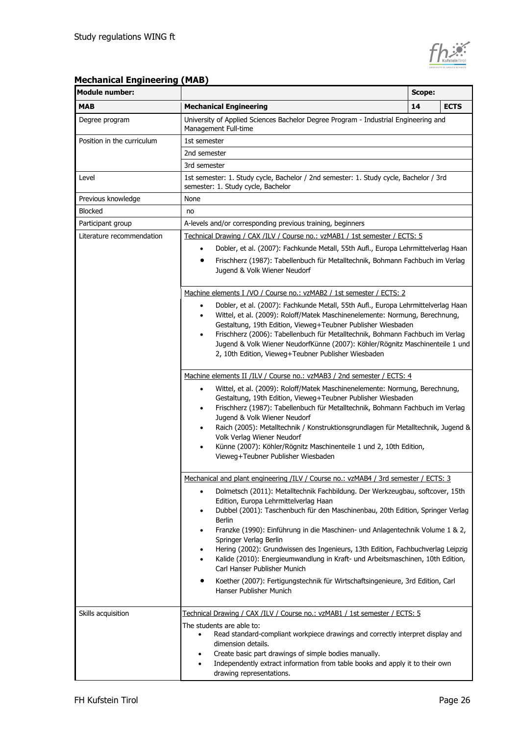## Mechanical Engineering (MAB)

| Module number: | | Scope: | |
|---|---|---|---|
| **MAB** | **Mechanical Engineering** | **14** | **ECTS** |
| Degree program | University of Applied Sciences Bachelor Degree Program - Industrial Engineering and Management Full-time | | |
| Position in the curriculum | 1st semester | | |
| | 2nd semester | | |
| | 3rd semester | | |
| Level | 1st semester: 1. Study cycle, Bachelor / 2nd semester: 1. Study cycle, Bachelor / 3rd semester: 1. Study cycle, Bachelor | | |
| Previous knowledge | None | | |
| Blocked | no | | |
| Participant group | A-levels and/or corresponding previous training, beginners | | |
| Literature recommendation | Technical Drawing / CAX /ILV / Course no.: vzMAB1 / 1st semester / ECTS: 5<br>• Dobler, et al. (2007): Fachkunde Metall, 55th Aufl., Europa Lehrmittelverlag Haan<br>• Frischherz (1987): Tabellenbuch für Metalltechnik, Bohmann Fachbuch im Verlag Jugend & Volk Wiener Neudorf<br><br>Machine elements I /VO / Course no.: vzMAB2 / 1st semester / ECTS: 2<br>• Dobler, et al. (2007): Fachkunde Metall, 55th Aufl., Europa Lehrmittelverlag Haan<br>• Wittel, et al. (2009): Roloff/Matek Maschinenelemente: Normung, Berechnung, Gestaltung, 19th Edition, Vieweg+Teubner Publisher Wiesbaden<br>• Frischherz (2006): Tabellenbuch für Metalltechnik, Bohmann Fachbuch im Verlag Jugend & Volk Wiener NeudorfKünne (2007): Köhler/Rögnitz Maschinenteile 1 und 2, 10th Edition, Vieweg+Teubner Publisher Wiesbaden<br><br>Machine elements II /ILV / Course no.: vzMAB3 / 2nd semester / ECTS: 4<br>• Wittel, et al. (2009): Roloff/Matek Maschinenelemente: Normung, Berechnung, Gestaltung, 19th Edition, Vieweg+Teubner Publisher Wiesbaden<br>• Frischherz (1987): Tabellenbuch für Metalltechnik, Bohmann Fachbuch im Verlag Jugend & Volk Wiener Neudorf<br>• Raich (2005): Metalltechnik / Konstruktionsgrundlagen für Metalltechnik, Jugend & Volk Verlag Wiener Neudorf<br>• Künne (2007): Köhler/Rögnitz Maschinenteile 1 und 2, 10th Edition, Vieweg+Teubner Publisher Wiesbaden<br><br>Mechanical and plant engineering /ILV / Course no.: vzMAB4 / 3rd semester / ECTS: 3<br>• Dolmetsch (2011): Metalltechnik Fachbildung. Der Werkzeugbau, softcover, 15th Edition, Europa Lehrmittelverlag Haan<br>• Dubbel (2001): Taschenbuch für den Maschinenbau, 20th Edition, Springer Verlag Berlin<br>• Franzke (1990): Einführung in die Maschinen- und Anlagentechnik Volume 1 & 2, Springer Verlag Berlin<br>• Hering (2002): Grundwissen des Ingenieurs, 13th Edition, Fachbuchverlag Leipzig<br>• Kalide (2010): Energieumwandlung in Kraft- und Arbeitsmaschinen, 10th Edition, Carl Hanser Publisher Munich<br>• Koether (2007): Fertigungstechnik für Wirtschaftsingenieure, 3rd Edition, Carl Hanser Publisher Munich | | |
| Skills acquisition | Technical Drawing / CAX /ILV / Course no.: vzMAB1 / 1st semester / ECTS: 5<br>The students are able to:<br>• Read standard-compliant workpiece drawings and correctly interpret display and dimension details.<br>• Create basic part drawings of simple bodies manually.<br>• Independently extract information from table books and apply it to their own drawing representations. | | |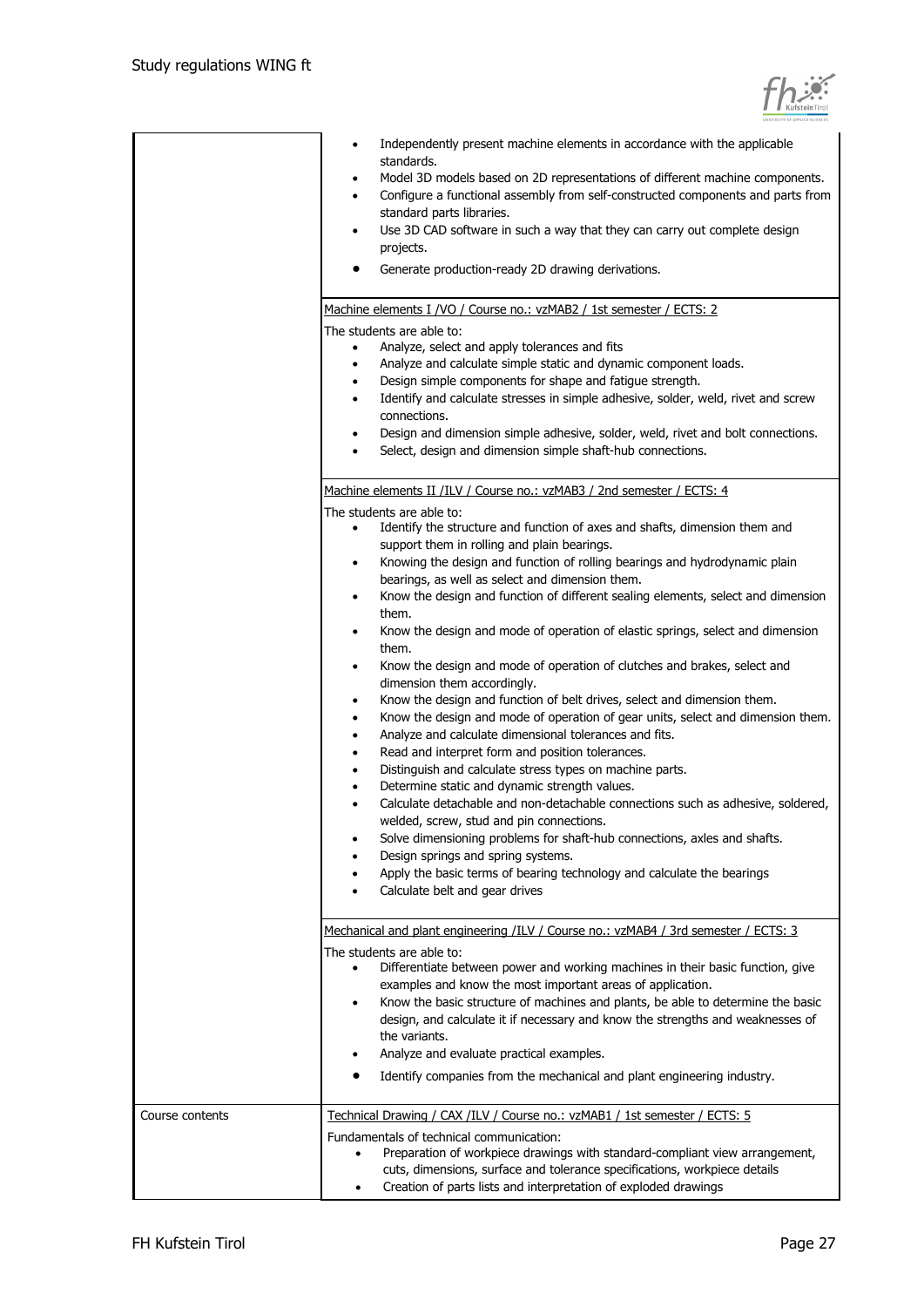| | |
|---|---|
| | - Independently present machine elements in accordance with the applicable standards.<br>- Model 3D models based on 2D representations of different machine components.<br>- Configure a functional assembly from self-constructed components and parts from standard parts libraries.<br>- Use 3D CAD software in such a way that they can carry out complete design projects.<br>- Generate production-ready 2D drawing derivations. |
| | Machine elements I /VO / Course no.: vzMAB2 / 1st semester / ECTS: 2<br><br>The students are able to:<br>- Analyze, select and apply tolerances and fits<br>- Analyze and calculate simple static and dynamic component loads.<br>- Design simple components for shape and fatigue strength.<br>- Identify and calculate stresses in simple adhesive, solder, weld, rivet and screw connections.<br>- Design and dimension simple adhesive, solder, weld, rivet and bolt connections.<br>- Select, design and dimension simple shaft-hub connections. |
| | Machine elements II /ILV / Course no.: vzMAB3 / 2nd semester / ECTS: 4<br><br>The students are able to:<br>- Identify the structure and function of axes and shafts, dimension them and support them in rolling and plain bearings.<br>- Knowing the design and function of rolling bearings and hydrodynamic plain bearings, as well as select and dimension them.<br>- Know the design and function of different sealing elements, select and dimension them.<br>- Know the design and mode of operation of elastic springs, select and dimension them.<br>- Know the design and mode of operation of clutches and brakes, select and dimension them accordingly.<br>- Know the design and function of belt drives, select and dimension them.<br>- Know the design and mode of operation of gear units, select and dimension them.<br>- Analyze and calculate dimensional tolerances and fits.<br>- Read and interpret form and position tolerances.<br>- Distinguish and calculate stress types on machine parts.<br>- Determine static and dynamic strength values.<br>- Calculate detachable and non-detachable connections such as adhesive, soldered, welded, screw, stud and pin connections.<br>- Solve dimensioning problems for shaft-hub connections, axles and shafts.<br>- Design springs and spring systems.<br>- Apply the basic terms of bearing technology and calculate the bearings<br>- Calculate belt and gear drives |
| | Mechanical and plant engineering /ILV / Course no.: vzMAB4 / 3rd semester / ECTS: 3<br><br>The students are able to:<br>- Differentiate between power and working machines in their basic function, give examples and know the most important areas of application.<br>- Know the basic structure of machines and plants, be able to determine the basic design, and calculate it if necessary and know the strengths and weaknesses of the variants.<br>- Analyze and evaluate practical examples.<br>- Identify companies from the mechanical and plant engineering industry. |
| Course contents | Technical Drawing / CAX /ILV / Course no.: vzMAB1 / 1st semester / ECTS: 5<br><br>Fundamentals of technical communication:<br>- Preparation of workpiece drawings with standard-compliant view arrangement, cuts, dimensions, surface and tolerance specifications, workpiece details<br>- Creation of parts lists and interpretation of exploded drawings |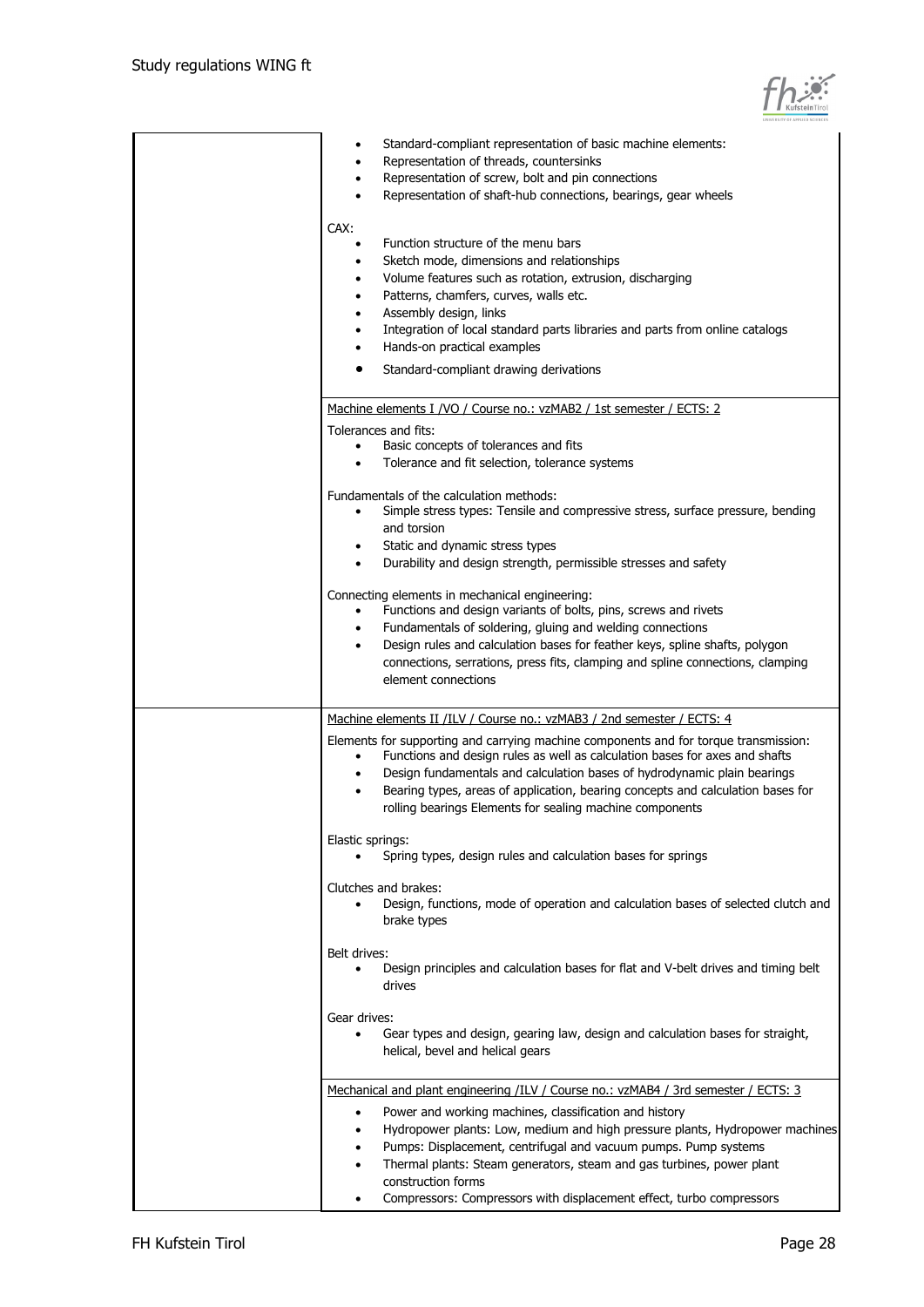| | |
|---|---|
| | • Standard-compliant representation of basic machine elements:<br>• Representation of threads, countersinks<br>• Representation of screw, bolt and pin connections<br>• Representation of shaft-hub connections, bearings, gear wheels<br><br>CAX:<br>• Function structure of the menu bars<br>• Sketch mode, dimensions and relationships<br>• Volume features such as rotation, extrusion, discharging<br>• Patterns, chamfers, curves, walls etc.<br>• Assembly design, links<br>• Integration of local standard parts libraries and parts from online catalogs<br>• Hands-on practical examples<br>• Standard-compliant drawing derivations |
| | Machine elements I /VO / Course no.: vzMAB2 / 1st semester / ECTS: 2<br><br>Tolerances and fits:<br>• Basic concepts of tolerances and fits<br>• Tolerance and fit selection, tolerance systems<br><br>Fundamentals of the calculation methods:<br>• Simple stress types: Tensile and compressive stress, surface pressure, bending and torsion<br>• Static and dynamic stress types<br>• Durability and design strength, permissible stresses and safety<br><br>Connecting elements in mechanical engineering:<br>• Functions and design variants of bolts, pins, screws and rivets<br>• Fundamentals of soldering, gluing and welding connections<br>• Design rules and calculation bases for feather keys, spline shafts, polygon connections, serrations, press fits, clamping and spline connections, clamping element connections |
| | Machine elements II /ILV / Course no.: vzMAB3 / 2nd semester / ECTS: 4<br><br>Elements for supporting and carrying machine components and for torque transmission:<br>• Functions and design rules as well as calculation bases for axes and shafts<br>• Design fundamentals and calculation bases of hydrodynamic plain bearings<br>• Bearing types, areas of application, bearing concepts and calculation bases for rolling bearings Elements for sealing machine components<br><br>Elastic springs:<br>• Spring types, design rules and calculation bases for springs<br><br>Clutches and brakes:<br>• Design, functions, mode of operation and calculation bases of selected clutch and brake types<br><br>Belt drives:<br>• Design principles and calculation bases for flat and V-belt drives and timing belt drives<br><br>Gear drives:<br>• Gear types and design, gearing law, design and calculation bases for straight, helical, bevel and helical gears |
| | Mechanical and plant engineering /ILV / Course no.: vzMAB4 / 3rd semester / ECTS: 3<br><br>• Power and working machines, classification and history<br>• Hydropower plants: Low, medium and high pressure plants, Hydropower machines<br>• Pumps: Displacement, centrifugal and vacuum pumps. Pump systems<br>• Thermal plants: Steam generators, steam and gas turbines, power plant construction forms<br>• Compressors: Compressors with displacement effect, turbo compressors |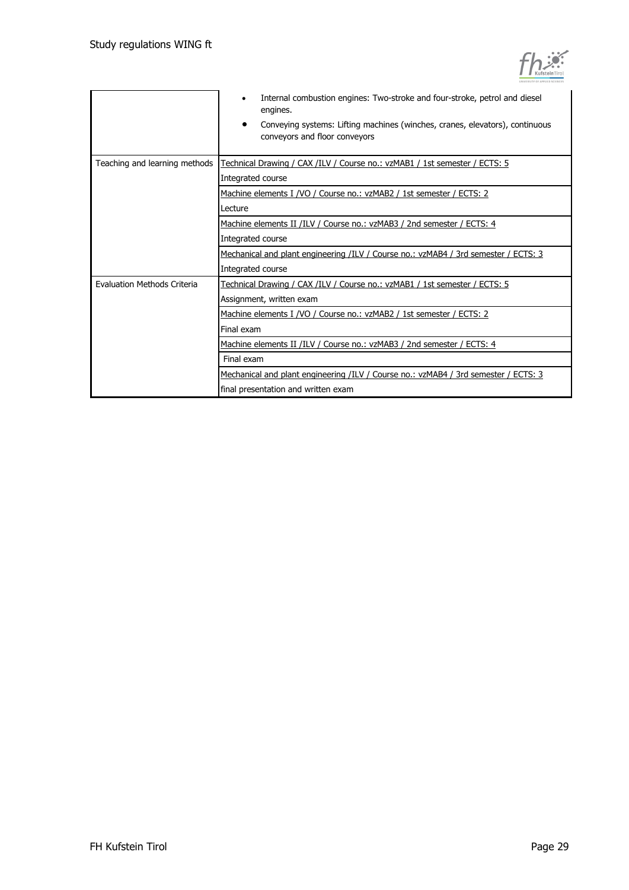| | |
|---|---|
| | • Internal combustion engines: Two-stroke and four-stroke, petrol and diesel engines.<br>• Conveying systems: Lifting machines (winches, cranes, elevators), continuous conveyors and floor conveyors |
| Teaching and learning methods | Technical Drawing / CAX /ILV / Course no.: vzMAB1 / 1st semester / ECTS: 5 |
| | Integrated course |
| | Machine elements I /VO / Course no.: vzMAB2 / 1st semester / ECTS: 2 |
| | Lecture |
| | Machine elements II /ILV / Course no.: vzMAB3 / 2nd semester / ECTS: 4 |
| | Integrated course |
| | Mechanical and plant engineering /ILV / Course no.: vzMAB4 / 3rd semester / ECTS: 3 |
| | Integrated course |
| Evaluation Methods Criteria | Technical Drawing / CAX /ILV / Course no.: vzMAB1 / 1st semester / ECTS: 5 |
| | Assignment, written exam |
| | Machine elements I /VO / Course no.: vzMAB2 / 1st semester / ECTS: 2 |
| | Final exam |
| | Machine elements II /ILV / Course no.: vzMAB3 / 2nd semester / ECTS: 4 |
| | Final exam |
| | Mechanical and plant engineering /ILV / Course no.: vzMAB4 / 3rd semester / ECTS: 3 |
| | final presentation and written exam |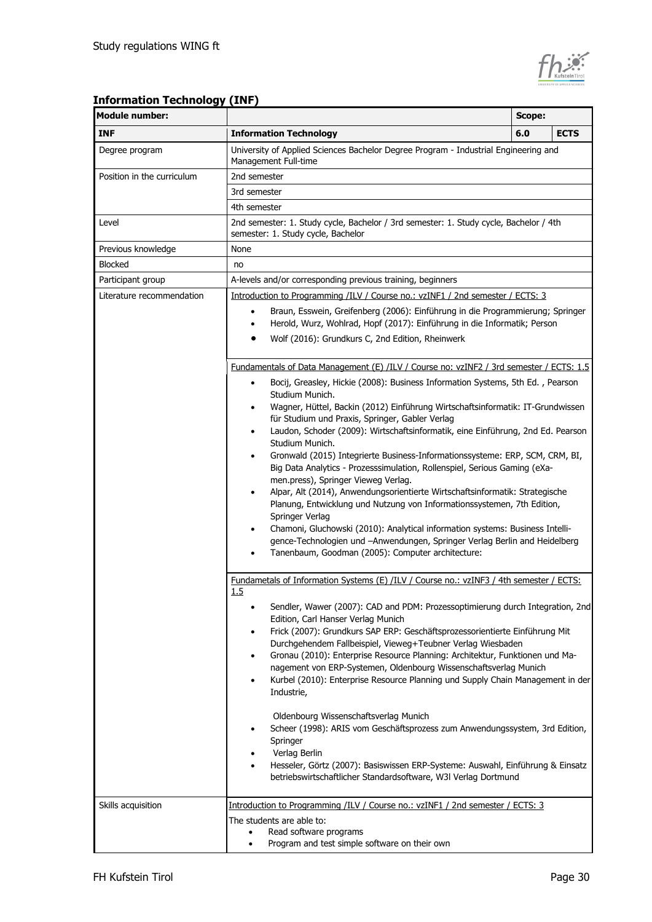## Information Technology (INF)

| Module number: | | Scope: | |
|---|---|---|---|
| **INF** | **Information Technology** | **6.0** | **ECTS** |
| Degree program | University of Applied Sciences Bachelor Degree Program - Industrial Engineering and Management Full-time | | |
| Position in the curriculum | 2nd semester<br>3rd semester<br>4th semester | | |
| Level | 2nd semester: 1. Study cycle, Bachelor / 3rd semester: 1. Study cycle, Bachelor / 4th semester: 1. Study cycle, Bachelor | | |
| Previous knowledge | None | | |
| Blocked | no | | |
| Participant group | A-levels and/or corresponding previous training, beginners | | |
| Literature recommendation | Introduction to Programming /ILV / Course no.: vzINF1 / 2nd semester / ECTS: 3<br>• Braun, Esswein, Greifenberg (2006): Einführung in die Programmierung; Springer<br>• Herold, Wurz, Wohlrad, Hopf (2017): Einführung in die Informatik; Person<br>• Wolf (2016): Grundkurs C, 2nd Edition, Rheinwerk<br><br>Fundamentals of Data Management (E) /ILV / Course no: vzINF2 / 3rd semester / ECTS: 1.5<br>• Bocij, Greasley, Hickie (2008): Business Information Systems, 5th Ed. , Pearson Studium Munich.<br>• Wagner, Hüttel, Backin (2012) Einführung Wirtschaftsinformatik: IT-Grundwissen für Studium und Praxis, Springer, Gabler Verlag<br>• Laudon, Schoder (2009): Wirtschaftsinformatik, eine Einführung, 2nd Ed. Pearson Studium Munich.<br>• Gronwald (2015) Integrierte Business-Informationssysteme: ERP, SCM, CRM, BI, Big Data Analytics - Prozesssimulation, Rollenspiel, Serious Gaming (eXa-men.press), Springer Vieweg Verlag.<br>• Alpar, Alt (2014), Anwendungsorientierte Wirtschaftsinformatik: Strategische Planung, Entwicklung und Nutzung von Informationssystemen, 7th Edition, Springer Verlag<br>• Chamoni, Gluchowski (2010): Analytical information systems: Business Intelli-gence-Technologien und –Anwendungen, Springer Verlag Berlin and Heidelberg<br>• Tanenbaum, Goodman (2005): Computer architecture:<br><br>Fundametals of Information Systems (E) /ILV / Course no.: vzINF3 / 4th semester / ECTS: 1.5<br>• Sendler, Wawer (2007): CAD and PDM: Prozessoptimierung durch Integration, 2nd Edition, Carl Hanser Verlag Munich<br>• Frick (2007): Grundkurs SAP ERP: Geschäftsprozessorientierte Einführung Mit Durchgehendem Fallbeispiel, Vieweg+Teubner Verlag Wiesbaden<br>• Gronau (2010): Enterprise Resource Planning: Architektur, Funktionen und Ma-nagement von ERP-Systemen, Oldenbourg Wissenschaftsverlag Munich<br>• Kurbel (2010): Enterprise Resource Planning und Supply Chain Management in der Industrie,<br>Oldenbourg Wissenschaftsverlag Munich<br>• Scheer (1998): ARIS vom Geschäftsprozess zum Anwendungssystem, 3rd Edition, Springer<br>• Verlag Berlin<br>• Hesseler, Görtz (2007): Basiswissen ERP-Systeme: Auswahl, Einführung & Einsatz betriebswirtschaftlicher Standardsoftware, W3l Verlag Dortmund | | |
| Skills acquisition | Introduction to Programming /ILV / Course no.: vzINF1 / 2nd semester / ECTS: 3<br>The students are able to:<br>• Read software programs<br>• Program and test simple software on their own | | |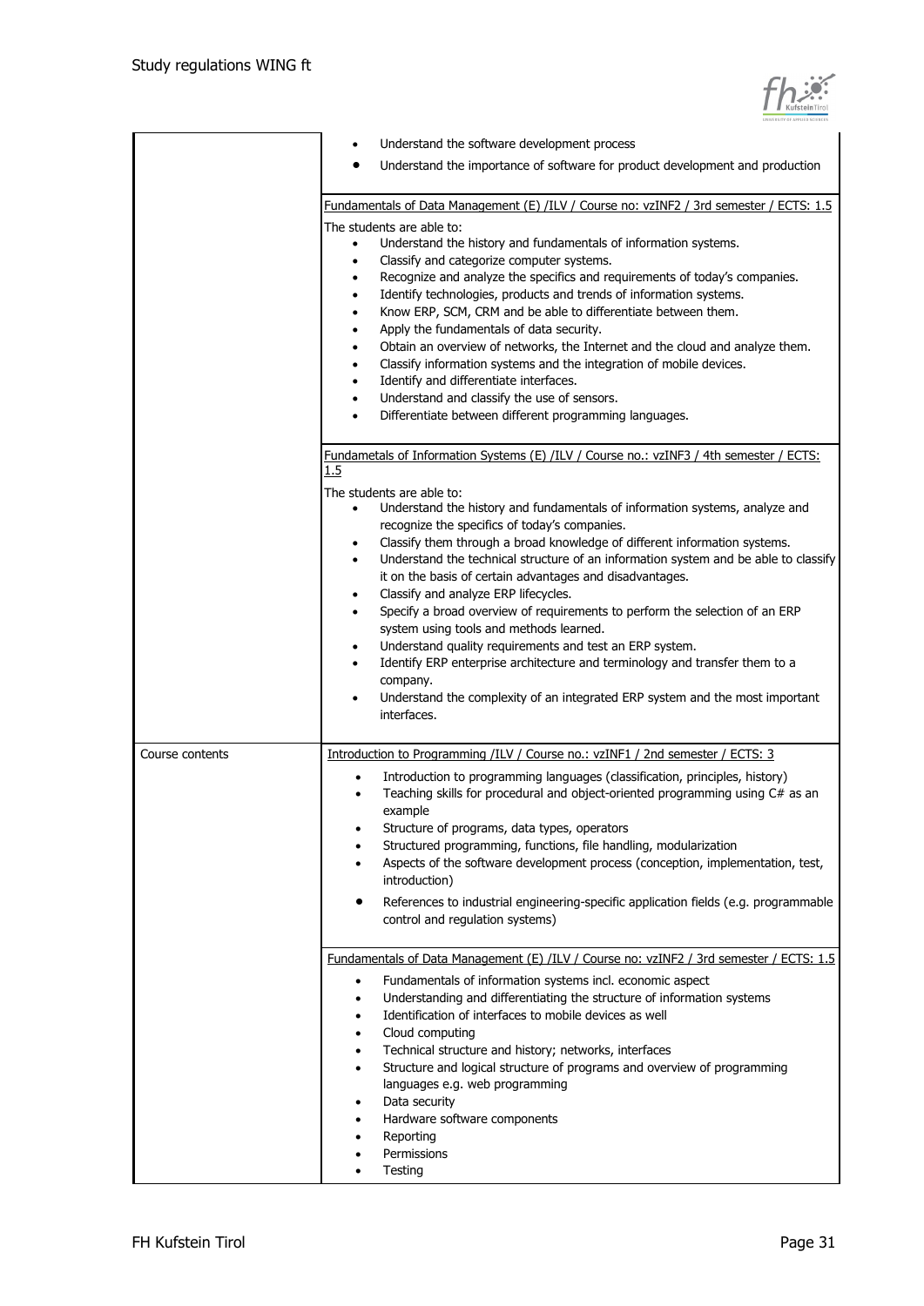| | |
|---|---|
| | • Understand the software development process<br>• Understand the importance of software for product development and production |
| | Fundamentals of Data Management (E) /ILV / Course no: vzINF2 / 3rd semester / ECTS: 1.5<br><br>The students are able to:<br>• Understand the history and fundamentals of information systems.<br>• Classify and categorize computer systems.<br>• Recognize and analyze the specifics and requirements of today's companies.<br>• Identify technologies, products and trends of information systems.<br>• Know ERP, SCM, CRM and be able to differentiate between them.<br>• Apply the fundamentals of data security.<br>• Obtain an overview of networks, the Internet and the cloud and analyze them.<br>• Classify information systems and the integration of mobile devices.<br>• Identify and differentiate interfaces.<br>• Understand and classify the use of sensors.<br>• Differentiate between different programming languages. |
| | Fundametals of Information Systems (E) /ILV / Course no.: vzINF3 / 4th semester / ECTS: 1.5<br><br>The students are able to:<br>• Understand the history and fundamentals of information systems, analyze and recognize the specifics of today's companies.<br>• Classify them through a broad knowledge of different information systems.<br>• Understand the technical structure of an information system and be able to classify it on the basis of certain advantages and disadvantages.<br>• Classify and analyze ERP lifecycles.<br>• Specify a broad overview of requirements to perform the selection of an ERP system using tools and methods learned.<br>• Understand quality requirements and test an ERP system.<br>• Identify ERP enterprise architecture and terminology and transfer them to a company.<br>• Understand the complexity of an integrated ERP system and the most important interfaces. |
| Course contents | Introduction to Programming /ILV / Course no.: vzINF1 / 2nd semester / ECTS: 3<br><br>• Introduction to programming languages (classification, principles, history)<br>• Teaching skills for procedural and object-oriented programming using C# as an example<br>• Structure of programs, data types, operators<br>• Structured programming, functions, file handling, modularization<br>• Aspects of the software development process (conception, implementation, test, introduction)<br>• References to industrial engineering-specific application fields (e.g. programmable control and regulation systems) |
| | Fundamentals of Data Management (E) /ILV / Course no: vzINF2 / 3rd semester / ECTS: 1.5<br><br>• Fundamentals of information systems incl. economic aspect<br>• Understanding and differentiating the structure of information systems<br>• Identification of interfaces to mobile devices as well<br>• Cloud computing<br>• Technical structure and history; networks, interfaces<br>• Structure and logical structure of programs and overview of programming languages e.g. web programming<br>• Data security<br>• Hardware software components<br>• Reporting<br>• Permissions<br>• Testing |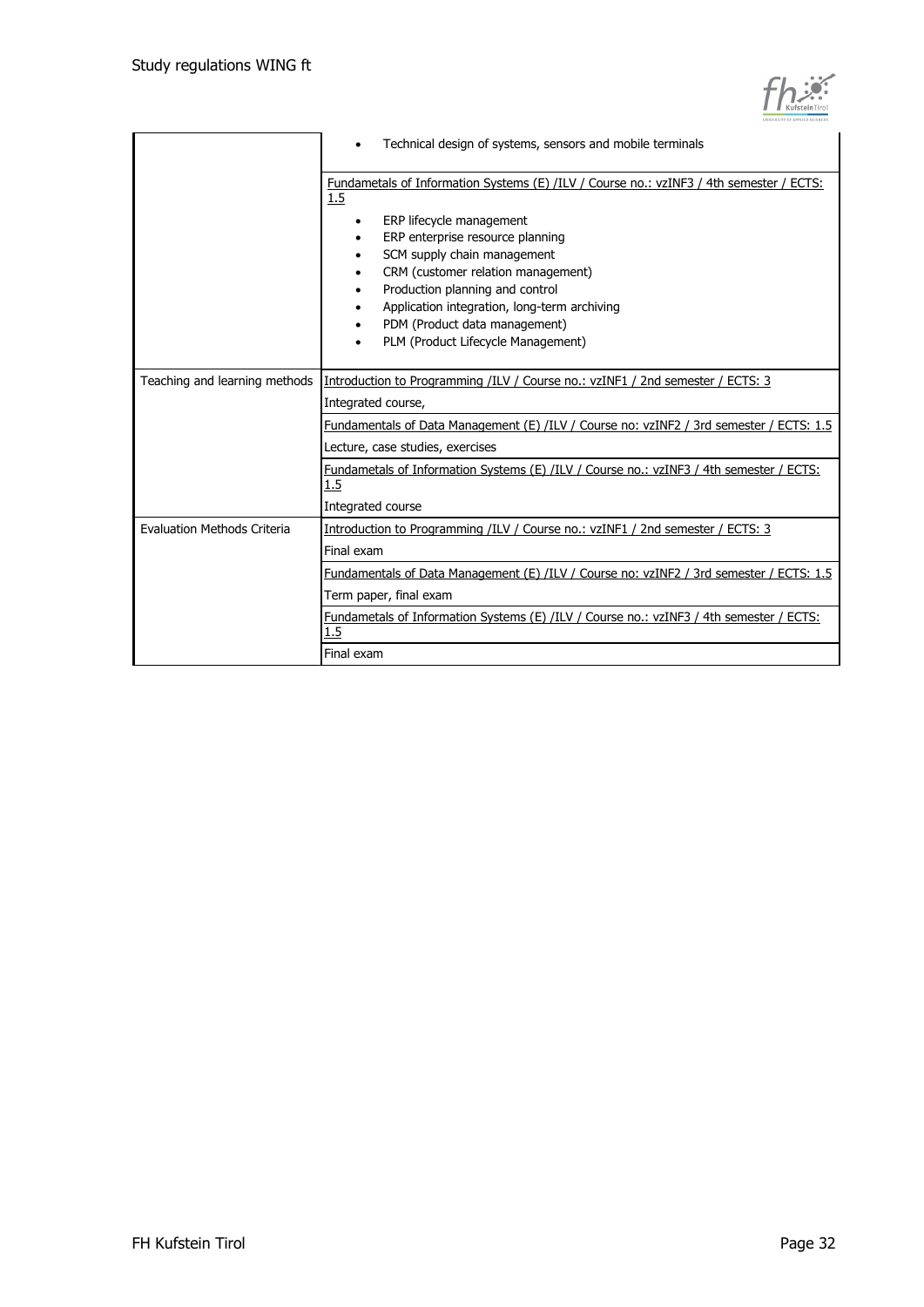| | |
|---|---|
| | • Technical design of systems, sensors and mobile terminals |
| | Fundametals of Information Systems (E) /ILV / Course no.: vzINF3 / 4th semester / ECTS: 1.5<br>• ERP lifecycle management<br>• ERP enterprise resource planning<br>• SCM supply chain management<br>• CRM (customer relation management)<br>• Production planning and control<br>• Application integration, long-term archiving<br>• PDM (Product data management)<br>• PLM (Product Lifecycle Management) |
| Teaching and learning methods | Introduction to Programming /ILV / Course no.: vzINF1 / 2nd semester / ECTS: 3<br>Integrated course, |
| | Fundamentals of Data Management (E) /ILV / Course no: vzINF2 / 3rd semester / ECTS: 1.5<br>Lecture, case studies, exercises |
| | Fundametals of Information Systems (E) /ILV / Course no.: vzINF3 / 4th semester / ECTS: 1.5<br>Integrated course |
| Evaluation Methods Criteria | Introduction to Programming /ILV / Course no.: vzINF1 / 2nd semester / ECTS: 3<br>Final exam |
| | Fundamentals of Data Management (E) /ILV / Course no: vzINF2 / 3rd semester / ECTS: 1.5<br>Term paper, final exam |
| | Fundametals of Information Systems (E) /ILV / Course no.: vzINF3 / 4th semester / ECTS: 1.5<br>Final exam |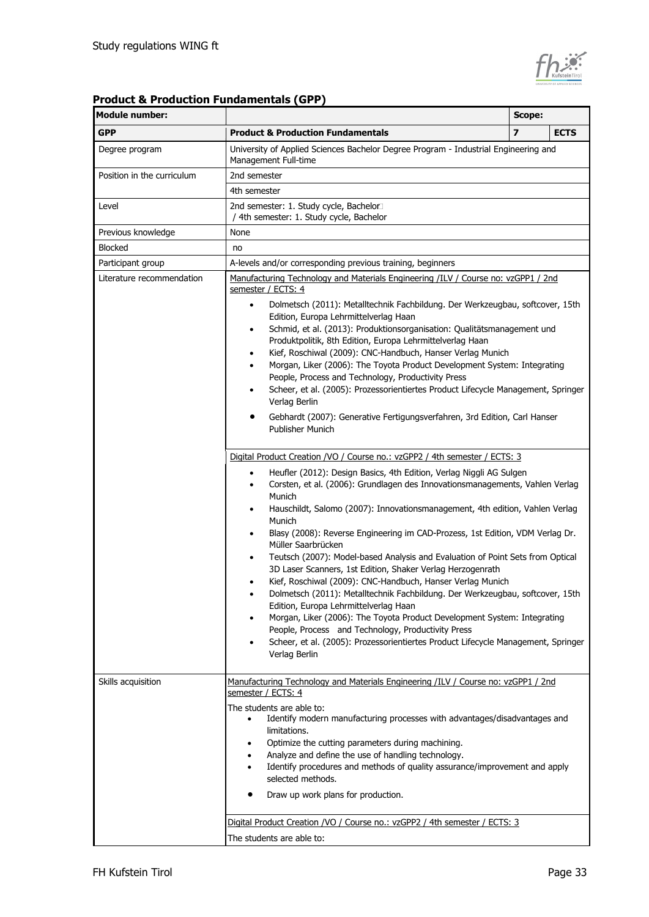### Product & Production Fundamentals (GPP)

| Module number: | | Scope: | |
|---|---|---|---|
| **GPP** | **Product & Production Fundamentals** | **7** | **ECTS** |
| Degree program | University of Applied Sciences Bachelor Degree Program - Industrial Engineering and Management Full-time | | |
| Position in the curriculum | 2nd semester | | |
| | 4th semester | | |
| Level | 2nd semester: 1. Study cycle, Bachelor / 4th semester: 1. Study cycle, Bachelor | | |
| Previous knowledge | None | | |
| Blocked | no | | |
| Participant group | A-levels and/or corresponding previous training, beginners | | |
| Literature recommendation | Manufacturing Technology and Materials Engineering /ILV / Course no: vzGPP1 / 2nd semester / ECTS: 4<br>• Dolmetsch (2011): Metalltechnik Fachbildung. Der Werkzeugbau, softcover, 15th Edition, Europa Lehrmittelverlag Haan<br>• Schmid, et al. (2013): Produktionsorganisation: Qualitätsmanagement und Produktpolitik, 8th Edition, Europa Lehrmittelverlag Haan<br>• Kief, Roschiwal (2009): CNC-Handbuch, Hanser Verlag Munich<br>• Morgan, Liker (2006): The Toyota Product Development System: Integrating People, Process and Technology, Productivity Press<br>• Scheer, et al. (2005): Prozessorientiertes Product Lifecycle Management, Springer Verlag Berlin<br>• Gebhardt (2007): Generative Fertigungsverfahren, 3rd Edition, Carl Hanser Publisher Munich | | |
| | Digital Product Creation /VO / Course no.: vzGPP2 / 4th semester / ECTS: 3<br>• Heufler (2012): Design Basics, 4th Edition, Verlag Niggli AG Sulgen<br>• Corsten, et al. (2006): Grundlagen des Innovationsmanagements, Vahlen Verlag Munich<br>• Hauschildt, Salomo (2007): Innovationsmanagement, 4th edition, Vahlen Verlag Munich<br>• Blasy (2008): Reverse Engineering im CAD-Prozess, 1st Edition, VDM Verlag Dr. Müller Saarbrücken<br>• Teutsch (2007): Model-based Analysis and Evaluation of Point Sets from Optical 3D Laser Scanners, 1st Edition, Shaker Verlag Herzogenrath<br>• Kief, Roschiwal (2009): CNC-Handbuch, Hanser Verlag Munich<br>• Dolmetsch (2011): Metalltechnik Fachbildung. Der Werkzeugbau, softcover, 15th Edition, Europa Lehrmittelverlag Haan<br>• Morgan, Liker (2006): The Toyota Product Development System: Integrating People, Process and Technology, Productivity Press<br>• Scheer, et al. (2005): Prozessorientiertes Product Lifecycle Management, Springer Verlag Berlin | | |
| Skills acquisition | Manufacturing Technology and Materials Engineering /ILV / Course no: vzGPP1 / 2nd semester / ECTS: 4<br>The students are able to:<br>• Identify modern manufacturing processes with advantages/disadvantages and limitations.<br>• Optimize the cutting parameters during machining.<br>• Analyze and define the use of handling technology.<br>• Identify procedures and methods of quality assurance/improvement and apply selected methods.<br>• Draw up work plans for production. | | |
| | Digital Product Creation /VO / Course no.: vzGPP2 / 4th semester / ECTS: 3<br>The students are able to: | | |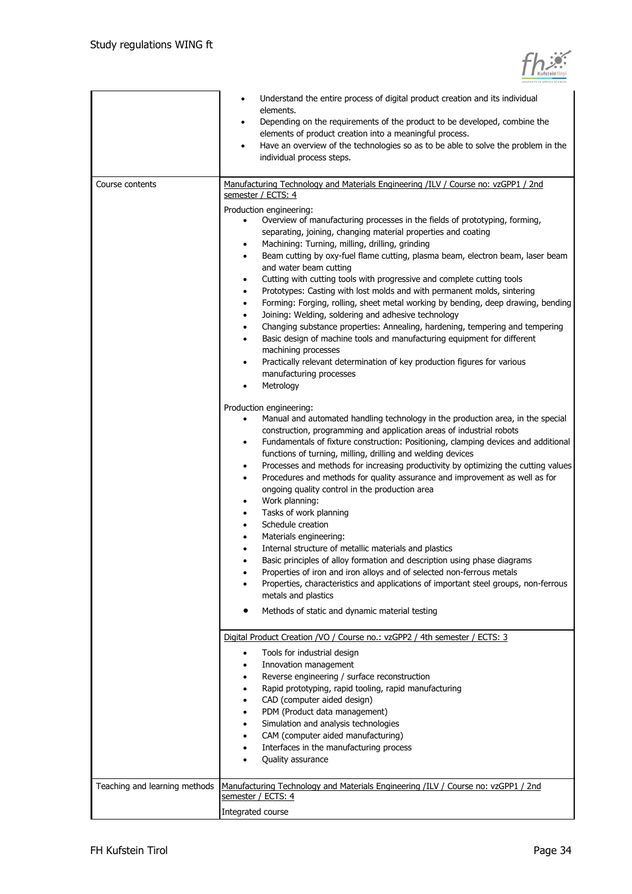| | |
|---|---|
| | • Understand the entire process of digital product creation and its individual elements.<br>• Depending on the requirements of the product to be developed, combine the elements of product creation into a meaningful process.<br>• Have an overview of the technologies so as to be able to solve the problem in the individual process steps. |
| Course contents | Manufacturing Technology and Materials Engineering /ILV / Course no: vzGPP1 / 2nd semester / ECTS: 4<br><br>Production engineering:<br>• Overview of manufacturing processes in the fields of prototyping, forming, separating, joining, changing material properties and coating<br>• Machining: Turning, milling, drilling, grinding<br>• Beam cutting by oxy-fuel flame cutting, plasma beam, electron beam, laser beam and water beam cutting<br>• Cutting with cutting tools with progressive and complete cutting tools<br>• Prototypes: Casting with lost molds and with permanent molds, sintering<br>• Forming: Forging, rolling, sheet metal working by bending, deep drawing, bending<br>• Joining: Welding, soldering and adhesive technology<br>• Changing substance properties: Annealing, hardening, tempering and tempering<br>• Basic design of machine tools and manufacturing equipment for different machining processes<br>• Practically relevant determination of key production figures for various manufacturing processes<br>• Metrology<br><br>Production engineering:<br>• Manual and automated handling technology in the production area, in the special construction, programming and application areas of industrial robots<br>• Fundamentals of fixture construction: Positioning, clamping devices and additional functions of turning, milling, drilling and welding devices<br>• Processes and methods for increasing productivity by optimizing the cutting values<br>• Procedures and methods for quality assurance and improvement as well as for ongoing quality control in the production area<br>• Work planning:<br>• Tasks of work planning<br>• Schedule creation<br>• Materials engineering:<br>• Internal structure of metallic materials and plastics<br>• Basic principles of alloy formation and description using phase diagrams<br>• Properties of iron and iron alloys and of selected non-ferrous metals<br>• Properties, characteristics and applications of important steel groups, non-ferrous metals and plastics<br>• Methods of static and dynamic material testing |
| | Digital Product Creation /VO / Course no.: vzGPP2 / 4th semester / ECTS: 3<br><br>• Tools for industrial design<br>• Innovation management<br>• Reverse engineering / surface reconstruction<br>• Rapid prototyping, rapid tooling, rapid manufacturing<br>• CAD (computer aided design)<br>• PDM (Product data management)<br>• Simulation and analysis technologies<br>• CAM (computer aided manufacturing)<br>• Interfaces in the manufacturing process<br>• Quality assurance |
| Teaching and learning methods | Manufacturing Technology and Materials Engineering /ILV / Course no: vzGPP1 / 2nd semester / ECTS: 4<br><br>Integrated course |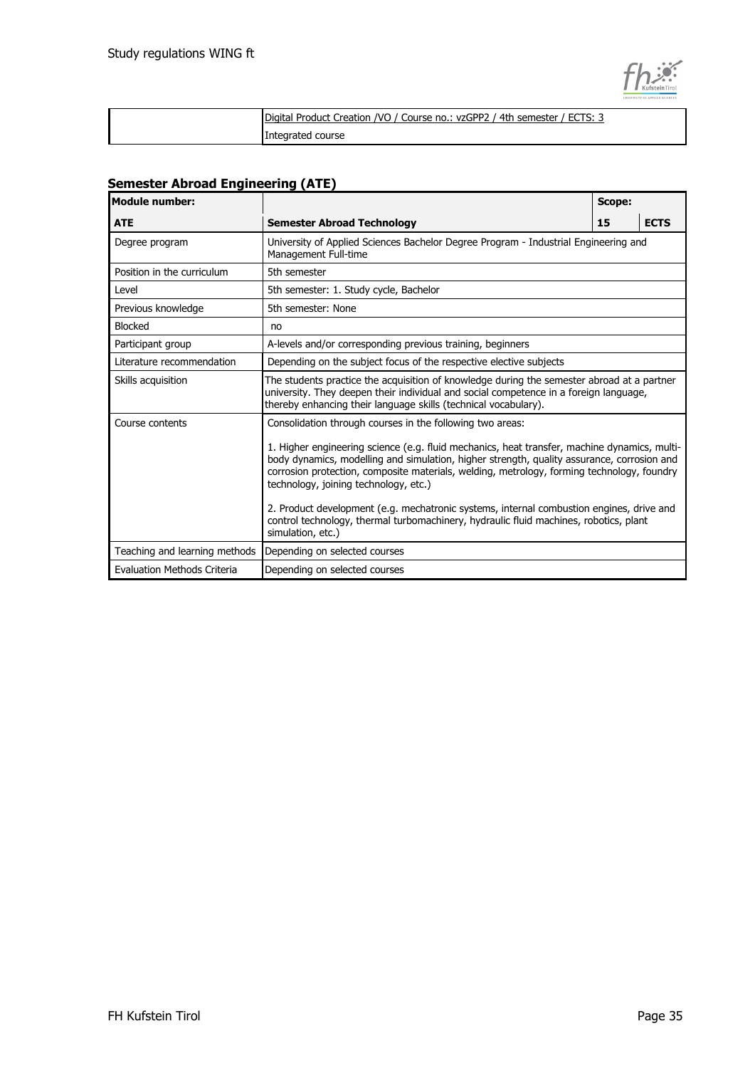| | Digital Product Creation /VO / Course no.: vzGPP2 / 4th semester / ECTS: 3 |
|---|---|
| | Integrated course |

## Semester Abroad Engineering (ATE)

| Module number: | | Scope: | |
|---|---|---|---|
| **ATE** | **Semester Abroad Technology** | **15** | **ECTS** |
| Degree program | University of Applied Sciences Bachelor Degree Program - Industrial Engineering and Management Full-time | | |
| Position in the curriculum | 5th semester | | |
| Level | 5th semester: 1. Study cycle, Bachelor | | |
| Previous knowledge | 5th semester: None | | |
| Blocked | no | | |
| Participant group | A-levels and/or corresponding previous training, beginners | | |
| Literature recommendation | Depending on the subject focus of the respective elective subjects | | |
| Skills acquisition | The students practice the acquisition of knowledge during the semester abroad at a partner university. They deepen their individual and social competence in a foreign language, thereby enhancing their language skills (technical vocabulary). | | |
| Course contents | Consolidation through courses in the following two areas:<br><br>1. Higher engineering science (e.g. fluid mechanics, heat transfer, machine dynamics, multi-body dynamics, modelling and simulation, higher strength, quality assurance, corrosion and corrosion protection, composite materials, welding, metrology, forming technology, foundry technology, joining technology, etc.)<br><br>2. Product development (e.g. mechatronic systems, internal combustion engines, drive and control technology, thermal turbomachinery, hydraulic fluid machines, robotics, plant simulation, etc.) | | |
| Teaching and learning methods | Depending on selected courses | | |
| Evaluation Methods Criteria | Depending on selected courses | | |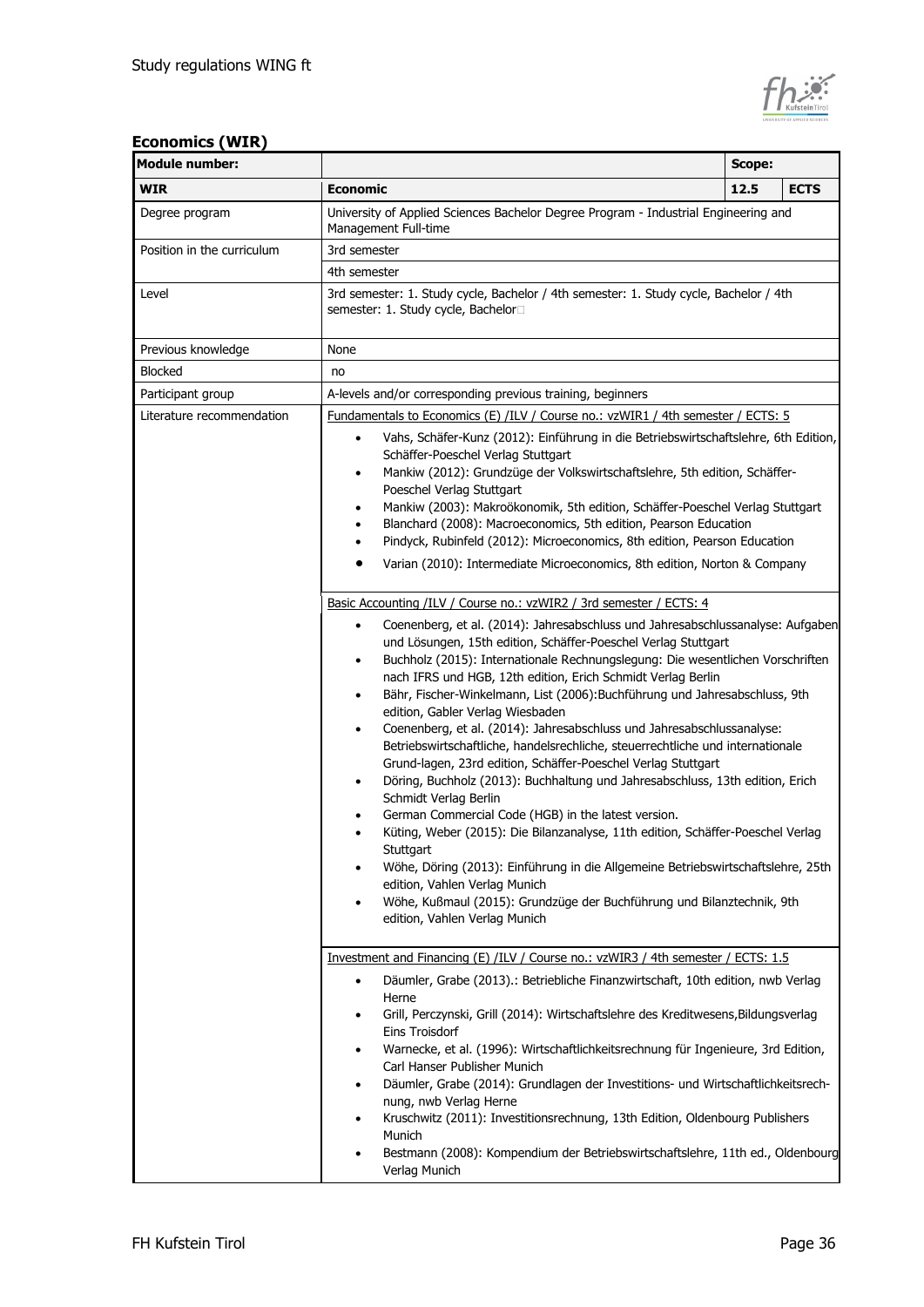## Economics (WIR)

| Module number: | | Scope: | |
|---|---|---|---|
| **WIR** | **Economic** | **12.5** | **ECTS** |
| Degree program | University of Applied Sciences Bachelor Degree Program - Industrial Engineering and Management Full-time | | |
| Position in the curriculum | 3rd semester | | |
| | 4th semester | | |
| Level | 3rd semester: 1. Study cycle, Bachelor / 4th semester: 1. Study cycle, Bachelor / 4th semester: 1. Study cycle, Bachelor | | |
| Previous knowledge | None | | |
| Blocked | no | | |
| Participant group | A-levels and/or corresponding previous training, beginners | | |
| Literature recommendation | Fundamentals to Economics (E) /ILV / Course no.: vzWIR1 / 4th semester / ECTS: 5<br>• Vahs, Schäfer-Kunz (2012): Einführung in die Betriebswirtschaftslehre, 6th Edition, Schäffer-Poeschel Verlag Stuttgart<br>• Mankiw (2012): Grundzüge der Volkswirtschaftslehre, 5th edition, Schäffer-Poeschel Verlag Stuttgart<br>• Mankiw (2003): Makroökonomik, 5th edition, Schäffer-Poeschel Verlag Stuttgart<br>• Blanchard (2008): Macroeconomics, 5th edition, Pearson Education<br>• Pindyck, Rubinfeld (2012): Microeconomics, 8th edition, Pearson Education<br>• Varian (2010): Intermediate Microeconomics, 8th edition, Norton & Company<br><br>Basic Accounting /ILV / Course no.: vzWIR2 / 3rd semester / ECTS: 4<br>• Coenenberg, et al. (2014): Jahresabschluss und Jahresabschlussanalyse: Aufgaben und Lösungen, 15th edition, Schäffer-Poeschel Verlag Stuttgart<br>• Buchholz (2015): Internationale Rechnungslegung: Die wesentlichen Vorschriften nach IFRS und HGB, 12th edition, Erich Schmidt Verlag Berlin<br>• Bähr, Fischer-Winkelmann, List (2006):Buchführung und Jahresabschluss, 9th edition, Gabler Verlag Wiesbaden<br>• Coenenberg, et al. (2014): Jahresabschluss und Jahresabschlussanalyse: Betriebswirtschaftliche, handelsrechliche, steuerrechtliche und internationale Grund-lagen, 23rd edition, Schäffer-Poeschel Verlag Stuttgart<br>• Döring, Buchholz (2013): Buchhaltung und Jahresabschluss, 13th edition, Erich Schmidt Verlag Berlin<br>• German Commercial Code (HGB) in the latest version.<br>• Küting, Weber (2015): Die Bilanzanalyse, 11th edition, Schäffer-Poeschel Verlag Stuttgart<br>• Wöhe, Döring (2013): Einführung in die Allgemeine Betriebswirtschaftslehre, 25th edition, Vahlen Verlag Munich<br>• Wöhe, Kußmaul (2015): Grundzüge der Buchführung und Bilanztechnik, 9th edition, Vahlen Verlag Munich<br><br>Investment and Financing (E) /ILV / Course no.: vzWIR3 / 4th semester / ECTS: 1.5<br>• Däumler, Grabe (2013).: Betriebliche Finanzwirtschaft, 10th edition, nwb Verlag Herne<br>• Grill, Perczynski, Grill (2014): Wirtschaftslehre des Kreditwesens,Bildungsverlag Eins Troisdorf<br>• Warnecke, et al. (1996): Wirtschaftlichkeitsrechnung für Ingenieure, 3rd Edition, Carl Hanser Publisher Munich<br>• Däumler, Grabe (2014): Grundlagen der Investitions- und Wirtschaftlichkeitsrech-nung, nwb Verlag Herne<br>• Kruschwitz (2011): Investitionsrechnung, 13th Edition, Oldenbourg Publishers Munich<br>• Bestmann (2008): Kompendium der Betriebswirtschaftslehre, 11th ed., Oldenbourg Verlag Munich | | |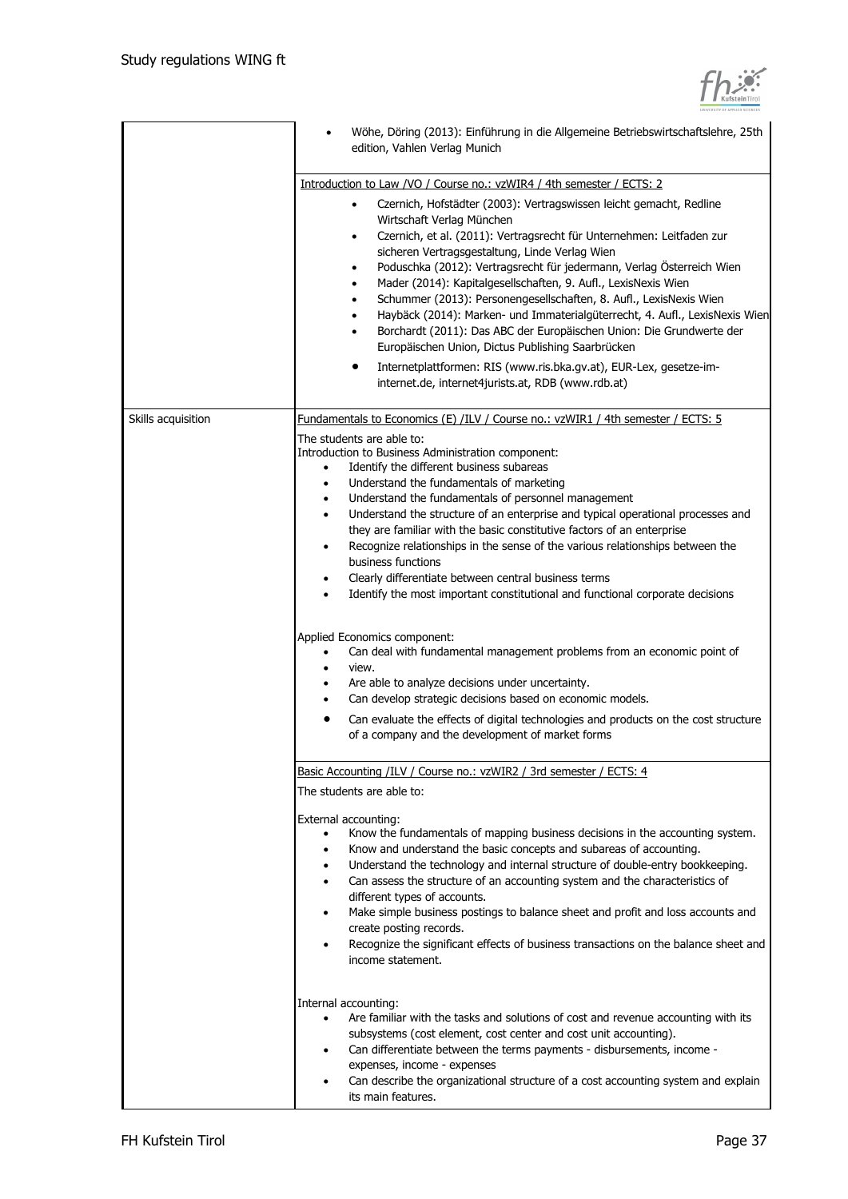| | |
|---|---|
| | • Wöhe, Döring (2013): Einführung in die Allgemeine Betriebswirtschaftslehre, 25th edition, Vahlen Verlag Munich<br><br><u>Introduction to Law /VO / Course no.: vzWIR4 / 4th semester / ECTS: 2</u><br>• Czernich, Hofstädter (2003): Vertragswissen leicht gemacht, Redline Wirtschaft Verlag München<br>• Czernich, et al. (2011): Vertragsrecht für Unternehmen: Leitfaden zur sicheren Vertragsgestaltung, Linde Verlag Wien<br>• Poduschka (2012): Vertragsrecht für jedermann, Verlag Österreich Wien<br>• Mader (2014): Kapitalgesellschaften, 9. Aufl., LexisNexis Wien<br>• Schummer (2013): Personengesellschaften, 8. Aufl., LexisNexis Wien<br>• Haybäck (2014): Marken- und Immaterialgüterrecht, 4. Aufl., LexisNexis Wien<br>• Borchardt (2011): Das ABC der Europäischen Union: Die Grundwerte der Europäischen Union, Dictus Publishing Saarbrücken<br>• Internetplattformen: RIS (www.ris.bka.gv.at), EUR-Lex, gesetze-im-internet.de, internet4jurists.at, RDB (www.rdb.at) |
| Skills acquisition | <u>Fundamentals to Economics (E) /ILV / Course no.: vzWIR1 / 4th semester / ECTS: 5</u><br>The students are able to:<br>Introduction to Business Administration component:<br>• Identify the different business subareas<br>• Understand the fundamentals of marketing<br>• Understand the fundamentals of personnel management<br>• Understand the structure of an enterprise and typical operational processes and they are familiar with the basic constitutive factors of an enterprise<br>• Recognize relationships in the sense of the various relationships between the business functions<br>• Clearly differentiate between central business terms<br>• Identify the most important constitutional and functional corporate decisions<br><br>Applied Economics component:<br>• Can deal with fundamental management problems from an economic point of<br>• view.<br>• Are able to analyze decisions under uncertainty.<br>• Can develop strategic decisions based on economic models.<br>• Can evaluate the effects of digital technologies and products on the cost structure of a company and the development of market forms<br><br><u>Basic Accounting /ILV / Course no.: vzWIR2 / 3rd semester / ECTS: 4</u><br>The students are able to:<br><br>External accounting:<br>• Know the fundamentals of mapping business decisions in the accounting system.<br>• Know and understand the basic concepts and subareas of accounting.<br>• Understand the technology and internal structure of double-entry bookkeeping.<br>• Can assess the structure of an accounting system and the characteristics of different types of accounts.<br>• Make simple business postings to balance sheet and profit and loss accounts and create posting records.<br>• Recognize the significant effects of business transactions on the balance sheet and income statement.<br><br>Internal accounting:<br>• Are familiar with the tasks and solutions of cost and revenue accounting with its subsystems (cost element, cost center and cost unit accounting).<br>• Can differentiate between the terms payments - disbursements, income - expenses, income - expenses<br>• Can describe the organizational structure of a cost accounting system and explain its main features. |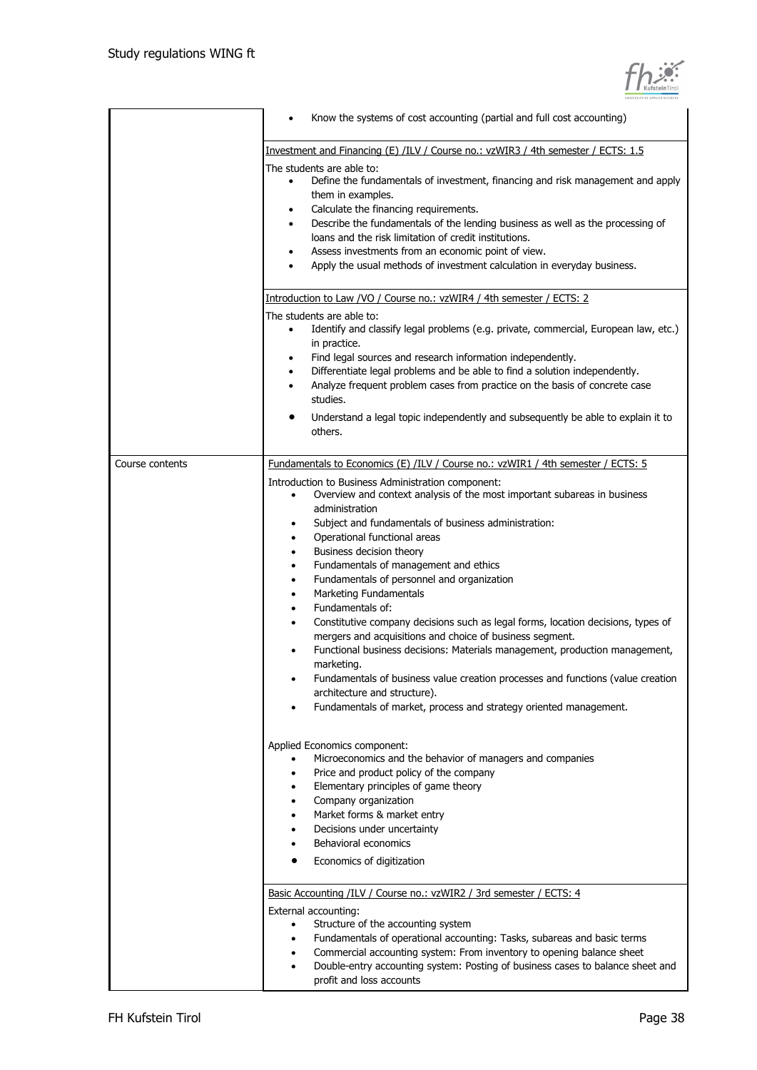| | |
|---|---|
| | • Know the systems of cost accounting (partial and full cost accounting)<br><br><u>Investment and Financing (E) /ILV / Course no.: vzWIR3 / 4th semester / ECTS: 1.5</u><br><br>The students are able to:<br>• Define the fundamentals of investment, financing and risk management and apply them in examples.<br>• Calculate the financing requirements.<br>• Describe the fundamentals of the lending business as well as the processing of loans and the risk limitation of credit institutions.<br>• Assess investments from an economic point of view.<br>• Apply the usual methods of investment calculation in everyday business.<br><br><u>Introduction to Law /VO / Course no.: vzWIR4 / 4th semester / ECTS: 2</u><br><br>The students are able to:<br>• Identify and classify legal problems (e.g. private, commercial, European law, etc.) in practice.<br>• Find legal sources and research information independently.<br>• Differentiate legal problems and be able to find a solution independently.<br>• Analyze frequent problem cases from practice on the basis of concrete case studies.<br>• Understand a legal topic independently and subsequently be able to explain it to others. |
| Course contents | <u>Fundamentals to Economics (E) /ILV / Course no.: vzWIR1 / 4th semester / ECTS: 5</u><br><br>Introduction to Business Administration component:<br>• Overview and context analysis of the most important subareas in business administration<br>• Subject and fundamentals of business administration:<br>• Operational functional areas<br>• Business decision theory<br>• Fundamentals of management and ethics<br>• Fundamentals of personnel and organization<br>• Marketing Fundamentals<br>• Fundamentals of:<br>• Constitutive company decisions such as legal forms, location decisions, types of mergers and acquisitions and choice of business segment.<br>• Functional business decisions: Materials management, production management, marketing.<br>• Fundamentals of business value creation processes and functions (value creation architecture and structure).<br>• Fundamentals of market, process and strategy oriented management.<br><br>Applied Economics component:<br>• Microeconomics and the behavior of managers and companies<br>• Price and product policy of the company<br>• Elementary principles of game theory<br>• Company organization<br>• Market forms & market entry<br>• Decisions under uncertainty<br>• Behavioral economics<br>• Economics of digitization<br><br><u>Basic Accounting /ILV / Course no.: vzWIR2 / 3rd semester / ECTS: 4</u><br><br>External accounting:<br>• Structure of the accounting system<br>• Fundamentals of operational accounting: Tasks, subareas and basic terms<br>• Commercial accounting system: From inventory to opening balance sheet<br>• Double-entry accounting system: Posting of business cases to balance sheet and profit and loss accounts |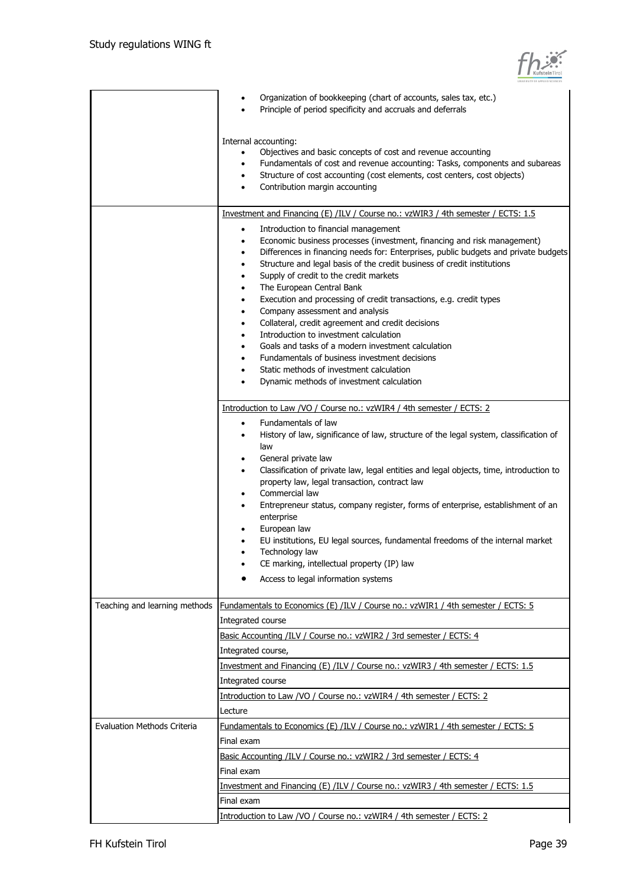| | |
|---|---|
| | • Organization of bookkeeping (chart of accounts, sales tax, etc.)<br>• Principle of period specificity and accruals and deferrals<br><br>Internal accounting:<br>• Objectives and basic concepts of cost and revenue accounting<br>• Fundamentals of cost and revenue accounting: Tasks, components and subareas<br>• Structure of cost accounting (cost elements, cost centers, cost objects)<br>• Contribution margin accounting |
| | Investment and Financing (E) /ILV / Course no.: vzWIR3 / 4th semester / ECTS: 1.5<br><br>• Introduction to financial management<br>• Economic business processes (investment, financing and risk management)<br>• Differences in financing needs for: Enterprises, public budgets and private budgets<br>• Structure and legal basis of the credit business of credit institutions<br>• Supply of credit to the credit markets<br>• The European Central Bank<br>• Execution and processing of credit transactions, e.g. credit types<br>• Company assessment and analysis<br>• Collateral, credit agreement and credit decisions<br>• Introduction to investment calculation<br>• Goals and tasks of a modern investment calculation<br>• Fundamentals of business investment decisions<br>• Static methods of investment calculation<br>• Dynamic methods of investment calculation |
| | Introduction to Law /VO / Course no.: vzWIR4 / 4th semester / ECTS: 2<br><br>• Fundamentals of law<br>• History of law, significance of law, structure of the legal system, classification of law<br>• General private law<br>• Classification of private law, legal entities and legal objects, time, introduction to property law, legal transaction, contract law<br>• Commercial law<br>• Entrepreneur status, company register, forms of enterprise, establishment of an enterprise<br>• European law<br>• EU institutions, EU legal sources, fundamental freedoms of the internal market<br>• Technology law<br>• CE marking, intellectual property (IP) law<br>• Access to legal information systems |
| Teaching and learning methods | Fundamentals to Economics (E) /ILV / Course no.: vzWIR1 / 4th semester / ECTS: 5<br>Integrated course |
| | Basic Accounting /ILV / Course no.: vzWIR2 / 3rd semester / ECTS: 4<br>Integrated course, |
| | Investment and Financing (E) /ILV / Course no.: vzWIR3 / 4th semester / ECTS: 1.5<br>Integrated course |
| | Introduction to Law /VO / Course no.: vzWIR4 / 4th semester / ECTS: 2<br>Lecture |
| Evaluation Methods Criteria | Fundamentals to Economics (E) /ILV / Course no.: vzWIR1 / 4th semester / ECTS: 5<br>Final exam |
| | Basic Accounting /ILV / Course no.: vzWIR2 / 3rd semester / ECTS: 4<br>Final exam |
| | Investment and Financing (E) /ILV / Course no.: vzWIR3 / 4th semester / ECTS: 1.5<br>Final exam |
| | Introduction to Law /VO / Course no.: vzWIR4 / 4th semester / ECTS: 2 |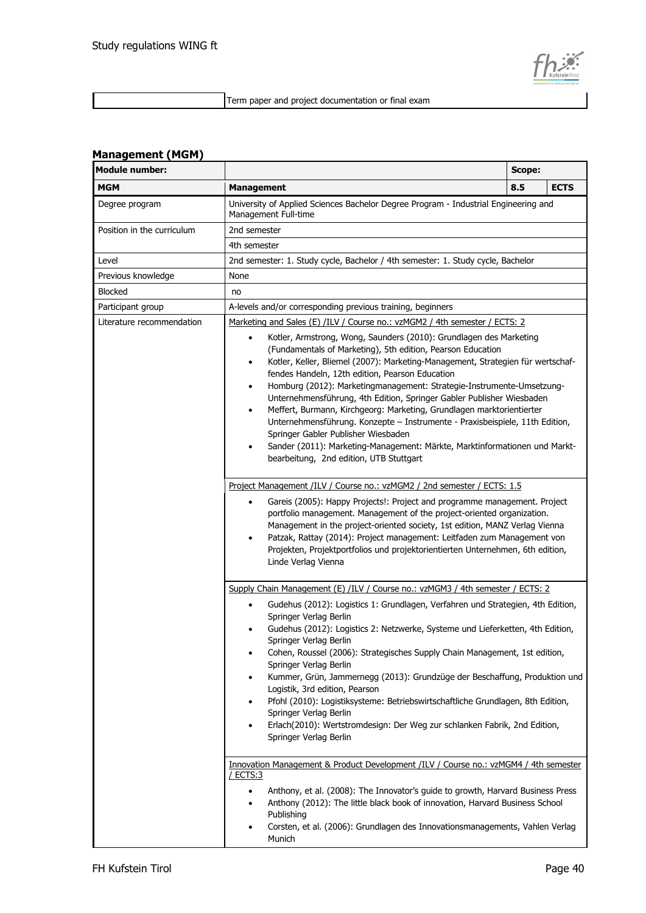| | Term paper and project documentation or final exam |
|---|---|

### Management (MGM)

| Module number: | | Scope: | |
|---|---|---|---|
| **MGM** | **Management** | **8.5** | **ECTS** |
| Degree program | University of Applied Sciences Bachelor Degree Program - Industrial Engineering and Management Full-time | | |
| Position in the curriculum | 2nd semester | | |
| | 4th semester | | |
| Level | 2nd semester: 1. Study cycle, Bachelor / 4th semester: 1. Study cycle, Bachelor | | |
| Previous knowledge | None | | |
| Blocked | no | | |
| Participant group | A-levels and/or corresponding previous training, beginners | | |
| Literature recommendation | Marketing and Sales (E) /ILV / Course no.: vzMGM2 / 4th semester / ECTS: 2<br>• Kotler, Armstrong, Wong, Saunders (2010): Grundlagen des Marketing (Fundamentals of Marketing), 5th edition, Pearson Education<br>• Kotler, Keller, Bliemel (2007): Marketing-Management, Strategien für wertschaf-fendes Handeln, 12th edition, Pearson Education<br>• Homburg (2012): Marketingmanagement: Strategie-Instrumente-Umsetzung-Unternehmensführung, 4th Edition, Springer Gabler Publisher Wiesbaden<br>• Meffert, Burmann, Kirchgeorg: Marketing, Grundlagen marktorientierter Unternehmensführung. Konzepte – Instrumente - Praxisbeispiele, 11th Edition, Springer Gabler Publisher Wiesbaden<br>• Sander (2011): Marketing-Management: Märkte, Marktinformationen und Markt-bearbeitung, 2nd edition, UTB Stuttgart | | |
| | Project Management /ILV / Course no.: vzMGM2 / 2nd semester / ECTS: 1.5<br>• Gareis (2005): Happy Projects!: Project and programme management. Project portfolio management. Management of the project-oriented organization. Management in the project-oriented society, 1st edition, MANZ Verlag Vienna<br>• Patzak, Rattay (2014): Project management: Leitfaden zum Management von Projekten, Projektportfolios und projektorientierten Unternehmen, 6th edition, Linde Verlag Vienna | | |
| | Supply Chain Management (E) /ILV / Course no.: vzMGM3 / 4th semester / ECTS: 2<br>• Gudehus (2012): Logistics 1: Grundlagen, Verfahren und Strategien, 4th Edition, Springer Verlag Berlin<br>• Gudehus (2012): Logistics 2: Netzwerke, Systeme und Lieferketten, 4th Edition, Springer Verlag Berlin<br>• Cohen, Roussel (2006): Strategisches Supply Chain Management, 1st edition, Springer Verlag Berlin<br>• Kummer, Grün, Jammernegg (2013): Grundzüge der Beschaffung, Produktion und Logistik, 3rd edition, Pearson<br>• Pfohl (2010): Logistiksysteme: Betriebswirtschaftliche Grundlagen, 8th Edition, Springer Verlag Berlin<br>• Erlach(2010): Wertstromdesign: Der Weg zur schlanken Fabrik, 2nd Edition, Springer Verlag Berlin | | |
| | Innovation Management & Product Development /ILV / Course no.: vzMGM4 / 4th semester / ECTS:3<br>• Anthony, et al. (2008): The Innovator's guide to growth, Harvard Business Press<br>• Anthony (2012): The little black book of innovation, Harvard Business School Publishing<br>• Corsten, et al. (2006): Grundlagen des Innovationsmanagements, Vahlen Verlag Munich | | |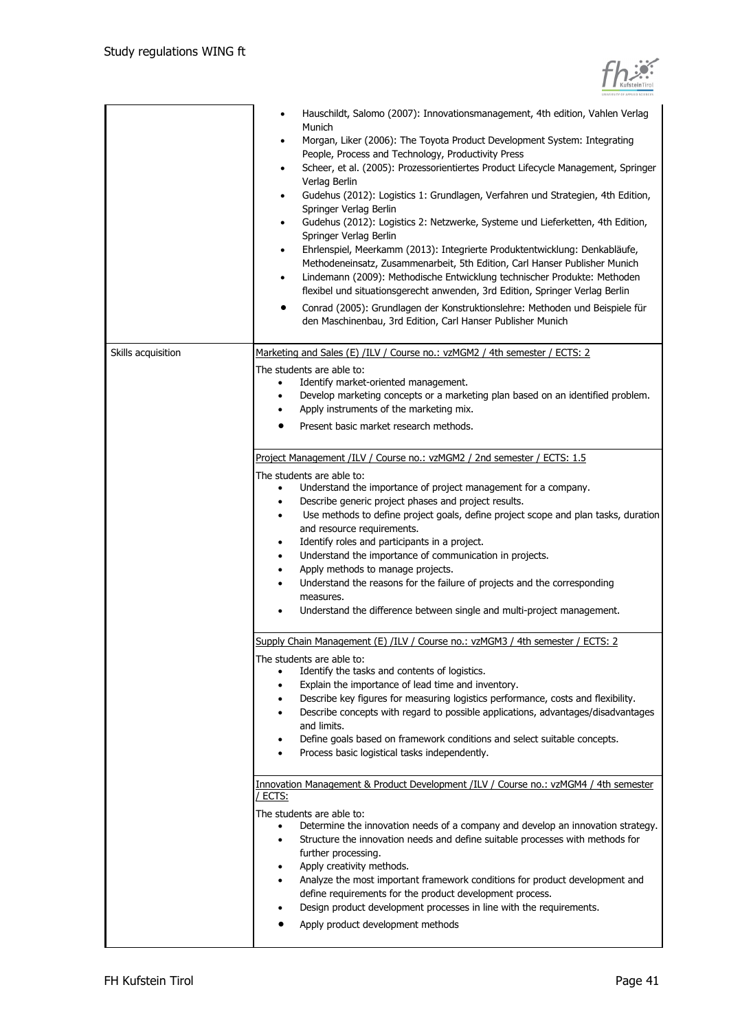| | |
|---|---|
| | • Hauschildt, Salomo (2007): Innovationsmanagement, 4th edition, Vahlen Verlag Munich<br>• Morgan, Liker (2006): The Toyota Product Development System: Integrating People, Process and Technology, Productivity Press<br>• Scheer, et al. (2005): Prozessorientiertes Product Lifecycle Management, Springer Verlag Berlin<br>• Gudehus (2012): Logistics 1: Grundlagen, Verfahren und Strategien, 4th Edition, Springer Verlag Berlin<br>• Gudehus (2012): Logistics 2: Netzwerke, Systeme und Lieferketten, 4th Edition, Springer Verlag Berlin<br>• Ehrlenspiel, Meerkamm (2013): Integrierte Produktentwicklung: Denkabläufe, Methodeneinsatz, Zusammenarbeit, 5th Edition, Carl Hanser Publisher Munich<br>• Lindemann (2009): Methodische Entwicklung technischer Produkte: Methoden flexibel und situationsgerecht anwenden, 3rd Edition, Springer Verlag Berlin<br>• Conrad (2005): Grundlagen der Konstruktionslehre: Methoden und Beispiele für den Maschinenbau, 3rd Edition, Carl Hanser Publisher Munich |
| Skills acquisition | Marketing and Sales (E) /ILV / Course no.: vzMGM2 / 4th semester / ECTS: 2<br><br>The students are able to:<br>• Identify market-oriented management.<br>• Develop marketing concepts or a marketing plan based on an identified problem.<br>• Apply instruments of the marketing mix.<br>• Present basic market research methods. |
| | Project Management /ILV / Course no.: vzMGM2 / 2nd semester / ECTS: 1.5<br><br>The students are able to:<br>• Understand the importance of project management for a company.<br>• Describe generic project phases and project results.<br>• Use methods to define project goals, define project scope and plan tasks, duration and resource requirements.<br>• Identify roles and participants in a project.<br>• Understand the importance of communication in projects.<br>• Apply methods to manage projects.<br>• Understand the reasons for the failure of projects and the corresponding measures.<br>• Understand the difference between single and multi-project management. |
| | Supply Chain Management (E) /ILV / Course no.: vzMGM3 / 4th semester / ECTS: 2<br><br>The students are able to:<br>• Identify the tasks and contents of logistics.<br>• Explain the importance of lead time and inventory.<br>• Describe key figures for measuring logistics performance, costs and flexibility.<br>• Describe concepts with regard to possible applications, advantages/disadvantages and limits.<br>• Define goals based on framework conditions and select suitable concepts.<br>• Process basic logistical tasks independently. |
| | Innovation Management & Product Development /ILV / Course no.: vzMGM4 / 4th semester / ECTS:<br><br>The students are able to:<br>• Determine the innovation needs of a company and develop an innovation strategy.<br>• Structure the innovation needs and define suitable processes with methods for further processing.<br>• Apply creativity methods.<br>• Analyze the most important framework conditions for product development and define requirements for the product development process.<br>• Design product development processes in line with the requirements.<br>• Apply product development methods |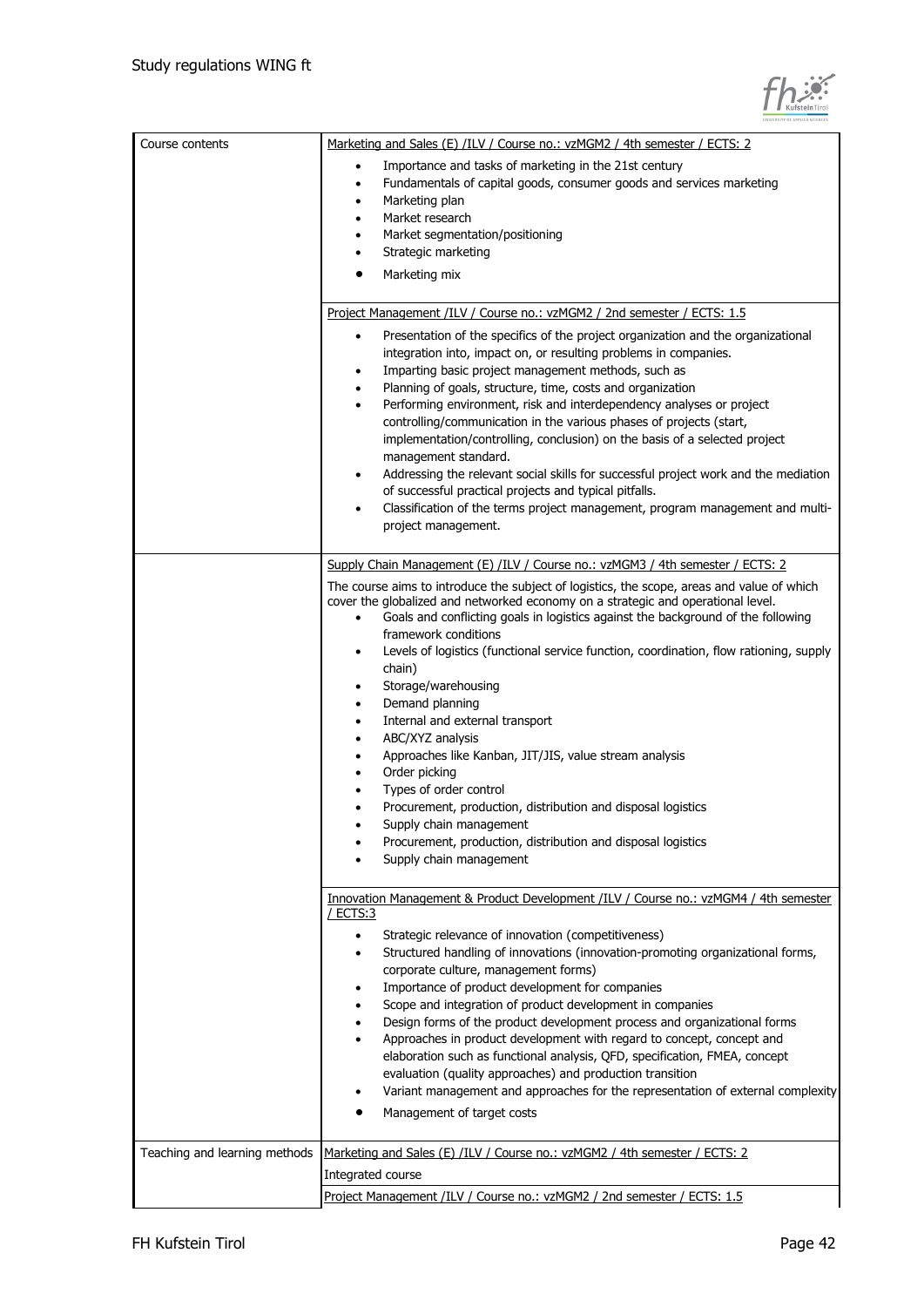| | |
|---|---|
| Course contents | Marketing and Sales (E) /ILV / Course no.: vzMGM2 / 4th semester / ECTS: 2<br>• Importance and tasks of marketing in the 21st century<br>• Fundamentals of capital goods, consumer goods and services marketing<br>• Marketing plan<br>• Market research<br>• Market segmentation/positioning<br>• Strategic marketing<br>• Marketing mix |
| | Project Management /ILV / Course no.: vzMGM2 / 2nd semester / ECTS: 1.5<br>• Presentation of the specifics of the project organization and the organizational integration into, impact on, or resulting problems in companies.<br>• Imparting basic project management methods, such as<br>• Planning of goals, structure, time, costs and organization<br>• Performing environment, risk and interdependency analyses or project controlling/communication in the various phases of projects (start, implementation/controlling, conclusion) on the basis of a selected project management standard.<br>• Addressing the relevant social skills for successful project work and the mediation of successful practical projects and typical pitfalls.<br>• Classification of the terms project management, program management and multi-project management. |
| | Supply Chain Management (E) /ILV / Course no.: vzMGM3 / 4th semester / ECTS: 2<br>The course aims to introduce the subject of logistics, the scope, areas and value of which cover the globalized and networked economy on a strategic and operational level.<br>• Goals and conflicting goals in logistics against the background of the following framework conditions<br>• Levels of logistics (functional service function, coordination, flow rationing, supply chain)<br>• Storage/warehousing<br>• Demand planning<br>• Internal and external transport<br>• ABC/XYZ analysis<br>• Approaches like Kanban, JIT/JIS, value stream analysis<br>• Order picking<br>• Types of order control<br>• Procurement, production, distribution and disposal logistics<br>• Supply chain management<br>• Procurement, production, distribution and disposal logistics<br>• Supply chain management |
| | Innovation Management & Product Development /ILV / Course no.: vzMGM4 / 4th semester / ECTS:3<br>• Strategic relevance of innovation (competitiveness)<br>• Structured handling of innovations (innovation-promoting organizational forms, corporate culture, management forms)<br>• Importance of product development for companies<br>• Scope and integration of product development in companies<br>• Design forms of the product development process and organizational forms<br>• Approaches in product development with regard to concept, concept and elaboration such as functional analysis, QFD, specification, FMEA, concept evaluation (quality approaches) and production transition<br>• Variant management and approaches for the representation of external complexity<br>• Management of target costs |
| Teaching and learning methods | Marketing and Sales (E) /ILV / Course no.: vzMGM2 / 4th semester / ECTS: 2 |
| | Integrated course |
| | Project Management /ILV / Course no.: vzMGM2 / 2nd semester / ECTS: 1.5 |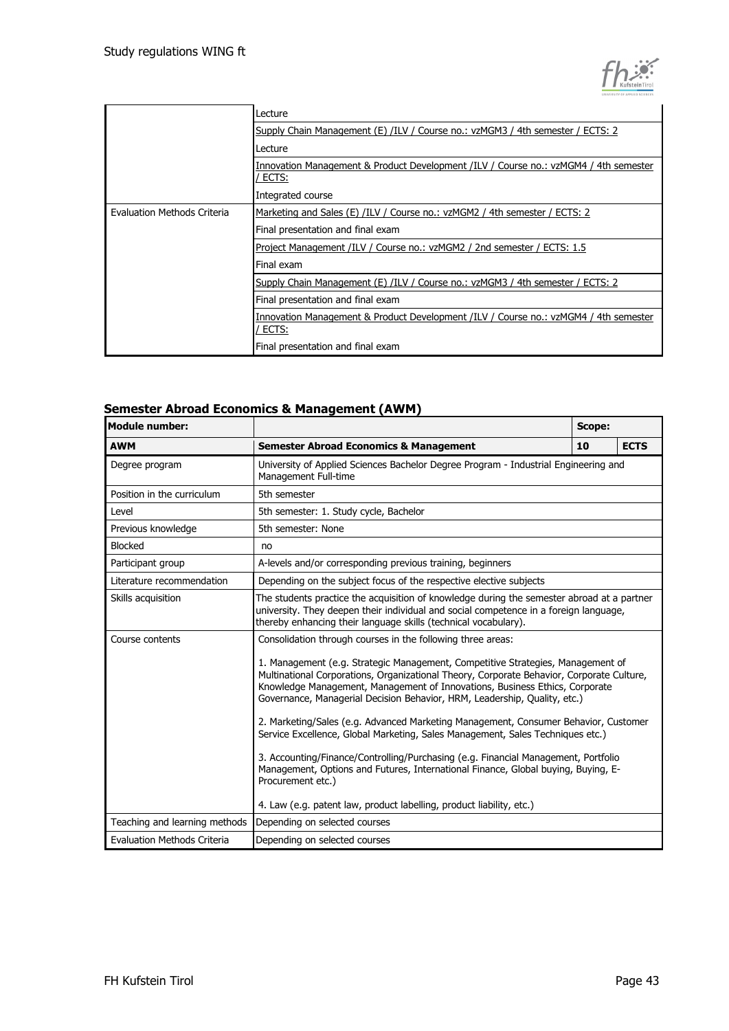| | |
|---|---|
| | Lecture |
| | Supply Chain Management (E) /ILV / Course no.: vzMGM3 / 4th semester / ECTS: 2 |
| | Lecture |
| | Innovation Management & Product Development /ILV / Course no.: vzMGM4 / 4th semester / ECTS: |
| | Integrated course |
| Evaluation Methods Criteria | Marketing and Sales (E) /ILV / Course no.: vzMGM2 / 4th semester / ECTS: 2 |
| | Final presentation and final exam |
| | Project Management /ILV / Course no.: vzMGM2 / 2nd semester / ECTS: 1.5 |
| | Final exam |
| | Supply Chain Management (E) /ILV / Course no.: vzMGM3 / 4th semester / ECTS: 2 |
| | Final presentation and final exam |
| | Innovation Management & Product Development /ILV / Course no.: vzMGM4 / 4th semester / ECTS: |
| | Final presentation and final exam |

### Semester Abroad Economics & Management (AWM)

| **Module number:** | | **Scope:** | |
|---|---|---|---|
| **AWM** | **Semester Abroad Economics & Management** | **10** | **ECTS** |
| Degree program | University of Applied Sciences Bachelor Degree Program - Industrial Engineering and Management Full-time | | |
| Position in the curriculum | 5th semester | | |
| Level | 5th semester: 1. Study cycle, Bachelor | | |
| Previous knowledge | 5th semester: None | | |
| Blocked | no | | |
| Participant group | A-levels and/or corresponding previous training, beginners | | |
| Literature recommendation | Depending on the subject focus of the respective elective subjects | | |
| Skills acquisition | The students practice the acquisition of knowledge during the semester abroad at a partner university. They deepen their individual and social competence in a foreign language, thereby enhancing their language skills (technical vocabulary). | | |
| Course contents | Consolidation through courses in the following three areas:<br><br>1. Management (e.g. Strategic Management, Competitive Strategies, Management of Multinational Corporations, Organizational Theory, Corporate Behavior, Corporate Culture, Knowledge Management, Management of Innovations, Business Ethics, Corporate Governance, Managerial Decision Behavior, HRM, Leadership, Quality, etc.)<br><br>2. Marketing/Sales (e.g. Advanced Marketing Management, Consumer Behavior, Customer Service Excellence, Global Marketing, Sales Management, Sales Techniques etc.)<br><br>3. Accounting/Finance/Controlling/Purchasing (e.g. Financial Management, Portfolio Management, Options and Futures, International Finance, Global buying, Buying, E-Procurement etc.)<br><br>4. Law (e.g. patent law, product labelling, product liability, etc.) | | |
| Teaching and learning methods | Depending on selected courses | | |
| Evaluation Methods Criteria | Depending on selected courses | | |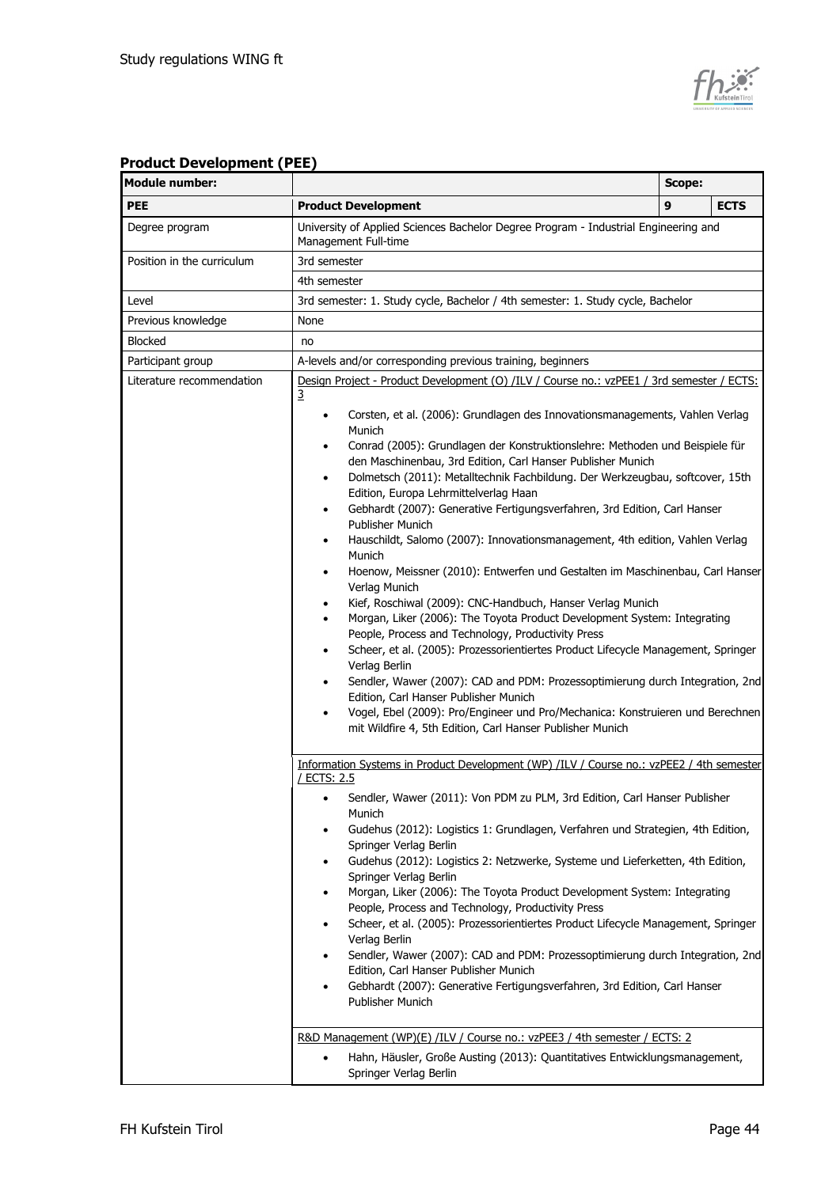## Product Development (PEE)

| Module number: | | Scope: | |
|---|---|---|---|
| PEE | **Product Development** | 9 | **ECTS** |
| Degree program | University of Applied Sciences Bachelor Degree Program - Industrial Engineering and Management Full-time | | |
| Position in the curriculum | 3rd semester<br>4th semester | | |
| Level | 3rd semester: 1. Study cycle, Bachelor / 4th semester: 1. Study cycle, Bachelor | | |
| Previous knowledge | None | | |
| Blocked | no | | |
| Participant group | A-levels and/or corresponding previous training, beginners | | |
| Literature recommendation | <u>Design Project - Product Development (O) /ILV / Course no.: vzPEE1 / 3rd semester / ECTS: 3</u><br>• Corsten, et al. (2006): Grundlagen des Innovationsmanagements, Vahlen Verlag Munich<br>• Conrad (2005): Grundlagen der Konstruktionslehre: Methoden und Beispiele für den Maschinenbau, 3rd Edition, Carl Hanser Publisher Munich<br>• Dolmetsch (2011): Metalltechnik Fachbildung. Der Werkzeugbau, softcover, 15th Edition, Europa Lehrmittelverlag Haan<br>• Gebhardt (2007): Generative Fertigungsverfahren, 3rd Edition, Carl Hanser Publisher Munich<br>• Hauschildt, Salomo (2007): Innovationsmanagement, 4th edition, Vahlen Verlag Munich<br>• Hoenow, Meissner (2010): Entwerfen und Gestalten im Maschinenbau, Carl Hanser Verlag Munich<br>• Kief, Roschiwal (2009): CNC-Handbuch, Hanser Verlag Munich<br>• Morgan, Liker (2006): The Toyota Product Development System: Integrating People, Process and Technology, Productivity Press<br>• Scheer, et al. (2005): Prozessorientiertes Product Lifecycle Management, Springer Verlag Berlin<br>• Sendler, Wawer (2007): CAD and PDM: Prozessoptimierung durch Integration, 2nd Edition, Carl Hanser Publisher Munich<br>• Vogel, Ebel (2009): Pro/Engineer und Pro/Mechanica: Konstruieren und Berechnen mit Wildfire 4, 5th Edition, Carl Hanser Publisher Munich<br><br><u>Information Systems in Product Development (WP) /ILV / Course no.: vzPEE2 / 4th semester / ECTS: 2.5</u><br>• Sendler, Wawer (2011): Von PDM zu PLM, 3rd Edition, Carl Hanser Publisher Munich<br>• Gudehus (2012): Logistics 1: Grundlagen, Verfahren und Strategien, 4th Edition, Springer Verlag Berlin<br>• Gudehus (2012): Logistics 2: Netzwerke, Systeme und Lieferketten, 4th Edition, Springer Verlag Berlin<br>• Morgan, Liker (2006): The Toyota Product Development System: Integrating People, Process and Technology, Productivity Press<br>• Scheer, et al. (2005): Prozessorientiertes Product Lifecycle Management, Springer Verlag Berlin<br>• Sendler, Wawer (2007): CAD and PDM: Prozessoptimierung durch Integration, 2nd Edition, Carl Hanser Publisher Munich<br>• Gebhardt (2007): Generative Fertigungsverfahren, 3rd Edition, Carl Hanser Publisher Munich<br><br><u>R&D Management (WP)(E) /ILV / Course no.: vzPEE3 / 4th semester / ECTS: 2</u><br>• Hahn, Häusler, Große Austing (2013): Quantitatives Entwicklungsmanagement, Springer Verlag Berlin | | |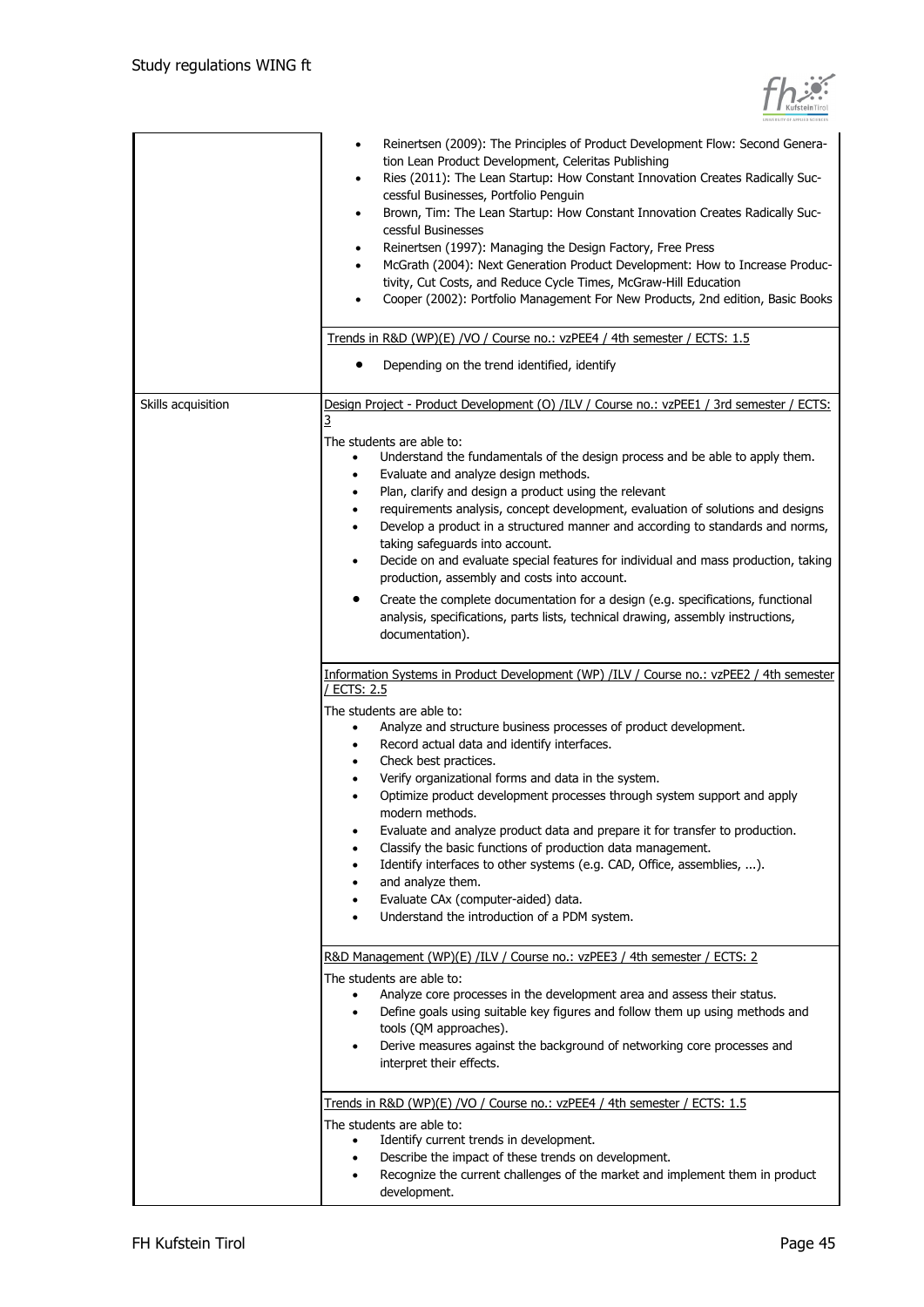| | |
|---|---|
| | • Reinertsen (2009): The Principles of Product Development Flow: Second Generation Lean Product Development, Celeritas Publishing<br>• Ries (2011): The Lean Startup: How Constant Innovation Creates Radically Successful Businesses, Portfolio Penguin<br>• Brown, Tim: The Lean Startup: How Constant Innovation Creates Radically Successful Businesses<br>• Reinertsen (1997): Managing the Design Factory, Free Press<br>• McGrath (2004): Next Generation Product Development: How to Increase Productivity, Cut Costs, and Reduce Cycle Times, McGraw-Hill Education<br>• Cooper (2002): Portfolio Management For New Products, 2nd edition, Basic Books |
| | Trends in R&D (WP)(E) /VO / Course no.: vzPEE4 / 4th semester / ECTS: 1.5<br><br>• Depending on the trend identified, identify |
| Skills acquisition | Design Project - Product Development (O) /ILV / Course no.: vzPEE1 / 3rd semester / ECTS: 3<br><br>The students are able to:<br>• Understand the fundamentals of the design process and be able to apply them.<br>• Evaluate and analyze design methods.<br>• Plan, clarify and design a product using the relevant<br>• requirements analysis, concept development, evaluation of solutions and designs<br>• Develop a product in a structured manner and according to standards and norms, taking safeguards into account.<br>• Decide on and evaluate special features for individual and mass production, taking production, assembly and costs into account.<br>• Create the complete documentation for a design (e.g. specifications, functional analysis, specifications, parts lists, technical drawing, assembly instructions, documentation). |
| | Information Systems in Product Development (WP) /ILV / Course no.: vzPEE2 / 4th semester / ECTS: 2.5<br><br>The students are able to:<br>• Analyze and structure business processes of product development.<br>• Record actual data and identify interfaces.<br>• Check best practices.<br>• Verify organizational forms and data in the system.<br>• Optimize product development processes through system support and apply modern methods.<br>• Evaluate and analyze product data and prepare it for transfer to production.<br>• Classify the basic functions of production data management.<br>• Identify interfaces to other systems (e.g. CAD, Office, assemblies, ...).<br>• and analyze them.<br>• Evaluate CAx (computer-aided) data.<br>• Understand the introduction of a PDM system. |
| | R&D Management (WP)(E) /ILV / Course no.: vzPEE3 / 4th semester / ECTS: 2<br><br>The students are able to:<br>• Analyze core processes in the development area and assess their status.<br>• Define goals using suitable key figures and follow them up using methods and tools (QM approaches).<br>• Derive measures against the background of networking core processes and interpret their effects. |
| | Trends in R&D (WP)(E) /VO / Course no.: vzPEE4 / 4th semester / ECTS: 1.5<br><br>The students are able to:<br>• Identify current trends in development.<br>• Describe the impact of these trends on development.<br>• Recognize the current challenges of the market and implement them in product development. |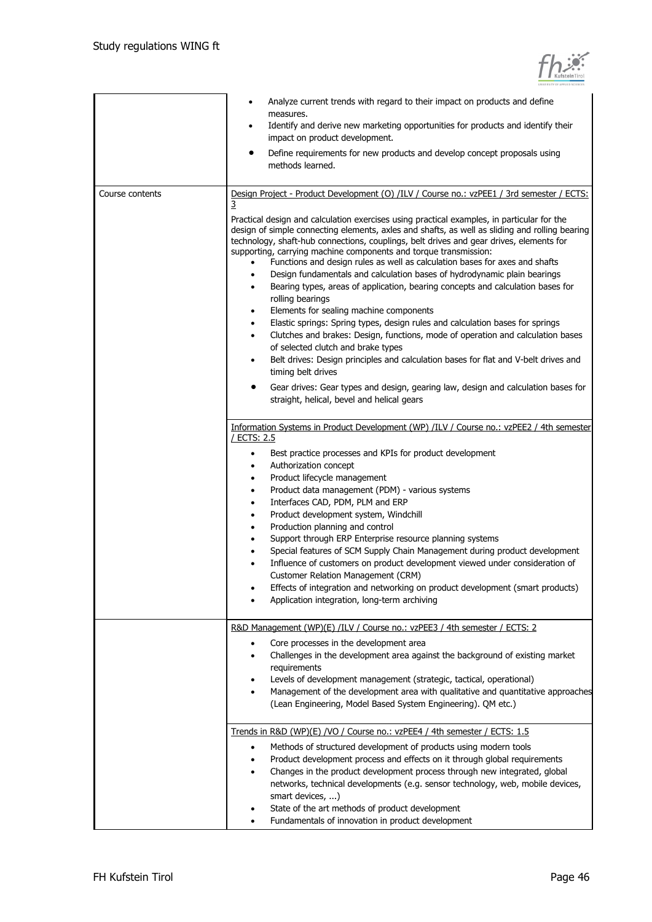| | |
|---|---|
| | • Analyze current trends with regard to their impact on products and define measures.<br>• Identify and derive new marketing opportunities for products and identify their impact on product development.<br>• Define requirements for new products and develop concept proposals using methods learned. |
| Course contents | Design Project - Product Development (O) /ILV / Course no.: vzPEE1 / 3rd semester / ECTS: 3<br><br>Practical design and calculation exercises using practical examples, in particular for the design of simple connecting elements, axles and shafts, as well as sliding and rolling bearing technology, shaft-hub connections, couplings, belt drives and gear drives, elements for supporting, carrying machine components and torque transmission:<br>• Functions and design rules as well as calculation bases for axes and shafts<br>• Design fundamentals and calculation bases of hydrodynamic plain bearings<br>• Bearing types, areas of application, bearing concepts and calculation bases for rolling bearings<br>• Elements for sealing machine components<br>• Elastic springs: Spring types, design rules and calculation bases for springs<br>• Clutches and brakes: Design, functions, mode of operation and calculation bases of selected clutch and brake types<br>• Belt drives: Design principles and calculation bases for flat and V-belt drives and timing belt drives<br>• Gear drives: Gear types and design, gearing law, design and calculation bases for straight, helical, bevel and helical gears |
| | Information Systems in Product Development (WP) /ILV / Course no.: vzPEE2 / 4th semester / ECTS: 2.5<br><br>• Best practice processes and KPIs for product development<br>• Authorization concept<br>• Product lifecycle management<br>• Product data management (PDM) - various systems<br>• Interfaces CAD, PDM, PLM and ERP<br>• Product development system, Windchill<br>• Production planning and control<br>• Support through ERP Enterprise resource planning systems<br>• Special features of SCM Supply Chain Management during product development<br>• Influence of customers on product development viewed under consideration of Customer Relation Management (CRM)<br>• Effects of integration and networking on product development (smart products)<br>• Application integration, long-term archiving |
| | R&D Management (WP)(E) /ILV / Course no.: vzPEE3 / 4th semester / ECTS: 2<br><br>• Core processes in the development area<br>• Challenges in the development area against the background of existing market requirements<br>• Levels of development management (strategic, tactical, operational)<br>• Management of the development area with qualitative and quantitative approaches (Lean Engineering, Model Based System Engineering). QM etc.) |
| | Trends in R&D (WP)(E) /VO / Course no.: vzPEE4 / 4th semester / ECTS: 1.5<br><br>• Methods of structured development of products using modern tools<br>• Product development process and effects on it through global requirements<br>• Changes in the product development process through new integrated, global networks, technical developments (e.g. sensor technology, web, mobile devices, smart devices, ...)<br>• State of the art methods of product development<br>• Fundamentals of innovation in product development |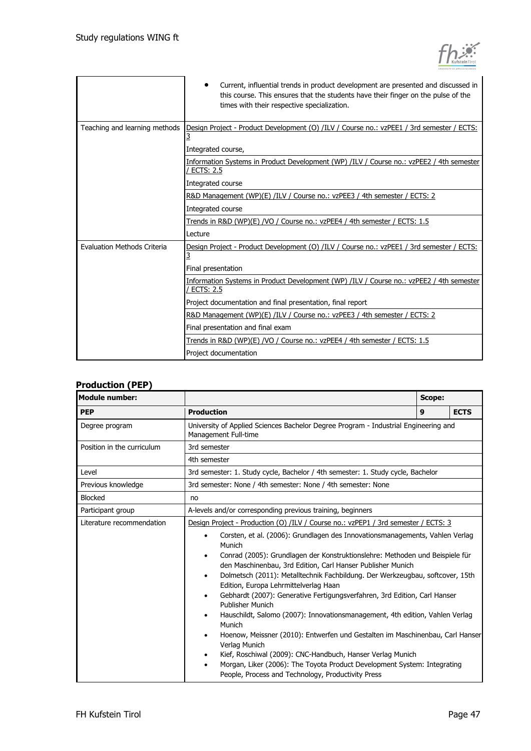| | |
|---|---|
| | • Current, influential trends in product development are presented and discussed in this course. This ensures that the students have their finger on the pulse of the times with their respective specialization. |
| Teaching and learning methods | Design Project - Product Development (O) /ILV / Course no.: vzPEE1 / 3rd semester / ECTS: 3 |
| | Integrated course, |
| | Information Systems in Product Development (WP) /ILV / Course no.: vzPEE2 / 4th semester / ECTS: 2.5 |
| | Integrated course |
| | R&D Management (WP)(E) /ILV / Course no.: vzPEE3 / 4th semester / ECTS: 2 |
| | Integrated course |
| | Trends in R&D (WP)(E) /VO / Course no.: vzPEE4 / 4th semester / ECTS: 1.5 |
| | Lecture |
| Evaluation Methods Criteria | Design Project - Product Development (O) /ILV / Course no.: vzPEE1 / 3rd semester / ECTS: 3 |
| | Final presentation |
| | Information Systems in Product Development (WP) /ILV / Course no.: vzPEE2 / 4th semester / ECTS: 2.5 |
| | Project documentation and final presentation, final report |
| | R&D Management (WP)(E) /ILV / Course no.: vzPEE3 / 4th semester / ECTS: 2 |
| | Final presentation and final exam |
| | Trends in R&D (WP)(E) /VO / Course no.: vzPEE4 / 4th semester / ECTS: 1.5 |
| | Project documentation |

## Production (PEP)

| Module number: | | Scope: | |
|---|---|---|---|
| **PEP** | **Production** | **9** | **ECTS** |
| Degree program | University of Applied Sciences Bachelor Degree Program - Industrial Engineering and Management Full-time | | |
| Position in the curriculum | 3rd semester | | |
| | 4th semester | | |
| Level | 3rd semester: 1. Study cycle, Bachelor / 4th semester: 1. Study cycle, Bachelor | | |
| Previous knowledge | 3rd semester: None / 4th semester: None / 4th semester: None | | |
| Blocked | no | | |
| Participant group | A-levels and/or corresponding previous training, beginners | | |
| Literature recommendation | Design Project - Production (O) /ILV / Course no.: vzPEP1 / 3rd semester / ECTS: 3<br>• Corsten, et al. (2006): Grundlagen des Innovationsmanagements, Vahlen Verlag Munich<br>• Conrad (2005): Grundlagen der Konstruktionslehre: Methoden und Beispiele für den Maschinenbau, 3rd Edition, Carl Hanser Publisher Munich<br>• Dolmetsch (2011): Metalltechnik Fachbildung. Der Werkzeugbau, softcover, 15th Edition, Europa Lehrmittelverlag Haan<br>• Gebhardt (2007): Generative Fertigungsverfahren, 3rd Edition, Carl Hanser Publisher Munich<br>• Hauschildt, Salomo (2007): Innovationsmanagement, 4th edition, Vahlen Verlag Munich<br>• Hoenow, Meissner (2010): Entwerfen und Gestalten im Maschinenbau, Carl Hanser Verlag Munich<br>• Kief, Roschiwal (2009): CNC-Handbuch, Hanser Verlag Munich<br>• Morgan, Liker (2006): The Toyota Product Development System: Integrating People, Process and Technology, Productivity Press | | |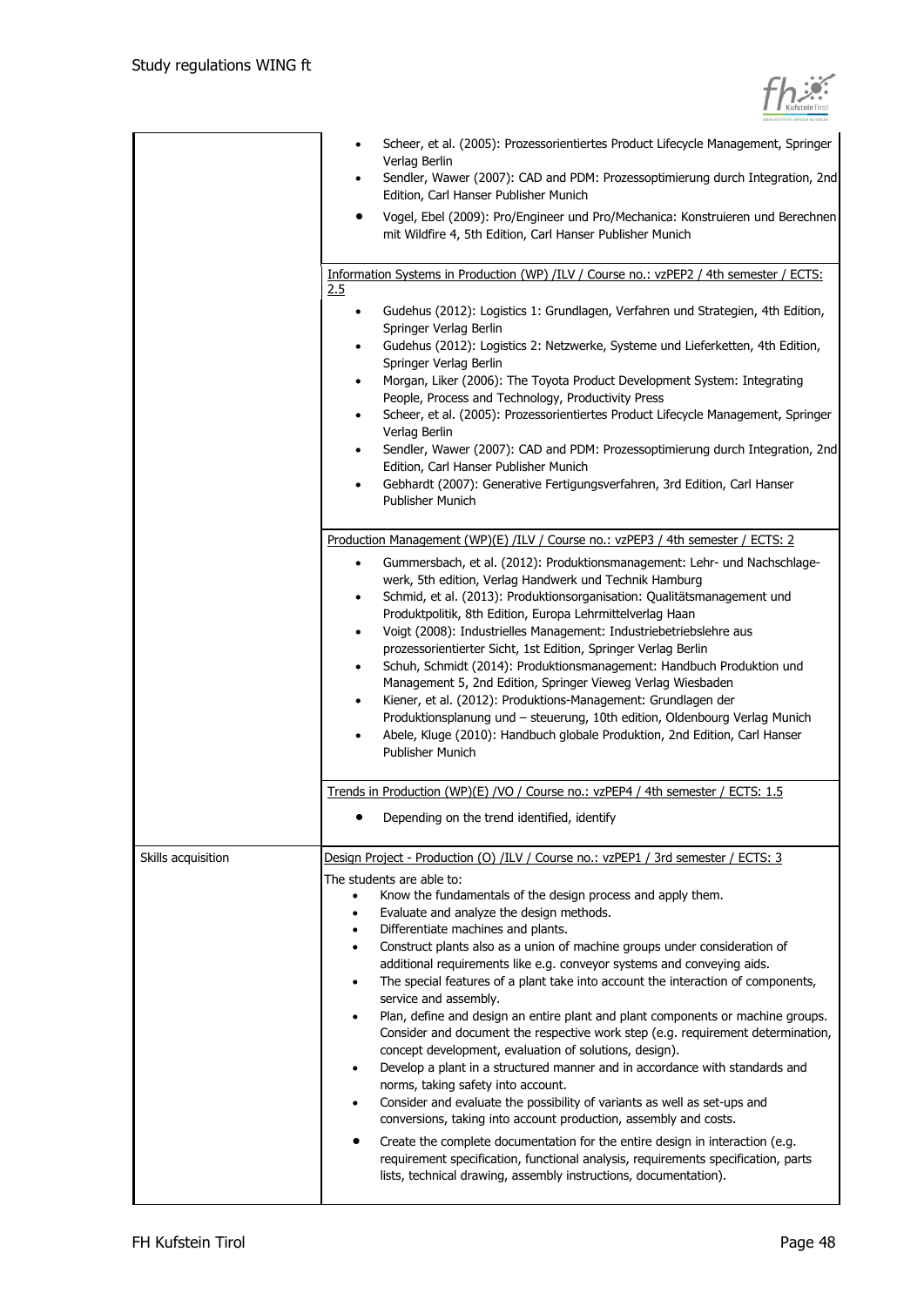| | |
|---|---|
| | • Scheer, et al. (2005): Prozessorientiertes Product Lifecycle Management, Springer Verlag Berlin<br>• Sendler, Wawer (2007): CAD and PDM: Prozessoptimierung durch Integration, 2nd Edition, Carl Hanser Publisher Munich<br>• Vogel, Ebel (2009): Pro/Engineer und Pro/Mechanica: Konstruieren und Berechnen mit Wildfire 4, 5th Edition, Carl Hanser Publisher Munich |
| | <u>Information Systems in Production (WP) /ILV / Course no.: vzPEP2 / 4th semester / ECTS: 2.5</u><br>• Gudehus (2012): Logistics 1: Grundlagen, Verfahren und Strategien, 4th Edition, Springer Verlag Berlin<br>• Gudehus (2012): Logistics 2: Netzwerke, Systeme und Lieferketten, 4th Edition, Springer Verlag Berlin<br>• Morgan, Liker (2006): The Toyota Product Development System: Integrating People, Process and Technology, Productivity Press<br>• Scheer, et al. (2005): Prozessorientiertes Product Lifecycle Management, Springer Verlag Berlin<br>• Sendler, Wawer (2007): CAD and PDM: Prozessoptimierung durch Integration, 2nd Edition, Carl Hanser Publisher Munich<br>• Gebhardt (2007): Generative Fertigungsverfahren, 3rd Edition, Carl Hanser Publisher Munich |
| | <u>Production Management (WP)(E) /ILV / Course no.: vzPEP3 / 4th semester / ECTS: 2</u><br>• Gummersbach, et al. (2012): Produktionsmanagement: Lehr- und Nachschlage-werk, 5th edition, Verlag Handwerk und Technik Hamburg<br>• Schmid, et al. (2013): Produktionsorganisation: Qualitätsmanagement und Produktpolitik, 8th Edition, Europa Lehrmittelverlag Haan<br>• Voigt (2008): Industrielles Management: Industriebetriebslehre aus prozessorientierter Sicht, 1st Edition, Springer Verlag Berlin<br>• Schuh, Schmidt (2014): Produktionsmanagement: Handbuch Produktion und Management 5, 2nd Edition, Springer Vieweg Verlag Wiesbaden<br>• Kiener, et al. (2012): Produktions-Management: Grundlagen der Produktionsplanung und – steuerung, 10th edition, Oldenbourg Verlag Munich<br>• Abele, Kluge (2010): Handbuch globale Produktion, 2nd Edition, Carl Hanser Publisher Munich |
| | <u>Trends in Production (WP)(E) /VO / Course no.: vzPEP4 / 4th semester / ECTS: 1.5</u><br>• Depending on the trend identified, identify |
| Skills acquisition | <u>Design Project - Production (O) /ILV / Course no.: vzPEP1 / 3rd semester / ECTS: 3</u><br>The students are able to:<br>• Know the fundamentals of the design process and apply them.<br>• Evaluate and analyze the design methods.<br>• Differentiate machines and plants.<br>• Construct plants also as a union of machine groups under consideration of additional requirements like e.g. conveyor systems and conveying aids.<br>• The special features of a plant take into account the interaction of components, service and assembly.<br>• Plan, define and design an entire plant and plant components or machine groups. Consider and document the respective work step (e.g. requirement determination, concept development, evaluation of solutions, design).<br>• Develop a plant in a structured manner and in accordance with standards and norms, taking safety into account.<br>• Consider and evaluate the possibility of variants as well as set-ups and conversions, taking into account production, assembly and costs.<br>• Create the complete documentation for the entire design in interaction (e.g. requirement specification, functional analysis, requirements specification, parts lists, technical drawing, assembly instructions, documentation). |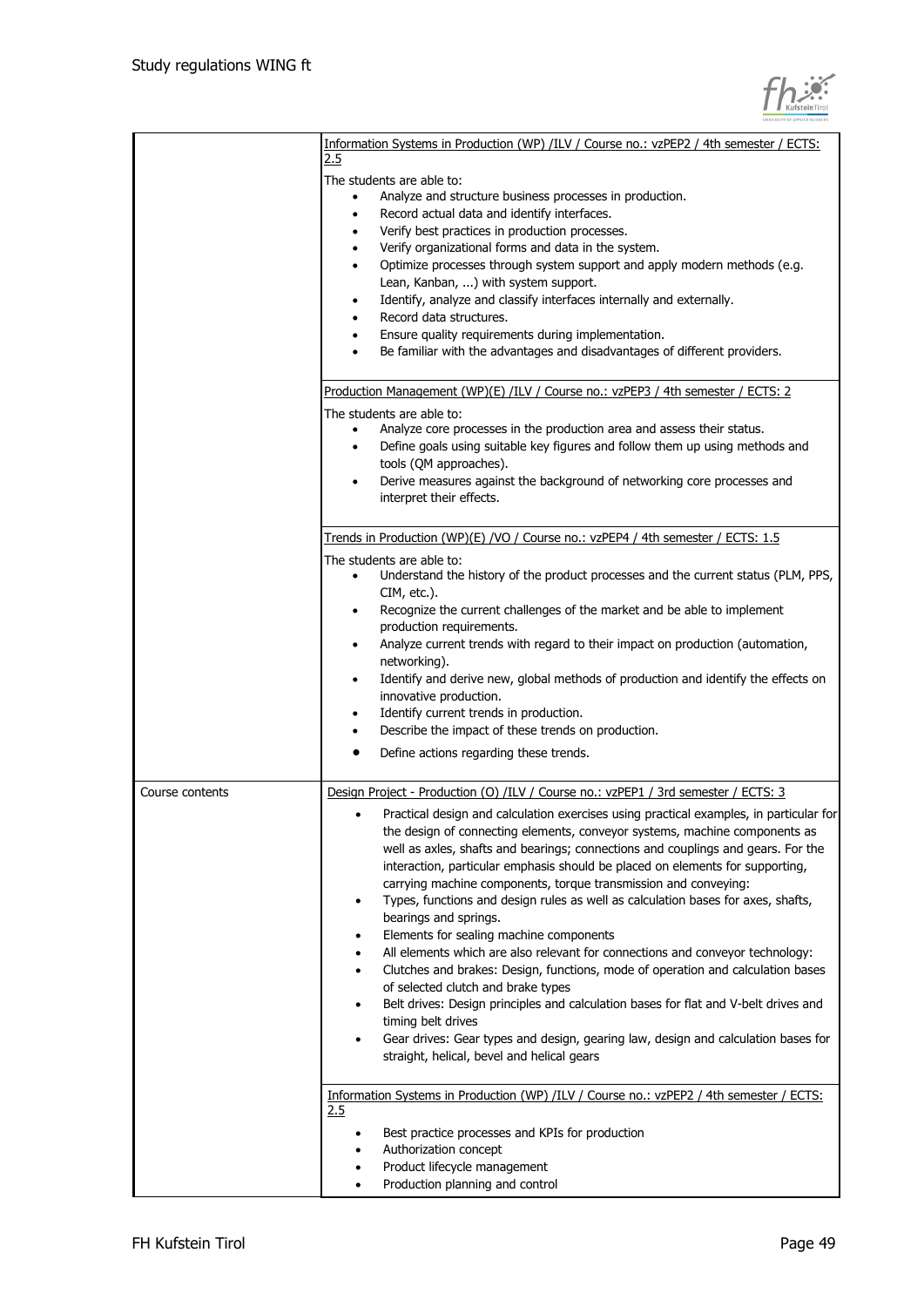| | |
|---|---|
| | <u>Information Systems in Production (WP) /ILV / Course no.: vzPEP2 / 4th semester / ECTS: 2.5</u><br><br>The students are able to:<br>• Analyze and structure business processes in production.<br>• Record actual data and identify interfaces.<br>• Verify best practices in production processes.<br>• Verify organizational forms and data in the system.<br>• Optimize processes through system support and apply modern methods (e.g. Lean, Kanban, ...) with system support.<br>• Identify, analyze and classify interfaces internally and externally.<br>• Record data structures.<br>• Ensure quality requirements during implementation.<br>• Be familiar with the advantages and disadvantages of different providers. |
| | <u>Production Management (WP)(E) /ILV / Course no.: vzPEP3 / 4th semester / ECTS: 2</u><br><br>The students are able to:<br>• Analyze core processes in the production area and assess their status.<br>• Define goals using suitable key figures and follow them up using methods and tools (QM approaches).<br>• Derive measures against the background of networking core processes and interpret their effects. |
| | <u>Trends in Production (WP)(E) /VO / Course no.: vzPEP4 / 4th semester / ECTS: 1.5</u><br><br>The students are able to:<br>• Understand the history of the product processes and the current status (PLM, PPS, CIM, etc.).<br>• Recognize the current challenges of the market and be able to implement production requirements.<br>• Analyze current trends with regard to their impact on production (automation, networking).<br>• Identify and derive new, global methods of production and identify the effects on innovative production.<br>• Identify current trends in production.<br>• Describe the impact of these trends on production.<br>• Define actions regarding these trends. |
| Course contents | <u>Design Project - Production (O) /ILV / Course no.: vzPEP1 / 3rd semester / ECTS: 3</u><br><br>• Practical design and calculation exercises using practical examples, in particular for the design of connecting elements, conveyor systems, machine components as well as axles, shafts and bearings; connections and couplings and gears. For the interaction, particular emphasis should be placed on elements for supporting, carrying machine components, torque transmission and conveying:<br>• Types, functions and design rules as well as calculation bases for axes, shafts, bearings and springs.<br>• Elements for sealing machine components<br>• All elements which are also relevant for connections and conveyor technology:<br>• Clutches and brakes: Design, functions, mode of operation and calculation bases of selected clutch and brake types<br>• Belt drives: Design principles and calculation bases for flat and V-belt drives and timing belt drives<br>• Gear drives: Gear types and design, gearing law, design and calculation bases for straight, helical, bevel and helical gears |
| | <u>Information Systems in Production (WP) /ILV / Course no.: vzPEP2 / 4th semester / ECTS: 2.5</u><br><br>• Best practice processes and KPIs for production<br>• Authorization concept<br>• Product lifecycle management<br>• Production planning and control |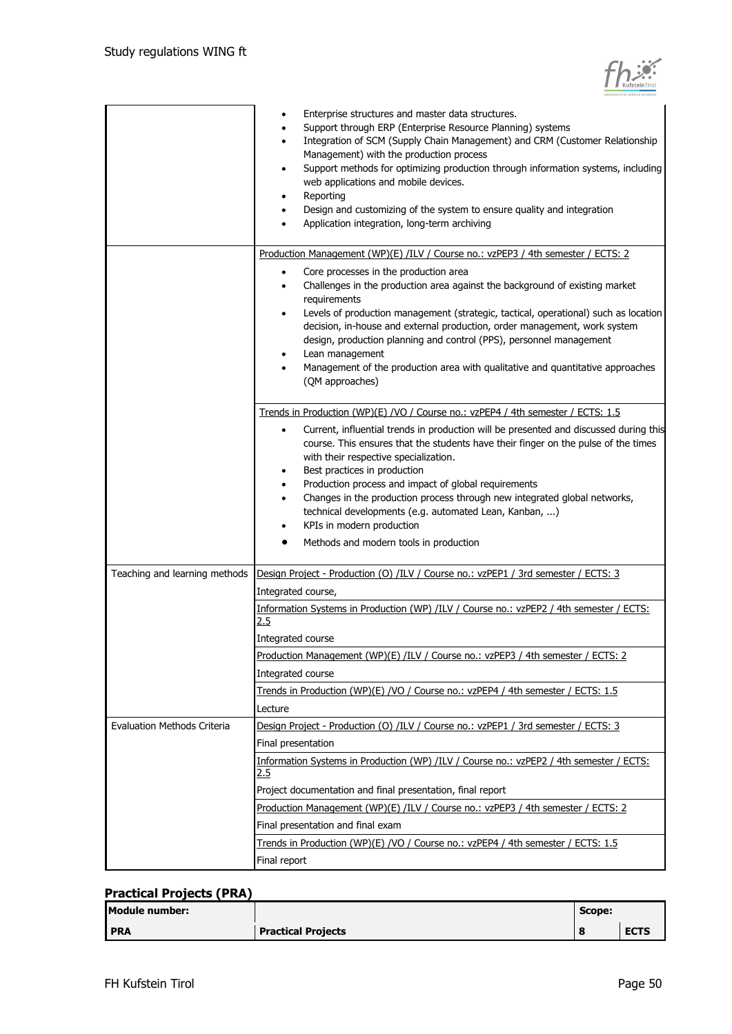| | |
|---|---|
| | • Enterprise structures and master data structures.<br>• Support through ERP (Enterprise Resource Planning) systems<br>• Integration of SCM (Supply Chain Management) and CRM (Customer Relationship Management) with the production process<br>• Support methods for optimizing production through information systems, including web applications and mobile devices.<br>• Reporting<br>• Design and customizing of the system to ensure quality and integration<br>• Application integration, long-term archiving |
| | Production Management (WP)(E) /ILV / Course no.: vzPEP3 / 4th semester / ECTS: 2<br>• Core processes in the production area<br>• Challenges in the production area against the background of existing market requirements<br>• Levels of production management (strategic, tactical, operational) such as location decision, in-house and external production, order management, work system design, production planning and control (PPS), personnel management<br>• Lean management<br>• Management of the production area with qualitative and quantitative approaches (QM approaches) |
| | Trends in Production (WP)(E) /VO / Course no.: vzPEP4 / 4th semester / ECTS: 1.5<br>• Current, influential trends in production will be presented and discussed during this course. This ensures that the students have their finger on the pulse of the times with their respective specialization.<br>• Best practices in production<br>• Production process and impact of global requirements<br>• Changes in the production process through new integrated global networks, technical developments (e.g. automated Lean, Kanban, ...)<br>• KPIs in modern production<br>• Methods and modern tools in production |
| Teaching and learning methods | Design Project - Production (O) /ILV / Course no.: vzPEP1 / 3rd semester / ECTS: 3<br>Integrated course,<br>Information Systems in Production (WP) /ILV / Course no.: vzPEP2 / 4th semester / ECTS: 2.5<br>Integrated course<br>Production Management (WP)(E) /ILV / Course no.: vzPEP3 / 4th semester / ECTS: 2<br>Integrated course<br>Trends in Production (WP)(E) /VO / Course no.: vzPEP4 / 4th semester / ECTS: 1.5<br>Lecture |
| Evaluation Methods Criteria | Design Project - Production (O) /ILV / Course no.: vzPEP1 / 3rd semester / ECTS: 3<br>Final presentation<br>Information Systems in Production (WP) /ILV / Course no.: vzPEP2 / 4th semester / ECTS: 2.5<br>Project documentation and final presentation, final report<br>Production Management (WP)(E) /ILV / Course no.: vzPEP3 / 4th semester / ECTS: 2<br>Final presentation and final exam<br>Trends in Production (WP)(E) /VO / Course no.: vzPEP4 / 4th semester / ECTS: 1.5<br>Final report |

### Practical Projects (PRA)

| **Module number:** | | **Scope:** | |
|---|---|---|---|
| **PRA** | **Practical Projects** | **8** | **ECTS** |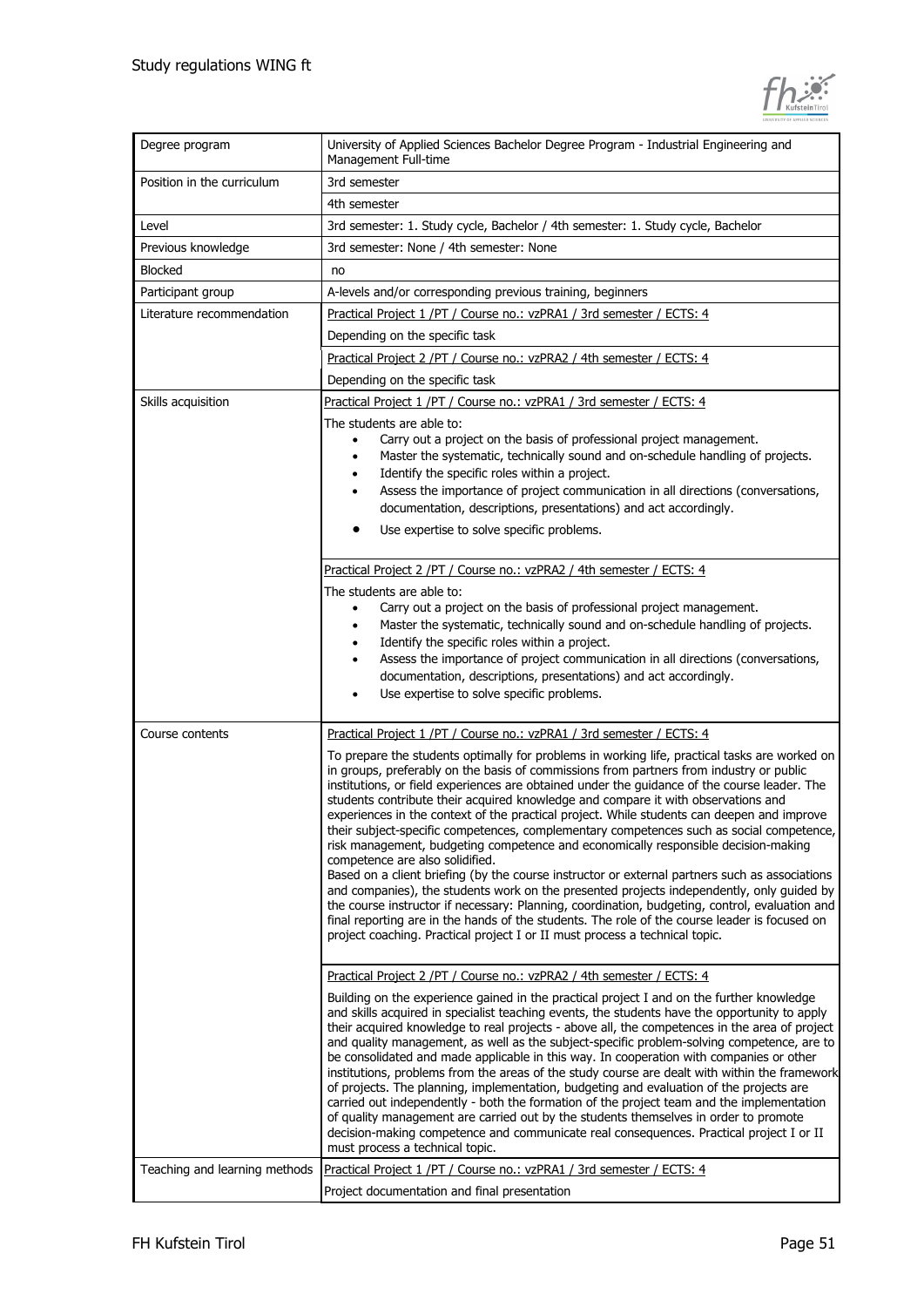| | |
|---|---|
| Degree program | University of Applied Sciences Bachelor Degree Program - Industrial Engineering and Management Full-time |
| Position in the curriculum | 3rd semester<br>4th semester |
| Level | 3rd semester: 1. Study cycle, Bachelor / 4th semester: 1. Study cycle, Bachelor |
| Previous knowledge | 3rd semester: None / 4th semester: None |
| Blocked | no |
| Participant group | A-levels and/or corresponding previous training, beginners |
| Literature recommendation | Practical Project 1 /PT / Course no.: vzPRA1 / 3rd semester / ECTS: 4<br>Depending on the specific task<br>Practical Project 2 /PT / Course no.: vzPRA2 / 4th semester / ECTS: 4<br>Depending on the specific task |
| Skills acquisition | Practical Project 1 /PT / Course no.: vzPRA1 / 3rd semester / ECTS: 4<br>The students are able to:<br>• Carry out a project on the basis of professional project management.<br>• Master the systematic, technically sound and on-schedule handling of projects.<br>• Identify the specific roles within a project.<br>• Assess the importance of project communication in all directions (conversations, documentation, descriptions, presentations) and act accordingly.<br>• Use expertise to solve specific problems.<br><br>Practical Project 2 /PT / Course no.: vzPRA2 / 4th semester / ECTS: 4<br>The students are able to:<br>• Carry out a project on the basis of professional project management.<br>• Master the systematic, technically sound and on-schedule handling of projects.<br>• Identify the specific roles within a project.<br>• Assess the importance of project communication in all directions (conversations, documentation, descriptions, presentations) and act accordingly.<br>• Use expertise to solve specific problems. |
| Course contents | Practical Project 1 /PT / Course no.: vzPRA1 / 3rd semester / ECTS: 4<br>To prepare the students optimally for problems in working life, practical tasks are worked on in groups, preferably on the basis of commissions from partners from industry or public institutions, or field experiences are obtained under the guidance of the course leader. The students contribute their acquired knowledge and compare it with observations and experiences in the context of the practical project. While students can deepen and improve their subject-specific competences, complementary competences such as social competence, risk management, budgeting competence and economically responsible decision-making competence are also solidified.<br>Based on a client briefing (by the course instructor or external partners such as associations and companies), the students work on the presented projects independently, only guided by the course instructor if necessary: Planning, coordination, budgeting, control, evaluation and final reporting are in the hands of the students. The role of the course leader is focused on project coaching. Practical project I or II must process a technical topic.<br><br>Practical Project 2 /PT / Course no.: vzPRA2 / 4th semester / ECTS: 4<br>Building on the experience gained in the practical project I and on the further knowledge and skills acquired in specialist teaching events, the students have the opportunity to apply their acquired knowledge to real projects - above all, the competences in the area of project and quality management, as well as the subject-specific problem-solving competence, are to be consolidated and made applicable in this way. In cooperation with companies or other institutions, problems from the areas of the study course are dealt with within the framework of projects. The planning, implementation, budgeting and evaluation of the projects are carried out independently - both the formation of the project team and the implementation of quality management are carried out by the students themselves in order to promote decision-making competence and communicate real consequences. Practical project I or II must process a technical topic. |
| Teaching and learning methods | Practical Project 1 /PT / Course no.: vzPRA1 / 3rd semester / ECTS: 4<br>Project documentation and final presentation |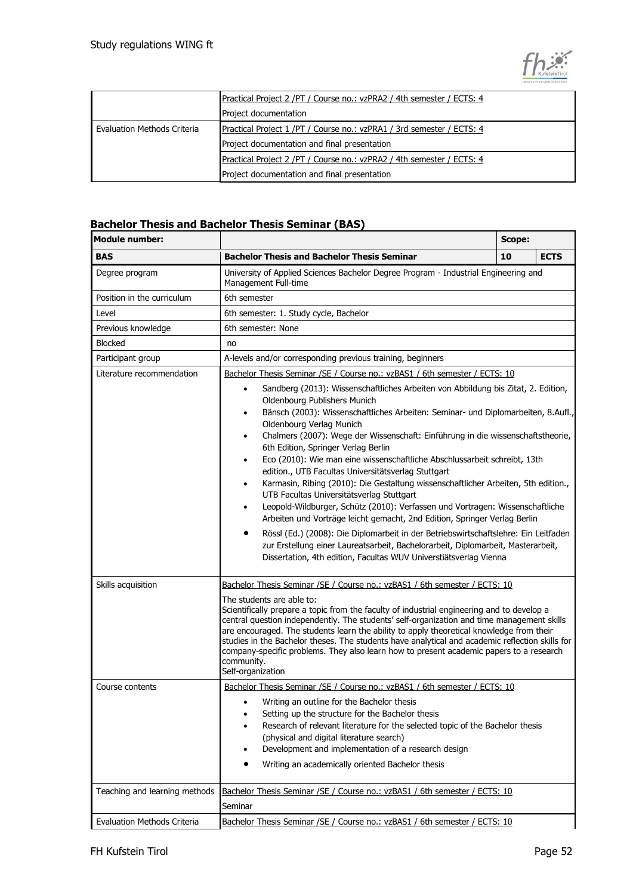| | |
|---|---|
| | Practical Project 2 /PT / Course no.: vzPRA2 / 4th semester / ECTS: 4 |
| | Project documentation |
| Evaluation Methods Criteria | Practical Project 1 /PT / Course no.: vzPRA1 / 3rd semester / ECTS: 4 |
| | Project documentation and final presentation |
| | Practical Project 2 /PT / Course no.: vzPRA2 / 4th semester / ECTS: 4 |
| | Project documentation and final presentation |

### Bachelor Thesis and Bachelor Thesis Seminar (BAS)

| **Module number:** | | **Scope:** | |
|---|---|---|---|
| **BAS** | **Bachelor Thesis and Bachelor Thesis Seminar** | **10** | **ECTS** |
| Degree program | University of Applied Sciences Bachelor Degree Program - Industrial Engineering and Management Full-time | | |
| Position in the curriculum | 6th semester | | |
| Level | 6th semester: 1. Study cycle, Bachelor | | |
| Previous knowledge | 6th semester: None | | |
| Blocked | no | | |
| Participant group | A-levels and/or corresponding previous training, beginners | | |
| Literature recommendation | Bachelor Thesis Seminar /SE / Course no.: vzBAS1 / 6th semester / ECTS: 10<br>• Sandberg (2013): Wissenschaftliches Arbeiten von Abbildung bis Zitat, 2. Edition, Oldenbourg Publishers Munich<br>• Bänsch (2003): Wissenschaftliches Arbeiten: Seminar- und Diplomarbeiten, 8.Aufl., Oldenbourg Verlag Munich<br>• Chalmers (2007): Wege der Wissenschaft: Einführung in die wissenschaftstheorie, 6th Edition, Springer Verlag Berlin<br>• Eco (2010): Wie man eine wissenschaftliche Abschlussarbeit schreibt, 13th edition., UTB Facultas Universitätsverlag Stuttgart<br>• Karmasin, Ribing (2010): Die Gestaltung wissenschaftlicher Arbeiten, 5th edition., UTB Facultas Universitätsverlag Stuttgart<br>• Leopold-Wildburger, Schütz (2010): Verfassen und Vortragen: Wissenschaftliche Arbeiten und Vorträge leicht gemacht, 2nd Edition, Springer Verlag Berlin<br>• Rössl (Ed.) (2008): Die Diplomarbeit in der Betriebswirtschaftslehre: Ein Leitfaden zur Erstellung einer Laureatsarbeit, Bachelorarbeit, Diplomarbeit, Masterarbeit, Dissertation, 4th edition, Facultas WUV Universtiätsverlag Vienna | | |
| Skills acquisition | Bachelor Thesis Seminar /SE / Course no.: vzBAS1 / 6th semester / ECTS: 10<br>The students are able to:<br>Scientifically prepare a topic from the faculty of industrial engineering and to develop a central question independently. The students' self-organization and time management skills are encouraged. The students learn the ability to apply theoretical knowledge from their studies in the Bachelor theses. The students have analytical and academic reflection skills for company-specific problems. They also learn how to present academic papers to a research community.<br>Self-organization | | |
| Course contents | Bachelor Thesis Seminar /SE / Course no.: vzBAS1 / 6th semester / ECTS: 10<br>• Writing an outline for the Bachelor thesis<br>• Setting up the structure for the Bachelor thesis<br>• Research of relevant literature for the selected topic of the Bachelor thesis (physical and digital literature search)<br>• Development and implementation of a research design<br>• Writing an academically oriented Bachelor thesis | | |
| Teaching and learning methods | Bachelor Thesis Seminar /SE / Course no.: vzBAS1 / 6th semester / ECTS: 10<br>Seminar | | |
| Evaluation Methods Criteria | Bachelor Thesis Seminar /SE / Course no.: vzBAS1 / 6th semester / ECTS: 10 | | |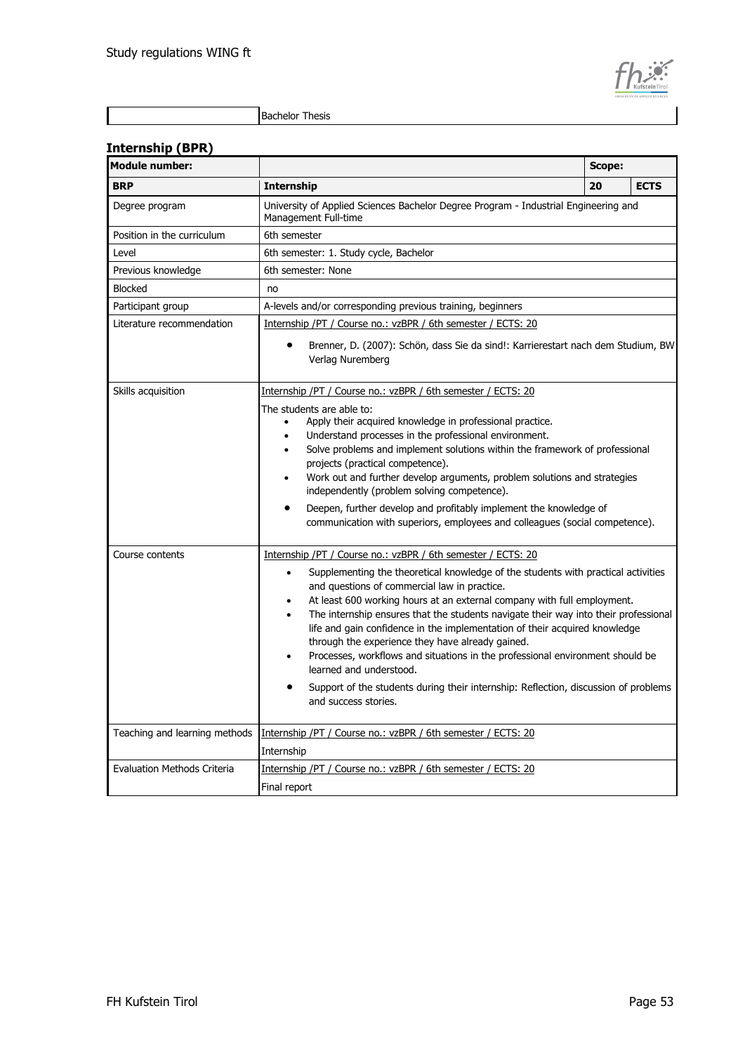| | Bachelor Thesis |
|---|---|

## Internship (BPR)

| Module number: | | Scope: | |
|---|---|---|---|
| **BRP** | **Internship** | **20** | **ECTS** |
| Degree program | University of Applied Sciences Bachelor Degree Program - Industrial Engineering and Management Full-time | | |
| Position in the curriculum | 6th semester | | |
| Level | 6th semester: 1. Study cycle, Bachelor | | |
| Previous knowledge | 6th semester: None | | |
| Blocked | no | | |
| Participant group | A-levels and/or corresponding previous training, beginners | | |
| Literature recommendation | Internship /PT / Course no.: vzBPR / 6th semester / ECTS: 20<br><br>• Brenner, D. (2007): Schön, dass Sie da sind!: Karrierestart nach dem Studium, BW Verlag Nuremberg | | |
| Skills acquisition | Internship /PT / Course no.: vzBPR / 6th semester / ECTS: 20<br><br>The students are able to:<br>• Apply their acquired knowledge in professional practice.<br>• Understand processes in the professional environment.<br>• Solve problems and implement solutions within the framework of professional projects (practical competence).<br>• Work out and further develop arguments, problem solutions and strategies independently (problem solving competence).<br>• Deepen, further develop and profitably implement the knowledge of communication with superiors, employees and colleagues (social competence). | | |
| Course contents | Internship /PT / Course no.: vzBPR / 6th semester / ECTS: 20<br><br>• Supplementing the theoretical knowledge of the students with practical activities and questions of commercial law in practice.<br>• At least 600 working hours at an external company with full employment.<br>• The internship ensures that the students navigate their way into their professional life and gain confidence in the implementation of their acquired knowledge through the experience they have already gained.<br>• Processes, workflows and situations in the professional environment should be learned and understood.<br>• Support of the students during their internship: Reflection, discussion of problems and success stories. | | |
| Teaching and learning methods | Internship /PT / Course no.: vzBPR / 6th semester / ECTS: 20<br><br>Internship | | |
| Evaluation Methods Criteria | Internship /PT / Course no.: vzBPR / 6th semester / ECTS: 20<br><br>Final report | | |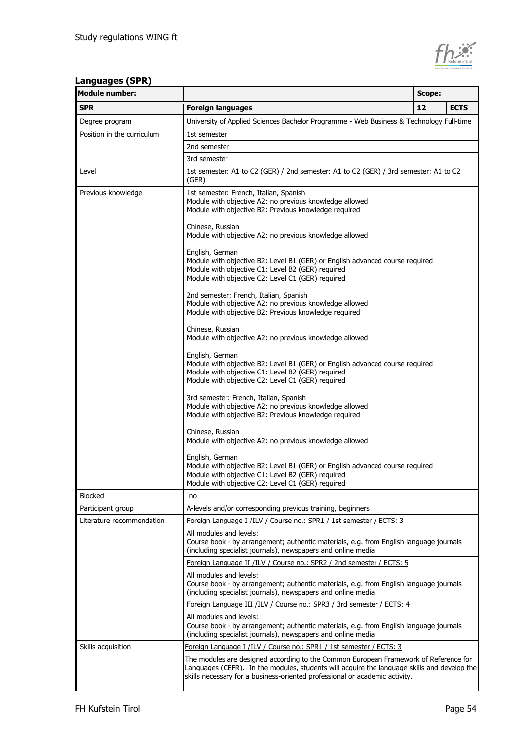## Languages (SPR)

| Module number: | | Scope: | |
|---|---|---|---|
| **SPR** | **Foreign languages** | **12** | **ECTS** |
| Degree program | University of Applied Sciences Bachelor Programme - Web Business & Technology Full-time | | |
| Position in the curriculum | 1st semester | | |
| | 2nd semester | | |
| | 3rd semester | | |
| Level | 1st semester: A1 to C2 (GER) / 2nd semester: A1 to C2 (GER) / 3rd semester: A1 to C2 (GER) | | |
| Previous knowledge | 1st semester: French, Italian, Spanish<br>Module with objective A2: no previous knowledge allowed<br>Module with objective B2: Previous knowledge required<br><br>Chinese, Russian<br>Module with objective A2: no previous knowledge allowed<br><br>English, German<br>Module with objective B2: Level B1 (GER) or English advanced course required<br>Module with objective C1: Level B2 (GER) required<br>Module with objective C2: Level C1 (GER) required<br><br>2nd semester: French, Italian, Spanish<br>Module with objective A2: no previous knowledge allowed<br>Module with objective B2: Previous knowledge required<br><br>Chinese, Russian<br>Module with objective A2: no previous knowledge allowed<br><br>English, German<br>Module with objective B2: Level B1 (GER) or English advanced course required<br>Module with objective C1: Level B2 (GER) required<br>Module with objective C2: Level C1 (GER) required<br><br>3rd semester: French, Italian, Spanish<br>Module with objective A2: no previous knowledge allowed<br>Module with objective B2: Previous knowledge required<br><br>Chinese, Russian<br>Module with objective A2: no previous knowledge allowed<br><br>English, German<br>Module with objective B2: Level B1 (GER) or English advanced course required<br>Module with objective C1: Level B2 (GER) required<br>Module with objective C2: Level C1 (GER) required | | |
| Blocked | no | | |
| Participant group | A-levels and/or corresponding previous training, beginners | | |
| Literature recommendation | Foreign Language I /ILV / Course no.: SPR1 / 1st semester / ECTS: 3 | | |
| | All modules and levels:<br>Course book - by arrangement; authentic materials, e.g. from English language journals (including specialist journals), newspapers and online media | | |
| | Foreign Language II /ILV / Course no.: SPR2 / 2nd semester / ECTS: 5 | | |
| | All modules and levels:<br>Course book - by arrangement; authentic materials, e.g. from English language journals (including specialist journals), newspapers and online media | | |
| | Foreign Language III /ILV / Course no.: SPR3 / 3rd semester / ECTS: 4 | | |
| | All modules and levels:<br>Course book - by arrangement; authentic materials, e.g. from English language journals (including specialist journals), newspapers and online media | | |
| Skills acquisition | Foreign Language I /ILV / Course no.: SPR1 / 1st semester / ECTS: 3 | | |
| | The modules are designed according to the Common European Framework of Reference for Languages (CEFR). In the modules, students will acquire the language skills and develop the skills necessary for a business-oriented professional or academic activity. | | |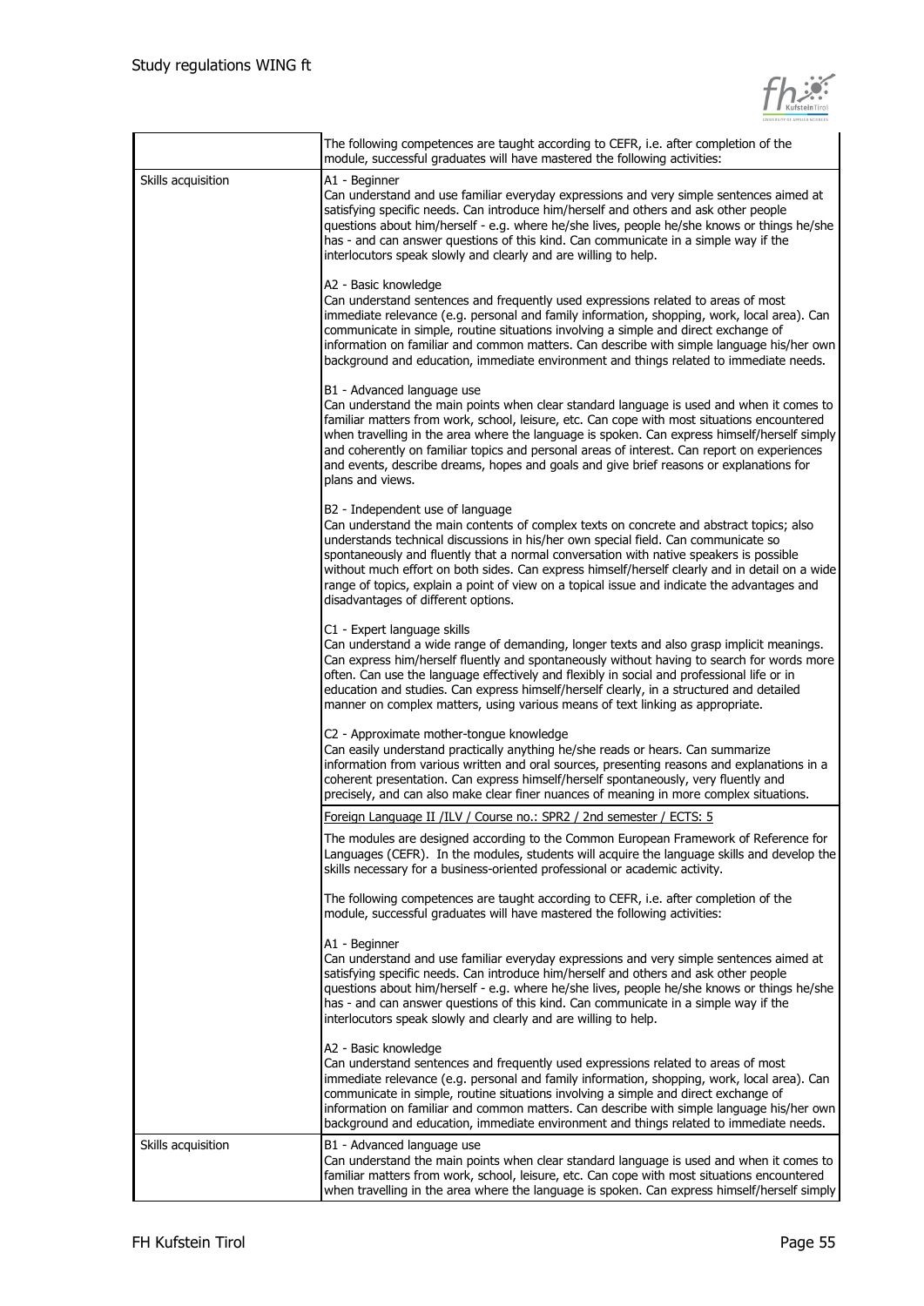| | |
|---|---|
| | The following competences are taught according to CEFR, i.e. after completion of the module, successful graduates will have mastered the following activities: |
| Skills acquisition | A1 - Beginner<br>Can understand and use familiar everyday expressions and very simple sentences aimed at satisfying specific needs. Can introduce him/herself and others and ask other people questions about him/herself - e.g. where he/she lives, people he/she knows or things he/she has - and can answer questions of this kind. Can communicate in a simple way if the interlocutors speak slowly and clearly and are willing to help.<br><br>A2 - Basic knowledge<br>Can understand sentences and frequently used expressions related to areas of most immediate relevance (e.g. personal and family information, shopping, work, local area). Can communicate in simple, routine situations involving a simple and direct exchange of information on familiar and common matters. Can describe with simple language his/her own background and education, immediate environment and things related to immediate needs.<br><br>B1 - Advanced language use<br>Can understand the main points when clear standard language is used and when it comes to familiar matters from work, school, leisure, etc. Can cope with most situations encountered when travelling in the area where the language is spoken. Can express himself/herself simply and coherently on familiar topics and personal areas of interest. Can report on experiences and events, describe dreams, hopes and goals and give brief reasons or explanations for plans and views.<br><br>B2 - Independent use of language<br>Can understand the main contents of complex texts on concrete and abstract topics; also understands technical discussions in his/her own special field. Can communicate so spontaneously and fluently that a normal conversation with native speakers is possible without much effort on both sides. Can express himself/herself clearly and in detail on a wide range of topics, explain a point of view on a topical issue and indicate the advantages and disadvantages of different options.<br><br>C1 - Expert language skills<br>Can understand a wide range of demanding, longer texts and also grasp implicit meanings. Can express him/herself fluently and spontaneously without having to search for words more often. Can use the language effectively and flexibly in social and professional life or in education and studies. Can express himself/herself clearly, in a structured and detailed manner on complex matters, using various means of text linking as appropriate.<br><br>C2 - Approximate mother-tongue knowledge<br>Can easily understand practically anything he/she reads or hears. Can summarize information from various written and oral sources, presenting reasons and explanations in a coherent presentation. Can express himself/herself spontaneously, very fluently and precisely, and can also make clear finer nuances of meaning in more complex situations. |
| | Foreign Language II /ILV / Course no.: SPR2 / 2nd semester / ECTS: 5<br><br>The modules are designed according to the Common European Framework of Reference for Languages (CEFR). In the modules, students will acquire the language skills and develop the skills necessary for a business-oriented professional or academic activity.<br><br>The following competences are taught according to CEFR, i.e. after completion of the module, successful graduates will have mastered the following activities:<br><br>A1 - Beginner<br>Can understand and use familiar everyday expressions and very simple sentences aimed at satisfying specific needs. Can introduce him/herself and others and ask other people questions about him/herself - e.g. where he/she lives, people he/she knows or things he/she has - and can answer questions of this kind. Can communicate in a simple way if the interlocutors speak slowly and clearly and are willing to help.<br><br>A2 - Basic knowledge<br>Can understand sentences and frequently used expressions related to areas of most immediate relevance (e.g. personal and family information, shopping, work, local area). Can communicate in simple, routine situations involving a simple and direct exchange of information on familiar and common matters. Can describe with simple language his/her own background and education, immediate environment and things related to immediate needs. |
| Skills acquisition | B1 - Advanced language use<br>Can understand the main points when clear standard language is used and when it comes to familiar matters from work, school, leisure, etc. Can cope with most situations encountered when travelling in the area where the language is spoken. Can express himself/herself simply |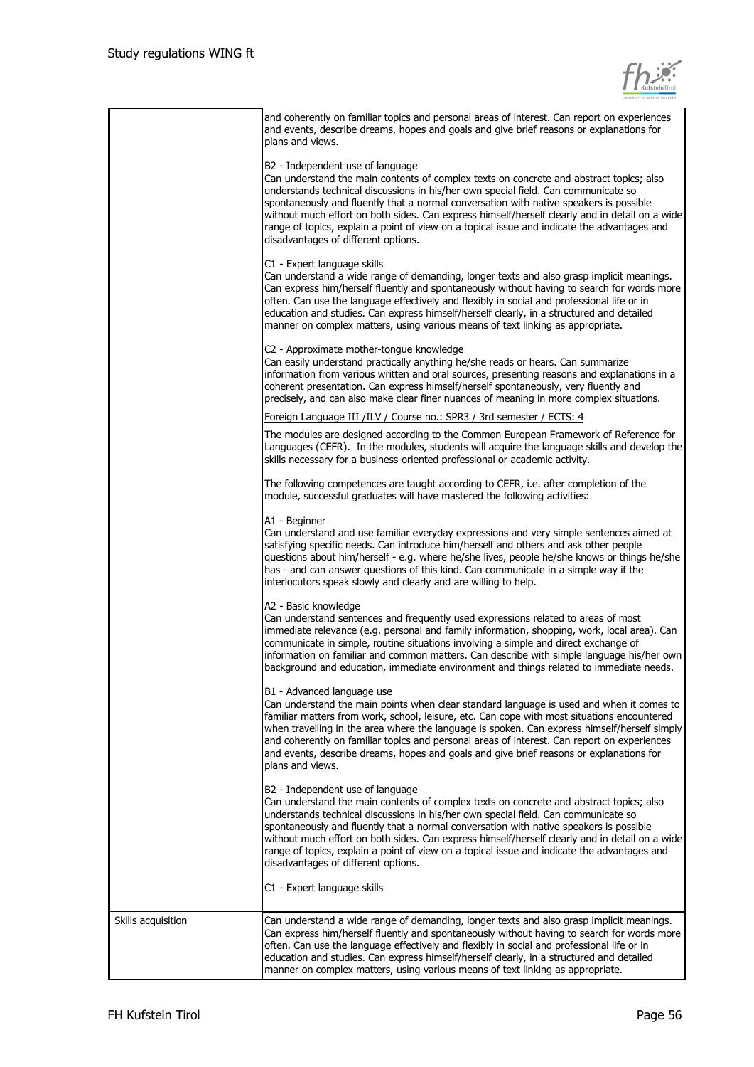| | |
|---|---|
| | and coherently on familiar topics and personal areas of interest. Can report on experiences and events, describe dreams, hopes and goals and give brief reasons or explanations for plans and views.<br><br>B2 - Independent use of language<br>Can understand the main contents of complex texts on concrete and abstract topics; also understands technical discussions in his/her own special field. Can communicate so spontaneously and fluently that a normal conversation with native speakers is possible without much effort on both sides. Can express himself/herself clearly and in detail on a wide range of topics, explain a point of view on a topical issue and indicate the advantages and disadvantages of different options.<br><br>C1 - Expert language skills<br>Can understand a wide range of demanding, longer texts and also grasp implicit meanings. Can express him/herself fluently and spontaneously without having to search for words more often. Can use the language effectively and flexibly in social and professional life or in education and studies. Can express himself/herself clearly, in a structured and detailed manner on complex matters, using various means of text linking as appropriate.<br><br>C2 - Approximate mother-tongue knowledge<br>Can easily understand practically anything he/she reads or hears. Can summarize information from various written and oral sources, presenting reasons and explanations in a coherent presentation. Can express himself/herself spontaneously, very fluently and precisely, and can also make clear finer nuances of meaning in more complex situations. |
| | Foreign Language III /ILV / Course no.: SPR3 / 3rd semester / ECTS: 4<br><br>The modules are designed according to the Common European Framework of Reference for Languages (CEFR). In the modules, students will acquire the language skills and develop the skills necessary for a business-oriented professional or academic activity.<br><br>The following competences are taught according to CEFR, i.e. after completion of the module, successful graduates will have mastered the following activities:<br><br>A1 - Beginner<br>Can understand and use familiar everyday expressions and very simple sentences aimed at satisfying specific needs. Can introduce him/herself and others and ask other people questions about him/herself - e.g. where he/she lives, people he/she knows or things he/she has - and can answer questions of this kind. Can communicate in a simple way if the interlocutors speak slowly and clearly and are willing to help.<br><br>A2 - Basic knowledge<br>Can understand sentences and frequently used expressions related to areas of most immediate relevance (e.g. personal and family information, shopping, work, local area). Can communicate in simple, routine situations involving a simple and direct exchange of information on familiar and common matters. Can describe with simple language his/her own background and education, immediate environment and things related to immediate needs.<br><br>B1 - Advanced language use<br>Can understand the main points when clear standard language is used and when it comes to familiar matters from work, school, leisure, etc. Can cope with most situations encountered when travelling in the area where the language is spoken. Can express himself/herself simply and coherently on familiar topics and personal areas of interest. Can report on experiences and events, describe dreams, hopes and goals and give brief reasons or explanations for plans and views.<br><br>B2 - Independent use of language<br>Can understand the main contents of complex texts on concrete and abstract topics; also understands technical discussions in his/her own special field. Can communicate so spontaneously and fluently that a normal conversation with native speakers is possible without much effort on both sides. Can express himself/herself clearly and in detail on a wide range of topics, explain a point of view on a topical issue and indicate the advantages and disadvantages of different options.<br><br>C1 - Expert language skills |
| Skills acquisition | Can understand a wide range of demanding, longer texts and also grasp implicit meanings. Can express him/herself fluently and spontaneously without having to search for words more often. Can use the language effectively and flexibly in social and professional life or in education and studies. Can express himself/herself clearly, in a structured and detailed manner on complex matters, using various means of text linking as appropriate. |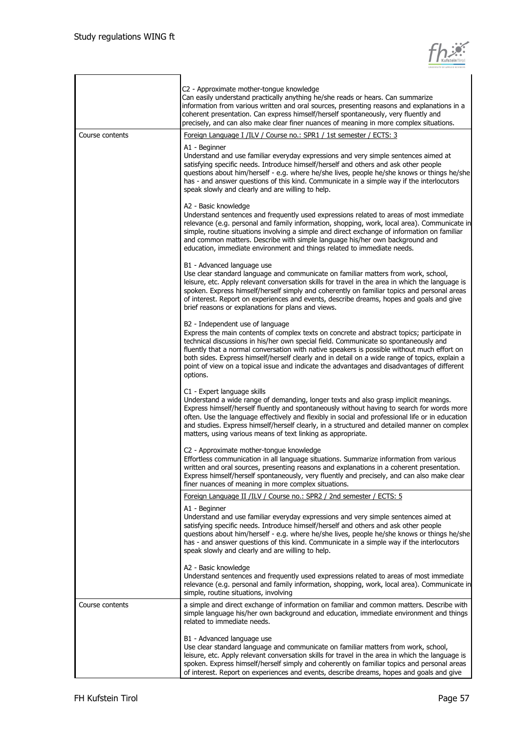| | |
|---|---|
| | C2 - Approximate mother-tongue knowledge<br>Can easily understand practically anything he/she reads or hears. Can summarize information from various written and oral sources, presenting reasons and explanations in a coherent presentation. Can express himself/herself spontaneously, very fluently and precisely, and can also make clear finer nuances of meaning in more complex situations. |
| Course contents | Foreign Language I /ILV / Course no.: SPR1 / 1st semester / ECTS: 3<br><br>A1 - Beginner<br>Understand and use familiar everyday expressions and very simple sentences aimed at satisfying specific needs. Introduce himself/herself and others and ask other people questions about him/herself - e.g. where he/she lives, people he/she knows or things he/she has - and answer questions of this kind. Communicate in a simple way if the interlocutors speak slowly and clearly and are willing to help.<br><br>A2 - Basic knowledge<br>Understand sentences and frequently used expressions related to areas of most immediate relevance (e.g. personal and family information, shopping, work, local area). Communicate in simple, routine situations involving a simple and direct exchange of information on familiar and common matters. Describe with simple language his/her own background and education, immediate environment and things related to immediate needs.<br><br>B1 - Advanced language use<br>Use clear standard language and communicate on familiar matters from work, school, leisure, etc. Apply relevant conversation skills for travel in the area in which the language is spoken. Express himself/herself simply and coherently on familiar topics and personal areas of interest. Report on experiences and events, describe dreams, hopes and goals and give brief reasons or explanations for plans and views.<br><br>B2 - Independent use of language<br>Express the main contents of complex texts on concrete and abstract topics; participate in technical discussions in his/her own special field. Communicate so spontaneously and fluently that a normal conversation with native speakers is possible without much effort on both sides. Express himself/herself clearly and in detail on a wide range of topics, explain a point of view on a topical issue and indicate the advantages and disadvantages of different options.<br><br>C1 - Expert language skills<br>Understand a wide range of demanding, longer texts and also grasp implicit meanings. Express himself/herself fluently and spontaneously without having to search for words more often. Use the language effectively and flexibly in social and professional life or in education and studies. Express himself/herself clearly, in a structured and detailed manner on complex matters, using various means of text linking as appropriate.<br><br>C2 - Approximate mother-tongue knowledge<br>Effortless communication in all language situations. Summarize information from various written and oral sources, presenting reasons and explanations in a coherent presentation. Express himself/herself spontaneously, very fluently and precisely, and can also make clear finer nuances of meaning in more complex situations. |
| | Foreign Language II /ILV / Course no.: SPR2 / 2nd semester / ECTS: 5<br><br>A1 - Beginner<br>Understand and use familiar everyday expressions and very simple sentences aimed at satisfying specific needs. Introduce himself/herself and others and ask other people questions about him/herself - e.g. where he/she lives, people he/she knows or things he/she has - and answer questions of this kind. Communicate in a simple way if the interlocutors speak slowly and clearly and are willing to help.<br><br>A2 - Basic knowledge<br>Understand sentences and frequently used expressions related to areas of most immediate relevance (e.g. personal and family information, shopping, work, local area). Communicate in simple, routine situations, involving |
| Course contents | a simple and direct exchange of information on familiar and common matters. Describe with simple language his/her own background and education, immediate environment and things related to immediate needs.<br><br>B1 - Advanced language use<br>Use clear standard language and communicate on familiar matters from work, school, leisure, etc. Apply relevant conversation skills for travel in the area in which the language is spoken. Express himself/herself simply and coherently on familiar topics and personal areas of interest. Report on experiences and events, describe dreams, hopes and goals and give |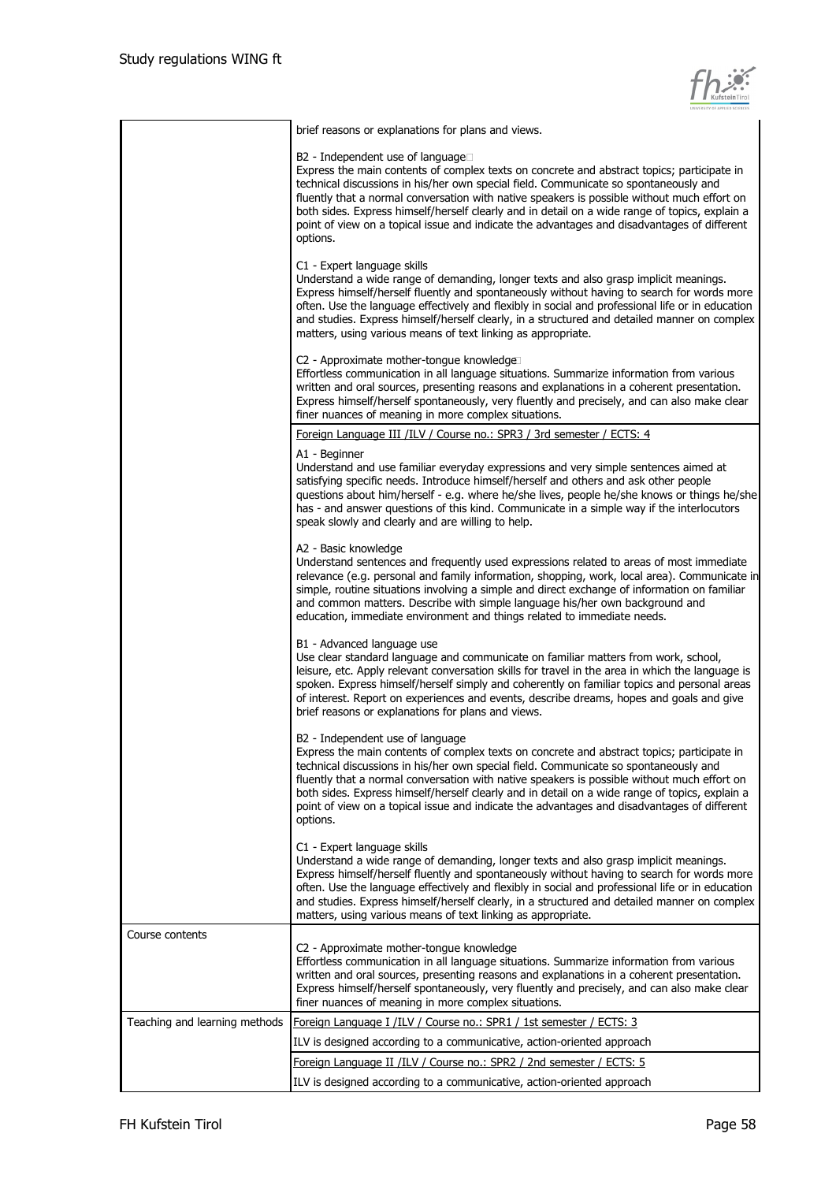| | |
|---|---|
| | brief reasons or explanations for plans and views.<br><br>B2 - Independent use of language<br>Express the main contents of complex texts on concrete and abstract topics; participate in technical discussions in his/her own special field. Communicate so spontaneously and fluently that a normal conversation with native speakers is possible without much effort on both sides. Express himself/herself clearly and in detail on a wide range of topics, explain a point of view on a topical issue and indicate the advantages and disadvantages of different options.<br><br>C1 - Expert language skills<br>Understand a wide range of demanding, longer texts and also grasp implicit meanings. Express himself/herself fluently and spontaneously without having to search for words more often. Use the language effectively and flexibly in social and professional life or in education and studies. Express himself/herself clearly, in a structured and detailed manner on complex matters, using various means of text linking as appropriate.<br><br>C2 - Approximate mother-tongue knowledge<br>Effortless communication in all language situations. Summarize information from various written and oral sources, presenting reasons and explanations in a coherent presentation. Express himself/herself spontaneously, very fluently and precisely, and can also make clear finer nuances of meaning in more complex situations. |
| | Foreign Language III /ILV / Course no.: SPR3 / 3rd semester / ECTS: 4<br><br>A1 - Beginner<br>Understand and use familiar everyday expressions and very simple sentences aimed at satisfying specific needs. Introduce himself/herself and others and ask other people questions about him/herself - e.g. where he/she lives, people he/she knows or things he/she has - and answer questions of this kind. Communicate in a simple way if the interlocutors speak slowly and clearly and are willing to help.<br><br>A2 - Basic knowledge<br>Understand sentences and frequently used expressions related to areas of most immediate relevance (e.g. personal and family information, shopping, work, local area). Communicate in simple, routine situations involving a simple and direct exchange of information on familiar and common matters. Describe with simple language his/her own background and education, immediate environment and things related to immediate needs.<br><br>B1 - Advanced language use<br>Use clear standard language and communicate on familiar matters from work, school, leisure, etc. Apply relevant conversation skills for travel in the area in which the language is spoken. Express himself/herself simply and coherently on familiar topics and personal areas of interest. Report on experiences and events, describe dreams, hopes and goals and give brief reasons or explanations for plans and views.<br><br>B2 - Independent use of language<br>Express the main contents of complex texts on concrete and abstract topics; participate in technical discussions in his/her own special field. Communicate so spontaneously and fluently that a normal conversation with native speakers is possible without much effort on both sides. Express himself/herself clearly and in detail on a wide range of topics, explain a point of view on a topical issue and indicate the advantages and disadvantages of different options.<br><br>C1 - Expert language skills<br>Understand a wide range of demanding, longer texts and also grasp implicit meanings. Express himself/herself fluently and spontaneously without having to search for words more often. Use the language effectively and flexibly in social and professional life or in education and studies. Express himself/herself clearly, in a structured and detailed manner on complex matters, using various means of text linking as appropriate. |
| Course contents | C2 - Approximate mother-tongue knowledge<br>Effortless communication in all language situations. Summarize information from various written and oral sources, presenting reasons and explanations in a coherent presentation. Express himself/herself spontaneously, very fluently and precisely, and can also make clear finer nuances of meaning in more complex situations. |
| Teaching and learning methods | Foreign Language I /ILV / Course no.: SPR1 / 1st semester / ECTS: 3<br><br>ILV is designed according to a communicative, action-oriented approach |
| | Foreign Language II /ILV / Course no.: SPR2 / 2nd semester / ECTS: 5<br><br>ILV is designed according to a communicative, action-oriented approach |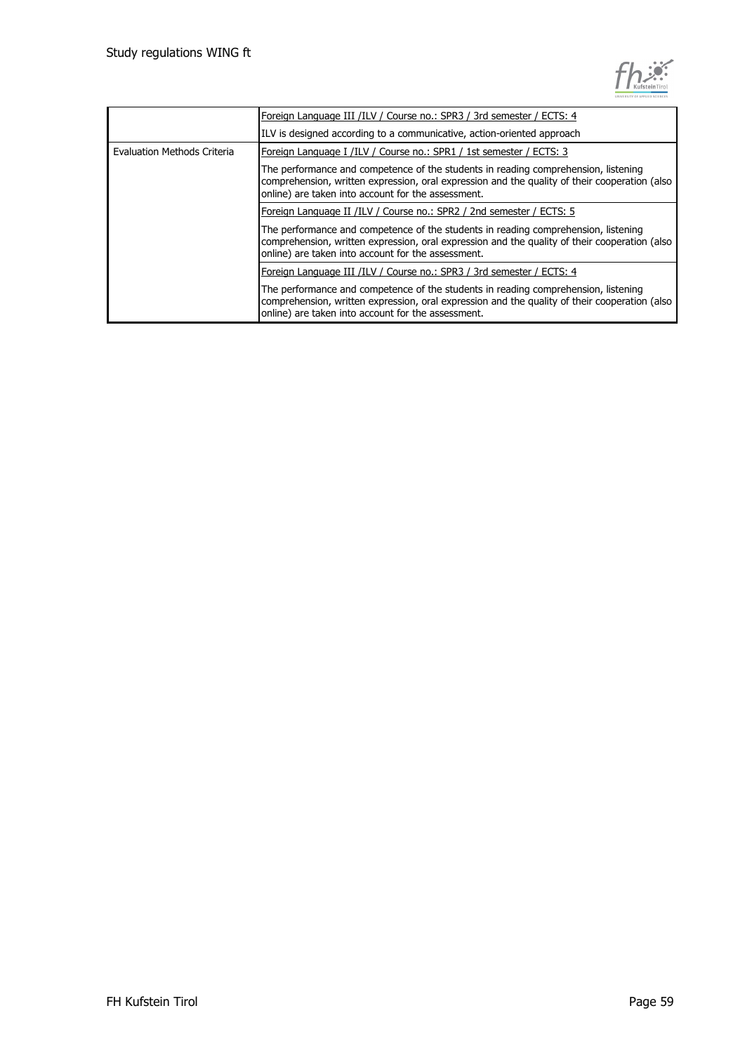| | |
|---|---|
| | Foreign Language III /ILV / Course no.: SPR3 / 3rd semester / ECTS: 4 |
| | ILV is designed according to a communicative, action-oriented approach |
| Evaluation Methods Criteria | Foreign Language I /ILV / Course no.: SPR1 / 1st semester / ECTS: 3 |
| | The performance and competence of the students in reading comprehension, listening comprehension, written expression, oral expression and the quality of their cooperation (also online) are taken into account for the assessment. |
| | Foreign Language II /ILV / Course no.: SPR2 / 2nd semester / ECTS: 5 |
| | The performance and competence of the students in reading comprehension, listening comprehension, written expression, oral expression and the quality of their cooperation (also online) are taken into account for the assessment. |
| | Foreign Language III /ILV / Course no.: SPR3 / 3rd semester / ECTS: 4 |
| | The performance and competence of the students in reading comprehension, listening comprehension, written expression, oral expression and the quality of their cooperation (also online) are taken into account for the assessment. |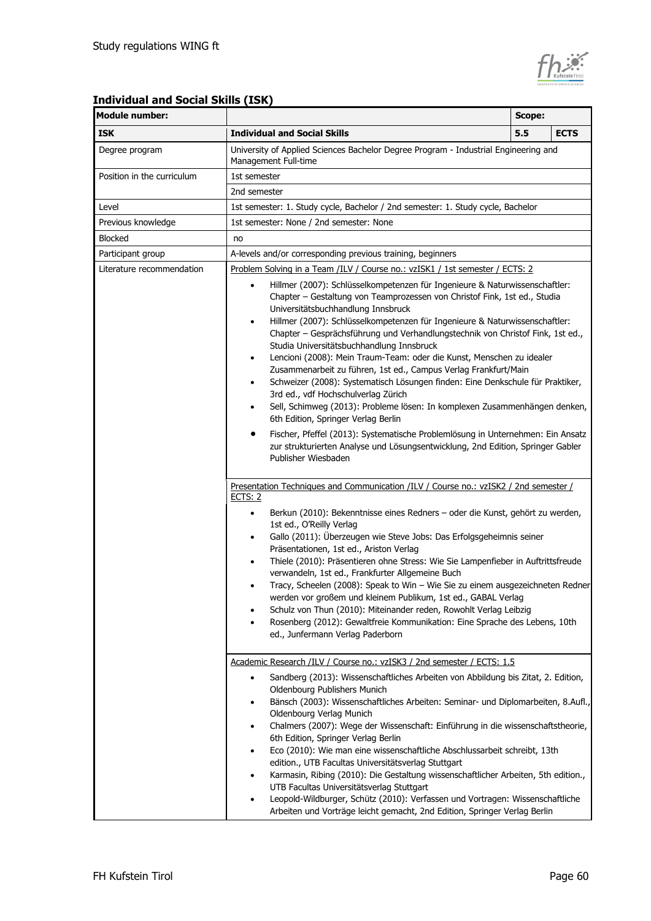### Individual and Social Skills (ISK)

| Module number: | | Scope: | |
|---|---|---|---|
| **ISK** | **Individual and Social Skills** | **5.5** | **ECTS** |
| Degree program | University of Applied Sciences Bachelor Degree Program - Industrial Engineering and Management Full-time | | |
| Position in the curriculum | 1st semester<br>2nd semester | | |
| Level | 1st semester: 1. Study cycle, Bachelor / 2nd semester: 1. Study cycle, Bachelor | | |
| Previous knowledge | 1st semester: None / 2nd semester: None | | |
| Blocked | no | | |
| Participant group | A-levels and/or corresponding previous training, beginners | | |
| Literature recommendation | Problem Solving in a Team /ILV / Course no.: vzISK1 / 1st semester / ECTS: 2<br>• Hillmer (2007): Schlüsselkompetenzen für Ingenieure & Naturwissenschaftler: Chapter – Gestaltung von Teamprozessen von Christof Fink, 1st ed., Studia Universitätsbuchhandlung Innsbruck<br>• Hillmer (2007): Schlüsselkompetenzen für Ingenieure & Naturwissenschaftler: Chapter – Gesprächsführung und Verhandlungstechnik von Christof Fink, 1st ed., Studia Universitätsbuchhandlung Innsbruck<br>• Lencioni (2008): Mein Traum-Team: oder die Kunst, Menschen zu idealer Zusammenarbeit zu führen, 1st ed., Campus Verlag Frankfurt/Main<br>• Schweizer (2008): Systematisch Lösungen finden: Eine Denkschule für Praktiker, 3rd ed., vdf Hochschulverlag Zürich<br>• Sell, Schimweg (2013): Probleme lösen: In komplexen Zusammenhängen denken, 6th Edition, Springer Verlag Berlin<br>• Fischer, Pfeffel (2013): Systematische Problemlösung in Unternehmen: Ein Ansatz zur strukturierten Analyse und Lösungsentwicklung, 2nd Edition, Springer Gabler Publisher Wiesbaden<br><br>Presentation Techniques and Communication /ILV / Course no.: vzISK2 / 2nd semester / ECTS: 2<br>• Berkun (2010): Bekenntnisse eines Redners – oder die Kunst, gehört zu werden, 1st ed., O'Reilly Verlag<br>• Gallo (2011): Überzeugen wie Steve Jobs: Das Erfolgsgeheimnis seiner Präsentationen, 1st ed., Ariston Verlag<br>• Thiele (2010): Präsentieren ohne Stress: Wie Sie Lampenfieber in Auftrittsfreude verwandeln, 1st ed., Frankfurter Allgemeine Buch<br>• Tracy, Scheelen (2008): Speak to Win – Wie Sie zu einem ausgezeichneten Redner werden vor großem und kleinem Publikum, 1st ed., GABAL Verlag<br>• Schulz von Thun (2010): Miteinander reden, Rowohlt Verlag Leibzig<br>• Rosenberg (2012): Gewaltfreie Kommunikation: Eine Sprache des Lebens, 10th ed., Junfermann Verlag Paderborn<br><br>Academic Research /ILV / Course no.: vzISK3 / 2nd semester / ECTS: 1.5<br>• Sandberg (2013): Wissenschaftliches Arbeiten von Abbildung bis Zitat, 2. Edition, Oldenbourg Publishers Munich<br>• Bänsch (2003): Wissenschaftliches Arbeiten: Seminar- und Diplomarbeiten, 8.Aufl., Oldenbourg Verlag Munich<br>• Chalmers (2007): Wege der Wissenschaft: Einführung in die wissenschaftstheorie, 6th Edition, Springer Verlag Berlin<br>• Eco (2010): Wie man eine wissenschaftliche Abschlussarbeit schreibt, 13th edition., UTB Facultas Universitätsverlag Stuttgart<br>• Karmasin, Ribing (2010): Die Gestaltung wissenschaftlicher Arbeiten, 5th edition., UTB Facultas Universitätsverlag Stuttgart<br>• Leopold-Wildburger, Schütz (2010): Verfassen und Vortragen: Wissenschaftliche Arbeiten und Vorträge leicht gemacht, 2nd Edition, Springer Verlag Berlin | | |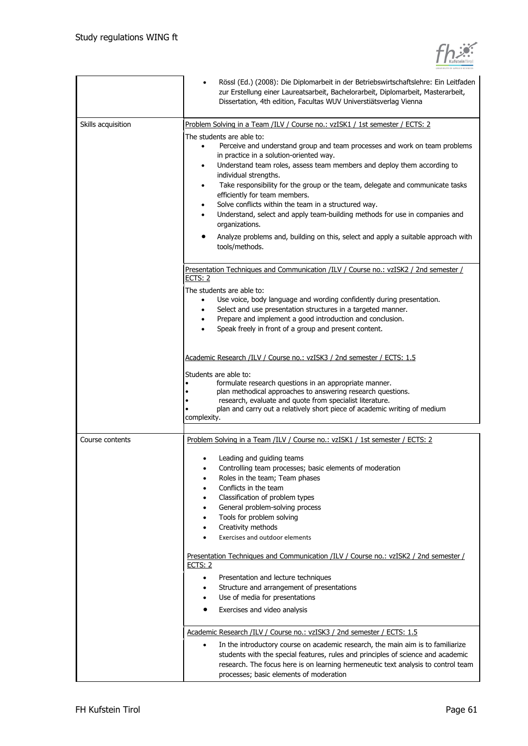| | |
|---|---|
| | • Rössl (Ed.) (2008): Die Diplomarbeit in der Betriebswirtschaftslehre: Ein Leitfaden zur Erstellung einer Laureatsarbeit, Bachelorarbeit, Diplomarbeit, Masterarbeit, Dissertation, 4th edition, Facultas WUV Universtiätsverlag Vienna |
| Skills acquisition | Problem Solving in a Team /ILV / Course no.: vzISK1 / 1st semester / ECTS: 2<br><br>The students are able to:<br>• Perceive and understand group and team processes and work on team problems in practice in a solution-oriented way.<br>• Understand team roles, assess team members and deploy them according to individual strengths.<br>• Take responsibility for the group or the team, delegate and communicate tasks efficiently for team members.<br>• Solve conflicts within the team in a structured way.<br>• Understand, select and apply team-building methods for use in companies and organizations.<br>• Analyze problems and, building on this, select and apply a suitable approach with tools/methods.<br><br>Presentation Techniques and Communication /ILV / Course no.: vzISK2 / 2nd semester / ECTS: 2<br><br>The students are able to:<br>• Use voice, body language and wording confidently during presentation.<br>• Select and use presentation structures in a targeted manner.<br>• Prepare and implement a good introduction and conclusion.<br>• Speak freely in front of a group and present content.<br><br>Academic Research /ILV / Course no.: vzISK3 / 2nd semester / ECTS: 1.5<br><br>Students are able to:<br>• formulate research questions in an appropriate manner.<br>• plan methodical approaches to answering research questions.<br>• research, evaluate and quote from specialist literature.<br>• plan and carry out a relatively short piece of academic writing of medium complexity. |
| Course contents | Problem Solving in a Team /ILV / Course no.: vzISK1 / 1st semester / ECTS: 2<br><br>• Leading and guiding teams<br>• Controlling team processes; basic elements of moderation<br>• Roles in the team; Team phases<br>• Conflicts in the team<br>• Classification of problem types<br>• General problem-solving process<br>• Tools for problem solving<br>• Creativity methods<br>• Exercises and outdoor elements<br><br>Presentation Techniques and Communication /ILV / Course no.: vzISK2 / 2nd semester / ECTS: 2<br><br>• Presentation and lecture techniques<br>• Structure and arrangement of presentations<br>• Use of media for presentations<br>• Exercises and video analysis<br><br>Academic Research /ILV / Course no.: vzISK3 / 2nd semester / ECTS: 1.5<br><br>• In the introductory course on academic research, the main aim is to familiarize students with the special features, rules and principles of science and academic research. The focus here is on learning hermeneutic text analysis to control team processes; basic elements of moderation |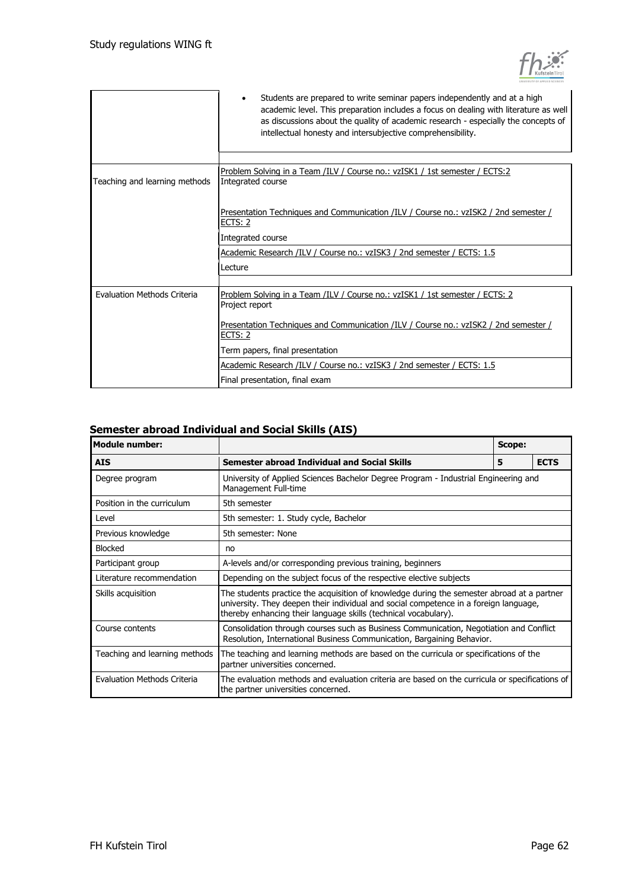| | |
|---|---|
| | • Students are prepared to write seminar papers independently and at a high academic level. This preparation includes a focus on dealing with literature as well as discussions about the quality of academic research - especially the concepts of intellectual honesty and intersubjective comprehensibility. |
| Teaching and learning methods | Problem Solving in a Team /ILV / Course no.: vzISK1 / 1st semester / ECTS:2<br>Integrated course<br><br>Presentation Techniques and Communication /ILV / Course no.: vzISK2 / 2nd semester / ECTS: 2<br>Integrated course<br><br>Academic Research /ILV / Course no.: vzISK3 / 2nd semester / ECTS: 1.5<br>Lecture |
| Evaluation Methods Criteria | Problem Solving in a Team /ILV / Course no.: vzISK1 / 1st semester / ECTS: 2<br>Project report<br><br>Presentation Techniques and Communication /ILV / Course no.: vzISK2 / 2nd semester / ECTS: 2<br>Term papers, final presentation<br><br>Academic Research /ILV / Course no.: vzISK3 / 2nd semester / ECTS: 1.5<br>Final presentation, final exam |

### Semester abroad Individual and Social Skills (AIS)

| Module number: | | Scope: | |
|---|---|---|---|
| **AIS** | **Semester abroad Individual and Social Skills** | **5** | **ECTS** |
| Degree program | University of Applied Sciences Bachelor Degree Program - Industrial Engineering and Management Full-time | | |
| Position in the curriculum | 5th semester | | |
| Level | 5th semester: 1. Study cycle, Bachelor | | |
| Previous knowledge | 5th semester: None | | |
| Blocked | no | | |
| Participant group | A-levels and/or corresponding previous training, beginners | | |
| Literature recommendation | Depending on the subject focus of the respective elective subjects | | |
| Skills acquisition | The students practice the acquisition of knowledge during the semester abroad at a partner university. They deepen their individual and social competence in a foreign language, thereby enhancing their language skills (technical vocabulary). | | |
| Course contents | Consolidation through courses such as Business Communication, Negotiation and Conflict Resolution, International Business Communication, Bargaining Behavior. | | |
| Teaching and learning methods | The teaching and learning methods are based on the curricula or specifications of the partner universities concerned. | | |
| Evaluation Methods Criteria | The evaluation methods and evaluation criteria are based on the curricula or specifications of the partner universities concerned. | | |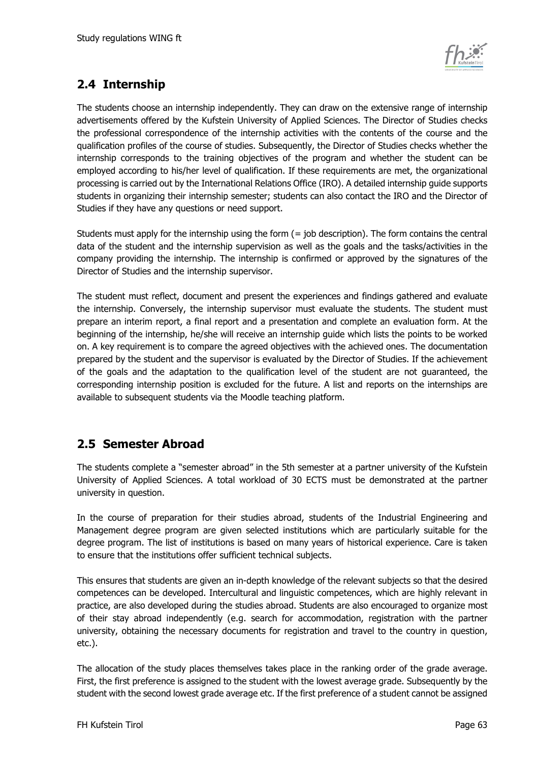## 2.4 Internship

The students choose an internship independently. They can draw on the extensive range of internship advertisements offered by the Kufstein University of Applied Sciences. The Director of Studies checks the professional correspondence of the internship activities with the contents of the course and the qualification profiles of the course of studies. Subsequently, the Director of Studies checks whether the internship corresponds to the training objectives of the program and whether the student can be employed according to his/her level of qualification. If these requirements are met, the organizational processing is carried out by the International Relations Office (IRO). A detailed internship guide supports students in organizing their internship semester; students can also contact the IRO and the Director of Studies if they have any questions or need support.

Students must apply for the internship using the form (= job description). The form contains the central data of the student and the internship supervision as well as the goals and the tasks/activities in the company providing the internship. The internship is confirmed or approved by the signatures of the Director of Studies and the internship supervisor.

The student must reflect, document and present the experiences and findings gathered and evaluate the internship. Conversely, the internship supervisor must evaluate the students. The student must prepare an interim report, a final report and a presentation and complete an evaluation form. At the beginning of the internship, he/she will receive an internship guide which lists the points to be worked on. A key requirement is to compare the agreed objectives with the achieved ones. The documentation prepared by the student and the supervisor is evaluated by the Director of Studies. If the achievement of the goals and the adaptation to the qualification level of the student are not guaranteed, the corresponding internship position is excluded for the future. A list and reports on the internships are available to subsequent students via the Moodle teaching platform.

## 2.5 Semester Abroad

The students complete a "semester abroad" in the 5th semester at a partner university of the Kufstein University of Applied Sciences. A total workload of 30 ECTS must be demonstrated at the partner university in question.

In the course of preparation for their studies abroad, students of the Industrial Engineering and Management degree program are given selected institutions which are particularly suitable for the degree program. The list of institutions is based on many years of historical experience. Care is taken to ensure that the institutions offer sufficient technical subjects.

This ensures that students are given an in-depth knowledge of the relevant subjects so that the desired competences can be developed. Intercultural and linguistic competences, which are highly relevant in practice, are also developed during the studies abroad. Students are also encouraged to organize most of their stay abroad independently (e.g. search for accommodation, registration with the partner university, obtaining the necessary documents for registration and travel to the country in question, etc.).

The allocation of the study places themselves takes place in the ranking order of the grade average. First, the first preference is assigned to the student with the lowest average grade. Subsequently by the student with the second lowest grade average etc. If the first preference of a student cannot be assigned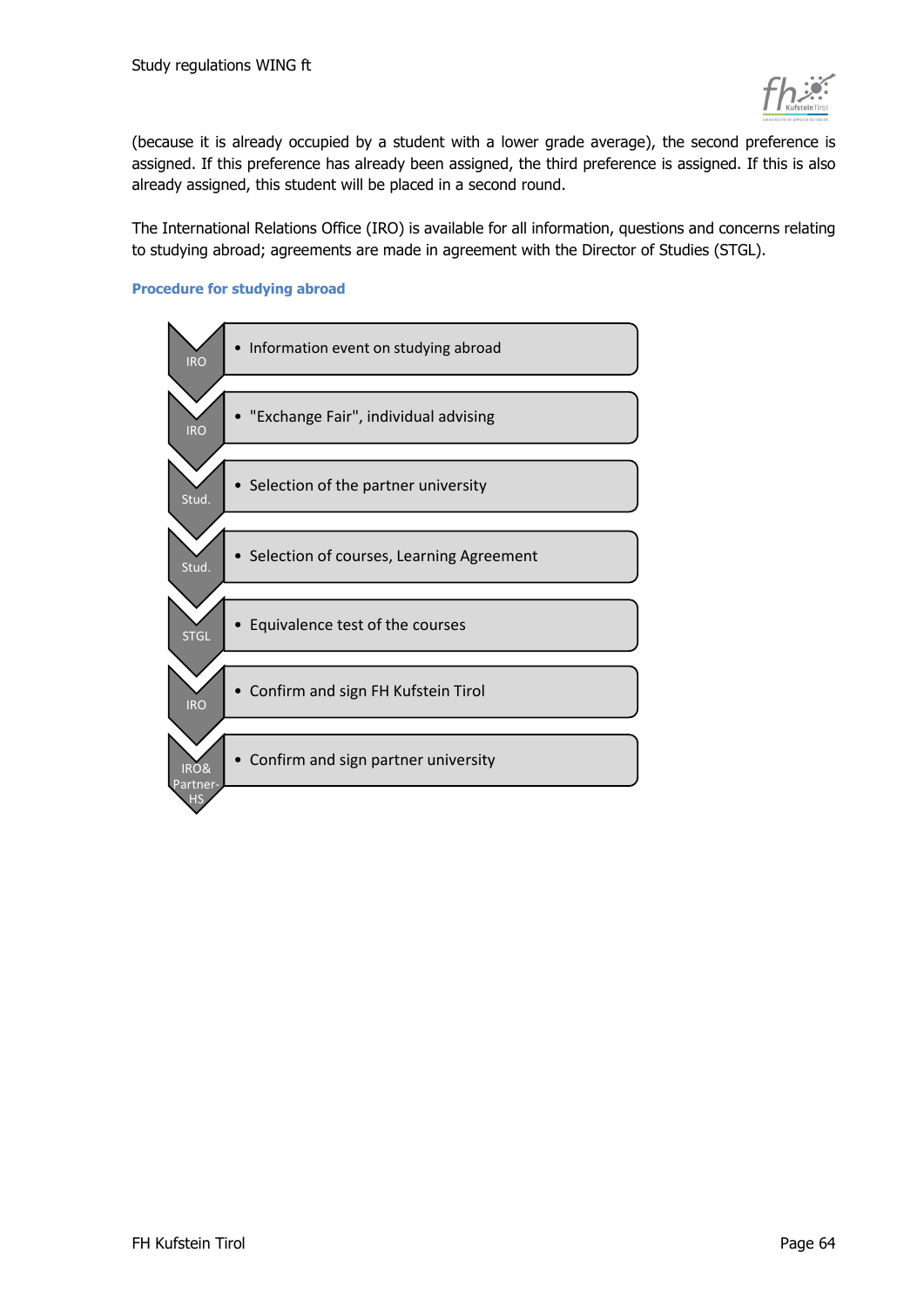(because it is already occupied by a student with a lower grade average), the second preference is assigned. If this preference has already been assigned, the third preference is assigned. If this is also already assigned, this student will be placed in a second round.

The International Relations Office (IRO) is available for all information, questions and concerns relating to studying abroad; agreements are made in agreement with the Director of Studies (STGL).

### Procedure for studying abroad

| Responsible | Step |
|---|---|
| IRO | Information event on studying abroad |
| IRO | "Exchange Fair", individual advising |
| Stud. | Selection of the partner university |
| Stud. | Selection of courses, Learning Agreement |
| STGL | Equivalence test of the courses |
| IRO | Confirm and sign FH Kufstein Tirol |
| IRO& Partner-HS | Confirm and sign partner university |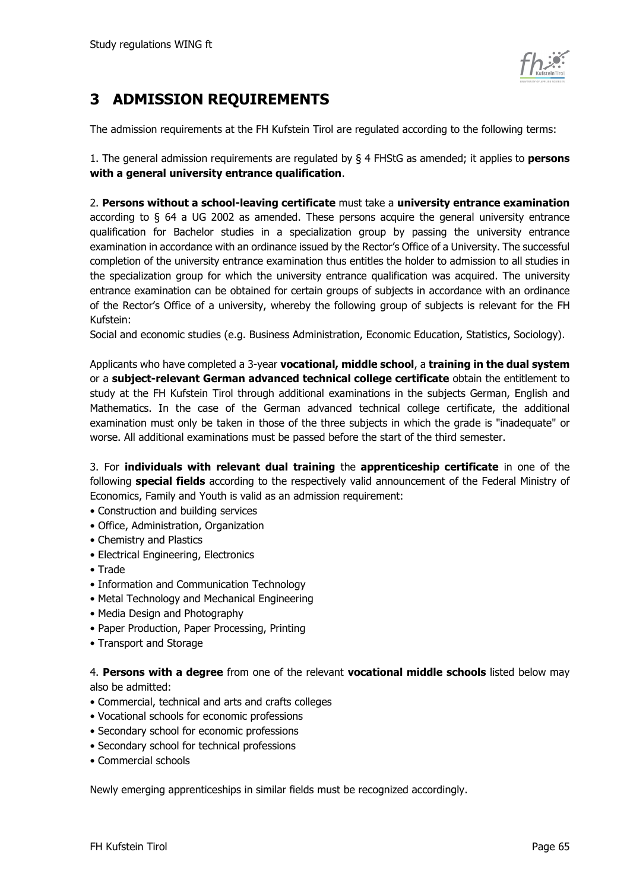# 3 ADMISSION REQUIREMENTS

The admission requirements at the FH Kufstein Tirol are regulated according to the following terms:

1. The general admission requirements are regulated by § 4 FHStG as amended; it applies to **persons with a general university entrance qualification**.

2. **Persons without a school-leaving certificate** must take a **university entrance examination** according to § 64 a UG 2002 as amended. These persons acquire the general university entrance qualification for Bachelor studies in a specialization group by passing the university entrance examination in accordance with an ordinance issued by the Rector's Office of a University. The successful completion of the university entrance examination thus entitles the holder to admission to all studies in the specialization group for which the university entrance qualification was acquired. The university entrance examination can be obtained for certain groups of subjects in accordance with an ordinance of the Rector's Office of a university, whereby the following group of subjects is relevant for the FH Kufstein:
Social and economic studies (e.g. Business Administration, Economic Education, Statistics, Sociology).

Applicants who have completed a 3-year **vocational, middle school**, a **training in the dual system** or a **subject-relevant German advanced technical college certificate** obtain the entitlement to study at the FH Kufstein Tirol through additional examinations in the subjects German, English and Mathematics. In the case of the German advanced technical college certificate, the additional examination must only be taken in those of the three subjects in which the grade is "inadequate" or worse. All additional examinations must be passed before the start of the third semester.

3. For **individuals with relevant dual training** the **apprenticeship certificate** in one of the following **special fields** according to the respectively valid announcement of the Federal Ministry of Economics, Family and Youth is valid as an admission requirement:

- Construction and building services
- Office, Administration, Organization
- Chemistry and Plastics
- Electrical Engineering, Electronics
- Trade
- Information and Communication Technology
- Metal Technology and Mechanical Engineering
- Media Design and Photography
- Paper Production, Paper Processing, Printing
- Transport and Storage

4. **Persons with a degree** from one of the relevant **vocational middle schools** listed below may also be admitted:

- Commercial, technical and arts and crafts colleges
- Vocational schools for economic professions
- Secondary school for economic professions
- Secondary school for technical professions
- Commercial schools

Newly emerging apprenticeships in similar fields must be recognized accordingly.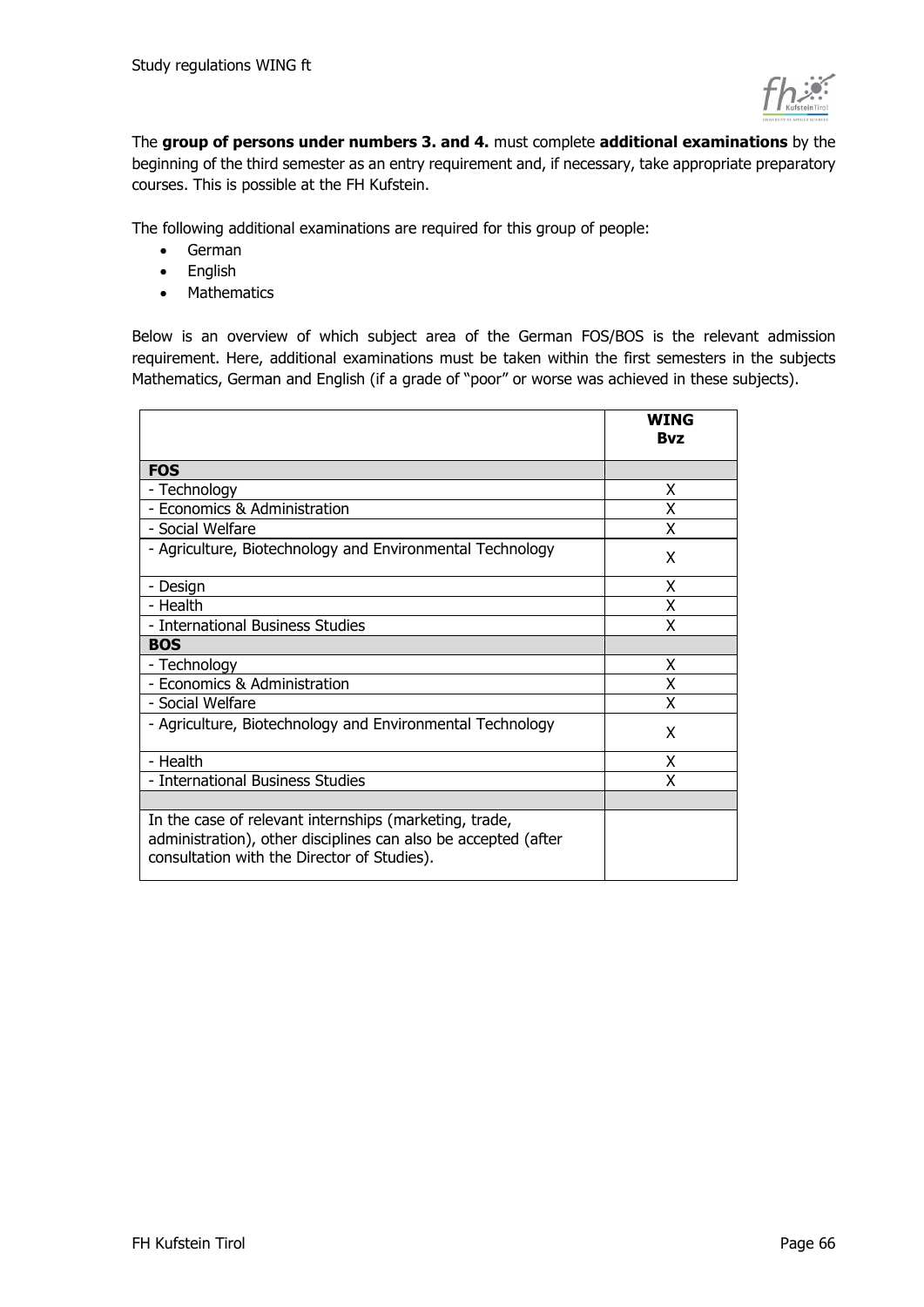The **group of persons under numbers 3. and 4.** must complete **additional examinations** by the beginning of the third semester as an entry requirement and, if necessary, take appropriate preparatory courses. This is possible at the FH Kufstein.

The following additional examinations are required for this group of people:

- German
- English
- Mathematics

Below is an overview of which subject area of the German FOS/BOS is the relevant admission requirement. Here, additional examinations must be taken within the first semesters in the subjects Mathematics, German and English (if a grade of "poor" or worse was achieved in these subjects).

| | **WING Bvz** |
|---|---|
| **FOS** | |
| - Technology | X |
| - Economics & Administration | X |
| - Social Welfare | X |
| - Agriculture, Biotechnology and Environmental Technology | X |
| - Design | X |
| - Health | X |
| - International Business Studies | X |
| **BOS** | |
| - Technology | X |
| - Economics & Administration | X |
| - Social Welfare | X |
| - Agriculture, Biotechnology and Environmental Technology | X |
| - Health | X |
| - International Business Studies | X |
| | |
| In the case of relevant internships (marketing, trade, administration), other disciplines can also be accepted (after consultation with the Director of Studies). | |